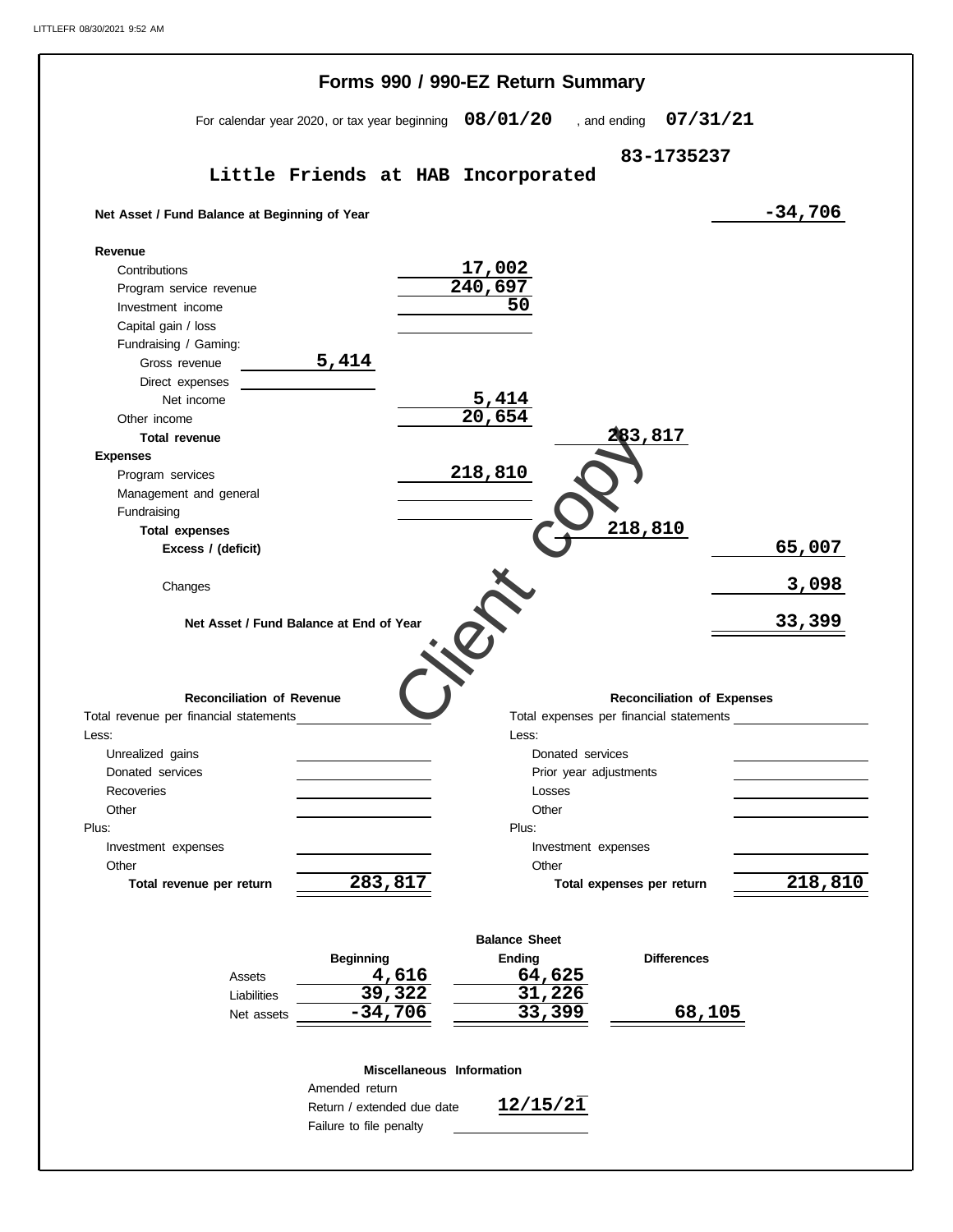# Forms 990 / 990-EZ Return Summary

For calendar year 2020, or tax year beginning **08/01/20** , and ending **07/31/21**

**Little Friends at HAB Incorporated** — **83-1735237**

| | | | | |
|---|---|---|---|---|
| **Net Asset / Fund Balance at Beginning of Year** | | | | -34,706 |
| **Revenue** | | | | |
| Contributions | | 17,002 | | |
| Program service revenue | | 240,697 | | |
| Investment income | | 50 | | |
| Capital gain / loss | | | | |
| Fundraising / Gaming: | | | | |
| Gross revenue | 5,414 | | | |
| Direct expenses | | | | |
| Net income | | 5,414 | | |
| Other income | | 20,654 | | |
| **Total revenue** | | | 283,817 | |
| **Expenses** | | | | |
| Program services | | 218,810 | | |
| Management and general | | | | |
| Fundraising | | | | |
| **Total expenses** | | | 218,810 | |
| **Excess / (deficit)** | | | | 65,007 |
| Changes | | | | 3,098 |
| **Net Asset / Fund Balance at End of Year** | | | | 33,399 |

Client copy

## Reconciliation of Revenue

| | |
|---|---|
| Total revenue per financial statements | |
| Less: | |
| Unrealized gains | |
| Donated services | |
| Recoveries | |
| Other | |
| Plus: | |
| Investment expenses | |
| Other | |
| **Total revenue per return** | 283,817 |

## Reconciliation of Expenses

| | |
|---|---|
| Total expenses per financial statements | |
| Less: | |
| Donated services | |
| Prior year adjustments | |
| Losses | |
| Other | |
| Plus: | |
| Investment expenses | |
| Other | |
| **Total expenses per return** | 218,810 |

## Balance Sheet

| | Beginning | Ending | Differences |
|---|---|---|---|
| Assets | 4,616 | 64,625 | |
| Liabilities | 39,322 | 31,226 | |
| Net assets | -34,706 | 33,399 | 68,105 |

## Miscellaneous Information

| | |
|---|---|
| Amended return | |
| Return / extended due date | 12/15/21 |
| Failure to file penalty | |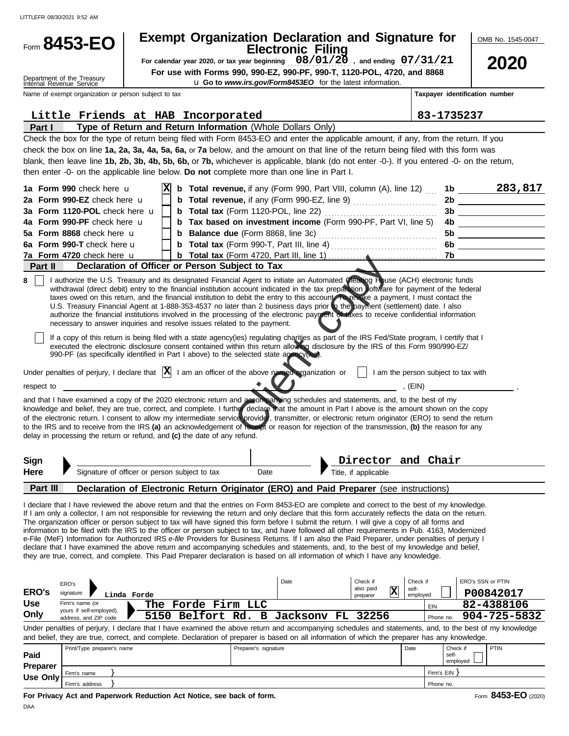LITTLEFR 08/30/2021 9:52 AM

# Form 8453-EO

## Exempt Organization Declaration and Signature for Electronic Filing

For calendar year 2020, or tax year beginning 08/01/20 , and ending 07/31/21

For use with Forms 990, 990-EZ, 990-PF, 990-T, 1120-POL, 4720, and 8868

Go to *www.irs.gov/Form8453EO* for the latest information.

Department of the Treasury
Internal Revenue Service

OMB No. 1545-0047

**2020**

| Name of exempt organization or person subject to tax | Taxpayer identification number |
|---|---|
| Little Friends at HAB Incorporated | 83-1735237 |

### Part I — Type of Return and Return Information (Whole Dollars Only)

Check the box for the type of return being filed with Form 8453-EO and enter the applicable amount, if any, from the return. If you check the box on line **1a, 2a, 3a, 4a, 5a, 6a,** or **7a** below, and the amount on that line of the return being filed with this form was blank, then leave line **1b, 2b, 3b, 4b, 5b, 6b,** or **7b,** whichever is applicable, blank (do not enter -0-). If you entered -0- on the return, then enter -0- on the applicable line below. **Do not** complete more than one line in Part I.

| | | | | |
|---|---|---|---|---|
| **1a Form 990** check here | X | **b Total revenue,** if any (Form 990, Part VIII, column (A), line 12) | 1b | 283,817 |
| **2a Form 990-EZ** check here | | **b Total revenue,** if any (Form 990-EZ, line 9) | 2b | |
| **3a Form 1120-POL** check here | | **b Total tax** (Form 1120-POL, line 22) | 3b | |
| **4a Form 990-PF** check here | | **b Tax based on investment income** (Form 990-PF, Part VI, line 5) | 4b | |
| **5a Form 8868** check here | | **b Balance due** (Form 8868, line 3c) | 5b | |
| **6a Form 990-T** check here | | **b Total tax** (Form 990-T, Part III, line 4) | 6b | |
| **7a Form 4720** check here | | **b Total tax** (Form 4720, Part III, line 1) | 7b | |

### Part II — Declaration of Officer or Person Subject to Tax

**8** ☐ I authorize the U.S. Treasury and its designated Financial Agent to initiate an Automated Clearing House (ACH) electronic funds withdrawal (direct debit) entry to the financial institution account indicated in the tax preparation software for payment of the federal taxes owed on this return, and the financial institution to debit the entry to this account. To revoke a payment, I must contact the U.S. Treasury Financial Agent at 1-888-353-4537 no later than 2 business days prior to the payment (settlement) date. I also authorize the financial institutions involved in the processing of the electronic payment of taxes to receive confidential information necessary to answer inquiries and resolve issues related to the payment.

☐ If a copy of this return is being filed with a state agency(ies) regulating charities as part of the IRS Fed/State program, I certify that I executed the electronic disclosure consent contained within this return allowing disclosure by the IRS of this Form 990/990-EZ/ 990-PF (as specifically identified in Part I above) to the selected state agency(ies).

Under penalties of perjury, I declare that [X] I am an officer of the above named organization or ☐ I am the person subject to tax with respect to ______________________ , (EIN) ______________ ,

and that I have examined a copy of the 2020 electronic return and accompanying schedules and statements, and, to the best of my knowledge and belief, they are true, correct, and complete. I further declare that the amount in Part I above is the amount shown on the copy of the electronic return. I consent to allow my intermediate service provider, transmitter, or electronic return originator (ERO) to send the return to the IRS and to receive from the IRS **(a)** an acknowledgement of receipt or reason for rejection of the transmission, **(b)** the reason for any delay in processing the return or refund, and **(c)** the date of any refund.

**Sign Here** ______________________ Signature of officer or person subject to tax | Date | Director and Chair — Title, if applicable

### Part III — Declaration of Electronic Return Originator (ERO) and Paid Preparer (see instructions)

I declare that I have reviewed the above return and that the entries on Form 8453-EO are complete and correct to the best of my knowledge. If I am only a collector, I am not responsible for reviewing the return and only declare that this form accurately reflects the data on the return. The organization officer or person subject to tax will have signed this form before I submit the return. I will give a copy of all forms and information to be filed with the IRS to the officer or person subject to tax, and have followed all other requirements in Pub. 4163, Modernized e-File (MeF) Information for Authorized IRS *e-file* Providers for Business Returns. If I am also the Paid Preparer, under penalties of perjury I declare that I have examined the above return and accompanying schedules and statements, and, to the best of my knowledge and belief, they are true, correct, and complete. This Paid Preparer declaration is based on all information of which I have any knowledge.

| **ERO's Use Only** | | | |
|---|---|---|---|
| ERO's signature | Linda Forde | Date: | Check if also paid preparer: X; Check if self-employed: ☐; ERO's SSN or PTIN: P00842017 |
| Firm's name (or yours if self-employed), address, and ZIP code | The Forde Firm LLC | | EIN: 82-4388106 |
| | 5150 Belfort Rd. B Jacksonv FL 32256 | | Phone no.: 904-725-5832 |

Under penalties of perjury, I declare that I have examined the above return and accompanying schedules and statements, and, to the best of my knowledge and belief, they are true, correct, and complete. Declaration of preparer is based on all information of which the preparer has any knowledge.

| **Paid Preparer Use Only** | | | | |
|---|---|---|---|---|
| Print/Type preparer's name | Preparer's signature | Date | Check if self-employed ☐ | PTIN |
| Firm's name | | | Firm's EIN | |
| Firm's address | | | Phone no. | |

**For Privacy Act and Paperwork Reduction Act Notice, see back of form.**

Form **8453-EO** (2020)

DAA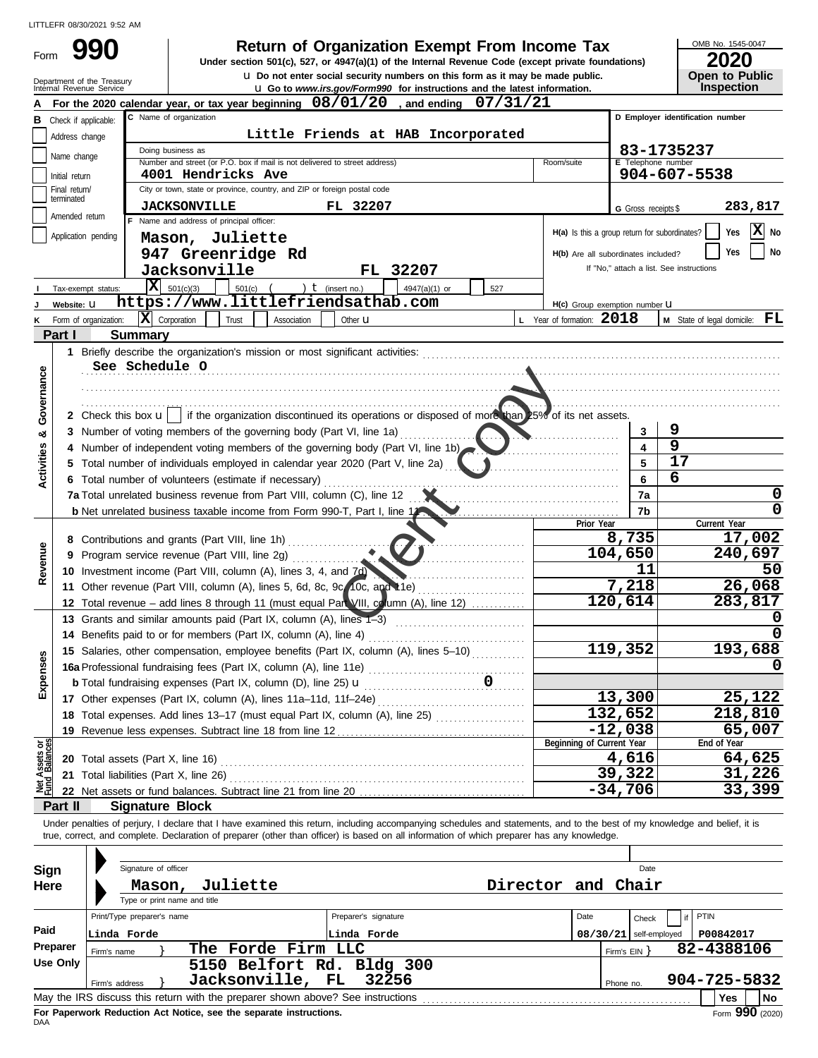LITTLEFR 08/30/2021 9:52 AM

# Form 990 — Return of Organization Exempt From Income Tax

Under section 501(c), 527, or 4947(a)(1) of the Internal Revenue Code (except private foundations)

u Do not enter social security numbers on this form as it may be made public.

u Go to *www.irs.gov/Form990* for instructions and the latest information.

Department of the Treasury
Internal Revenue Service

OMB No. 1545-0047

**2020**

**Open to Public Inspection**

**A** For the 2020 calendar year, or tax year beginning **08/01/20**, and ending **07/31/21**

**B** Check if applicable:
- Address change
- Name change
- Initial return
- Final return/terminated
- Amended return
- Application pending

**C** Name of organization: **Little Friends at HAB Incorporated**

Doing business as

Number and street (or P.O. box if mail is not delivered to street address): **4001 Hendricks Ave** — Room/suite

City or town, state or province, country, and ZIP or foreign postal code: **JACKSONVILLE FL 32207**

**D** Employer identification number: **83-1735237**

**E** Telephone number: **904-607-5538**

**G** Gross receipts $ **283,817**

**F** Name and address of principal officer:
**Mason, Juliette**
**947 Greenridge Rd**
**Jacksonville FL 32207**

**H(a)** Is this a group return for subordinates? Yes [ ] No [X]

**H(b)** Are all subordinates included? Yes [ ] No [ ]
If "No," attach a list. See instructions

**I** Tax-exempt status: [X] 501(c)(3) [ ] 501(c) ( ) t (insert no.) [ ] 4947(a)(1) or [ ] 527

**J** Website: u **https://www.littlefriendsathab.com**

**H(c)** Group exemption number u

**K** Form of organization: [X] Corporation [ ] Trust [ ] Association [ ] Other u

**L** Year of formation: **2018**

**M** State of legal domicile: **FL**

## Part I — Summary

**Activities & Governance**

1 Briefly describe the organization's mission or most significant activities:
**See Schedule O**

2 Check this box u [ ] if the organization discontinued its operations or disposed of more than 25% of its net assets.

| | | | |
|---|---|---|---|
| 3 | Number of voting members of the governing body (Part VI, line 1a) | 3 | 9 |
| 4 | Number of independent voting members of the governing body (Part VI, line 1b) | 4 | 9 |
| 5 | Total number of individuals employed in calendar year 2020 (Part V, line 2a) | 5 | 17 |
| 6 | Total number of volunteers (estimate if necessary) | 6 | 6 |
| 7a | Total unrelated business revenue from Part VIII, column (C), line 12 | 7a | 0 |
| b | Net unrelated business taxable income from Form 990-T, Part I, line 11 | 7b | 0 |

| | | Prior Year | Current Year |
|---|---|---|---|
| **Revenue** | | | |
| 8 | Contributions and grants (Part VIII, line 1h) | 8,735 | 17,002 |
| 9 | Program service revenue (Part VIII, line 2g) | 104,650 | 240,697 |
| 10 | Investment income (Part VIII, column (A), lines 3, 4, and 7d) | 11 | 50 |
| 11 | Other revenue (Part VIII, column (A), lines 5, 6d, 8c, 9c, 10c, and 11e) | 7,218 | 26,068 |
| 12 | Total revenue – add lines 8 through 11 (must equal Part VIII, column (A), line 12) | 120,614 | 283,817 |
| **Expenses** | | | |
| 13 | Grants and similar amounts paid (Part IX, column (A), lines 1–3) | | 0 |
| 14 | Benefits paid to or for members (Part IX, column (A), line 4) | | 0 |
| 15 | Salaries, other compensation, employee benefits (Part IX, column (A), lines 5–10) | 119,352 | 193,688 |
| 16a | Professional fundraising fees (Part IX, column (A), line 11e) | | 0 |
| b | Total fundraising expenses (Part IX, column (D), line 25) u 0 | | |
| 17 | Other expenses (Part IX, column (A), lines 11a–11d, 11f–24e) | 13,300 | 25,122 |
| 18 | Total expenses. Add lines 13–17 (must equal Part IX, column (A), line 25) | 132,652 | 218,810 |
| 19 | Revenue less expenses. Subtract line 18 from line 12 | -12,038 | 65,007 |

| **Net Assets or Fund Balances** | | Beginning of Current Year | End of Year |
|---|---|---|---|
| 20 | Total assets (Part X, line 16) | 4,616 | 64,625 |
| 21 | Total liabilities (Part X, line 26) | 39,322 | 31,226 |
| 22 | Net assets or fund balances. Subtract line 21 from line 20 | -34,706 | 33,399 |

## Part II — Signature Block

Under penalties of perjury, I declare that I have examined this return, including accompanying schedules and statements, and to the best of my knowledge and belief, it is true, correct, and complete. Declaration of preparer (other than officer) is based on all information of which preparer has any knowledge.

**Sign Here**

Signature of officer — Date

**Mason, Juliette — Director and Chair**
Type or print name and title

**Paid Preparer Use Only**

| Print/Type preparer's name | Preparer's signature | Date | Check [ ] if self-employed | PTIN |
|---|---|---|---|---|
| Linda Forde | Linda Forde | 08/30/21 | | P00842017 |

Firm's name } **The Forde Firm LLC** — Firm's EIN } **82-4388106**

Firm's address } **5150 Belfort Rd. Bldg 300, Jacksonville, FL 32256** — Phone no. **904-725-5832**

May the IRS discuss this return with the preparer shown above? See instructions — Yes [ ] No [ ]

**For Paperwork Reduction Act Notice, see the separate instructions.**

DAA — Form **990** (2020)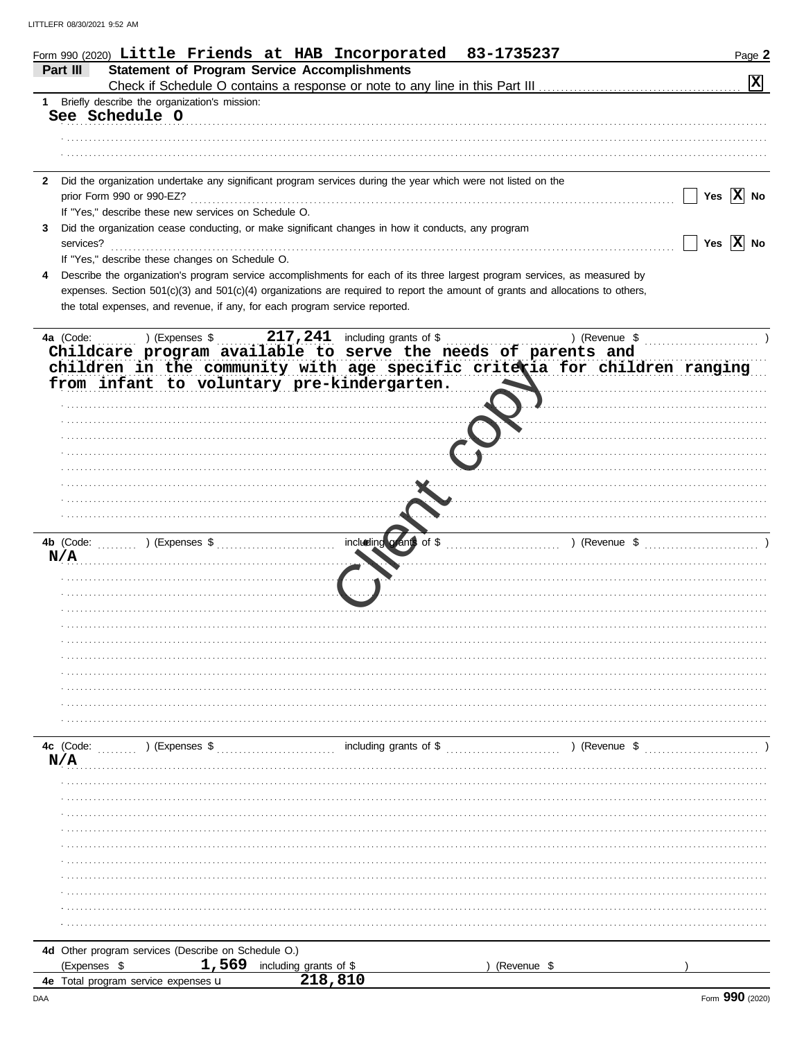Form 990 (2020) **Little Friends at HAB Incorporated 83-1735237**

## Part III Statement of Program Service Accomplishments

Check if Schedule O contains a response or note to any line in this Part III [X]

1 Briefly describe the organization's mission:

See Schedule O

2 Did the organization undertake any significant program services during the year which were not listed on the prior Form 990 or 990-EZ? [ ] Yes [X] No

If "Yes," describe these new services on Schedule O.

3 Did the organization cease conducting, or make significant changes in how it conducts, any program services? [ ] Yes [X] No

If "Yes," describe these changes on Schedule O.

4 Describe the organization's program service accomplishments for each of its three largest program services, as measured by expenses. Section 501(c)(3) and 501(c)(4) organizations are required to report the amount of grants and allocations to others, the total expenses, and revenue, if any, for each program service reported.

**4a** (Code: ) (Expenses $ 217,241 including grants of $ ) (Revenue $ )

Childcare program available to serve the needs of parents and children in the community with age specific criteria for children ranging from infant to voluntary pre-kindergarten.

**4b** (Code: ) (Expenses $ including grants of $ ) (Revenue $ )

N/A

**4c** (Code: ) (Expenses $ including grants of $ ) (Revenue $ )

N/A

**4d** Other program services (Describe on Schedule O.)

(Expenses $ 1,569 including grants of $ ) (Revenue $ )

**4e** Total program service expenses 218,810

Form **990** (2020)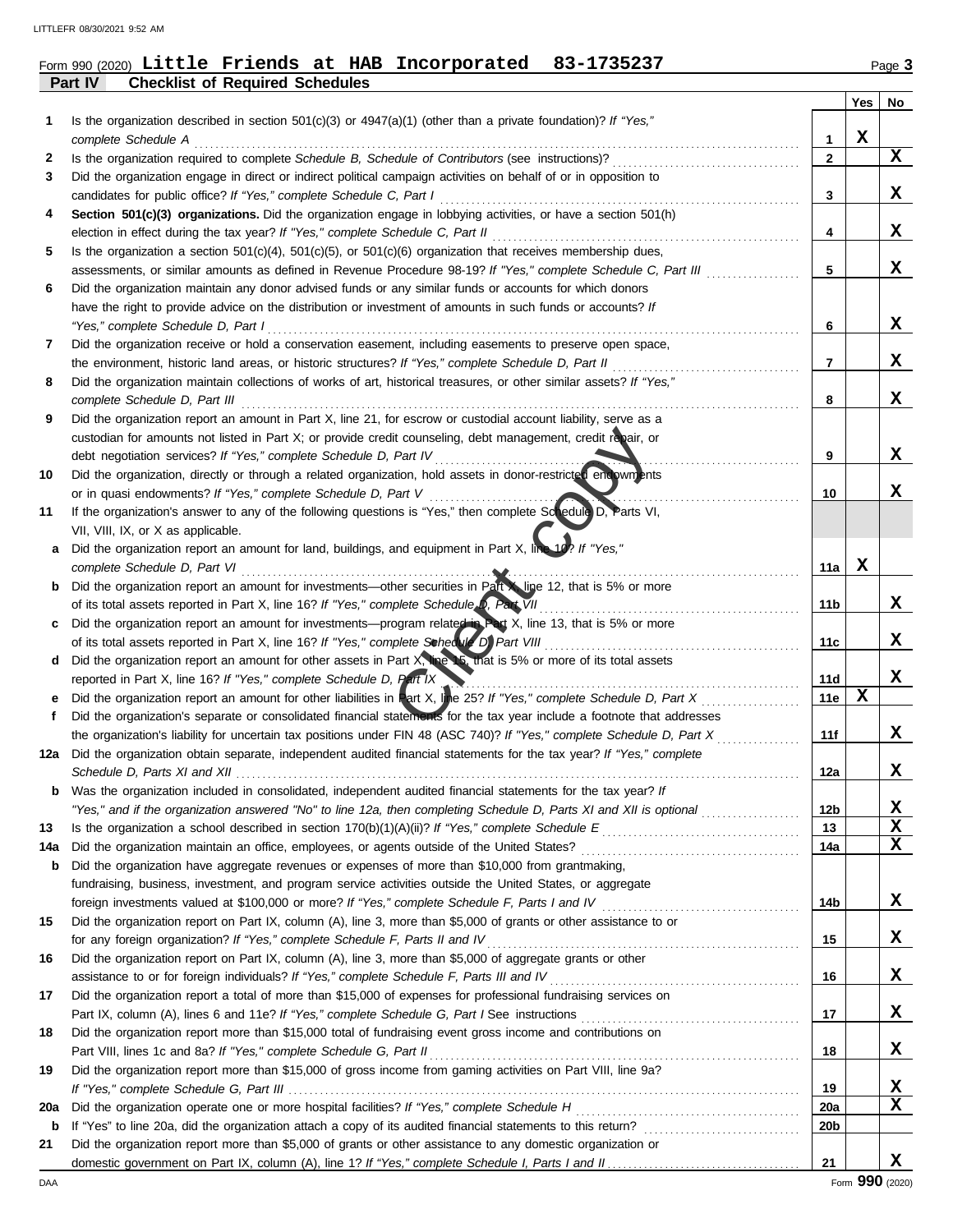Form 990 (2020) **Little Friends at HAB Incorporated 83-1735237**

**Part IV Checklist of Required Schedules**

| | | | Yes | No |
|---|---|---|---|---|
| 1 | Is the organization described in section 501(c)(3) or 4947(a)(1) (other than a private foundation)? *If "Yes," complete Schedule A* | 1 | X | |
| 2 | Is the organization required to complete *Schedule B, Schedule of Contributors* (see instructions)? | 2 | | X |
| 3 | Did the organization engage in direct or indirect political campaign activities on behalf of or in opposition to candidates for public office? *If "Yes," complete Schedule C, Part I* | 3 | | X |
| 4 | **Section 501(c)(3) organizations.** Did the organization engage in lobbying activities, or have a section 501(h) election in effect during the tax year? *If "Yes," complete Schedule C, Part II* | 4 | | X |
| 5 | Is the organization a section 501(c)(4), 501(c)(5), or 501(c)(6) organization that receives membership dues, assessments, or similar amounts as defined in Revenue Procedure 98-19? *If "Yes," complete Schedule C, Part III* | 5 | | X |
| 6 | Did the organization maintain any donor advised funds or any similar funds or accounts for which donors have the right to provide advice on the distribution or investment of amounts in such funds or accounts? *If "Yes," complete Schedule D, Part I* | 6 | | X |
| 7 | Did the organization receive or hold a conservation easement, including easements to preserve open space, the environment, historic land areas, or historic structures? *If "Yes," complete Schedule D, Part II* | 7 | | X |
| 8 | Did the organization maintain collections of works of art, historical treasures, or other similar assets? *If "Yes," complete Schedule D, Part III* | 8 | | X |
| 9 | Did the organization report an amount in Part X, line 21, for escrow or custodial account liability, serve as a custodian for amounts not listed in Part X; or provide credit counseling, debt management, credit repair, or debt negotiation services? *If "Yes," complete Schedule D, Part IV* | 9 | | X |
| 10 | Did the organization, directly or through a related organization, hold assets in donor-restricted endowments or in quasi endowments? *If "Yes," complete Schedule D, Part V* | 10 | | X |
| 11 | If the organization's answer to any of the following questions is "Yes," then complete Schedule D, Parts VI, VII, VIII, IX, or X as applicable. | | | |
| a | Did the organization report an amount for land, buildings, and equipment in Part X, line 10? *If "Yes," complete Schedule D, Part VI* | 11a | X | |
| b | Did the organization report an amount for investments—other securities in Part X, line 12, that is 5% or more of its total assets reported in Part X, line 16? *If "Yes," complete Schedule D, Part VII* | 11b | | X |
| c | Did the organization report an amount for investments—program related in Part X, line 13, that is 5% or more of its total assets reported in Part X, line 16? *If "Yes," complete Schedule D, Part VIII* | 11c | | X |
| d | Did the organization report an amount for other assets in Part X, line 15, that is 5% or more of its total assets reported in Part X, line 16? *If "Yes," complete Schedule D, Part IX* | 11d | | X |
| e | Did the organization report an amount for other liabilities in Part X, line 25? *If "Yes," complete Schedule D, Part X* | 11e | X | |
| f | Did the organization's separate or consolidated financial statements for the tax year include a footnote that addresses the organization's liability for uncertain tax positions under FIN 48 (ASC 740)? *If "Yes," complete Schedule D, Part X* | 11f | | X |
| 12a | Did the organization obtain separate, independent audited financial statements for the tax year? *If "Yes," complete Schedule D, Parts XI and XII* | 12a | | X |
| b | Was the organization included in consolidated, independent audited financial statements for the tax year? *If "Yes," and if the organization answered "No" to line 12a, then completing Schedule D, Parts XI and XII is optional* | 12b | | X |
| 13 | Is the organization a school described in section 170(b)(1)(A)(ii)? *If "Yes," complete Schedule E* | 13 | | X |
| 14a | Did the organization maintain an office, employees, or agents outside of the United States? | 14a | | X |
| b | Did the organization have aggregate revenues or expenses of more than $10,000 from grantmaking, fundraising, business, investment, and program service activities outside the United States, or aggregate foreign investments valued at $100,000 or more? *If "Yes," complete Schedule F, Parts I and IV* | 14b | | X |
| 15 | Did the organization report on Part IX, column (A), line 3, more than $5,000 of grants or other assistance to or for any foreign organization? *If "Yes," complete Schedule F, Parts II and IV* | 15 | | X |
| 16 | Did the organization report on Part IX, column (A), line 3, more than $5,000 of aggregate grants or other assistance to or for foreign individuals? *If "Yes," complete Schedule F, Parts III and IV* | 16 | | X |
| 17 | Did the organization report a total of more than $15,000 of expenses for professional fundraising services on Part IX, column (A), lines 6 and 11e? *If "Yes," complete Schedule G, Part I* See instructions | 17 | | X |
| 18 | Did the organization report more than $15,000 total of fundraising event gross income and contributions on Part VIII, lines 1c and 8a? *If "Yes," complete Schedule G, Part II* | 18 | | X |
| 19 | Did the organization report more than $15,000 of gross income from gaming activities on Part VIII, line 9a? *If "Yes," complete Schedule G, Part III* | 19 | | X |
| 20a | Did the organization operate one or more hospital facilities? *If "Yes," complete Schedule H* | 20a | | X |
| b | If "Yes" to line 20a, did the organization attach a copy of its audited financial statements to this return? | 20b | | |
| 21 | Did the organization report more than $5,000 of grants or other assistance to any domestic organization or domestic government on Part IX, column (A), line 1? *If "Yes," complete Schedule I, Parts I and II* | 21 | | X |

Form **990** (2020)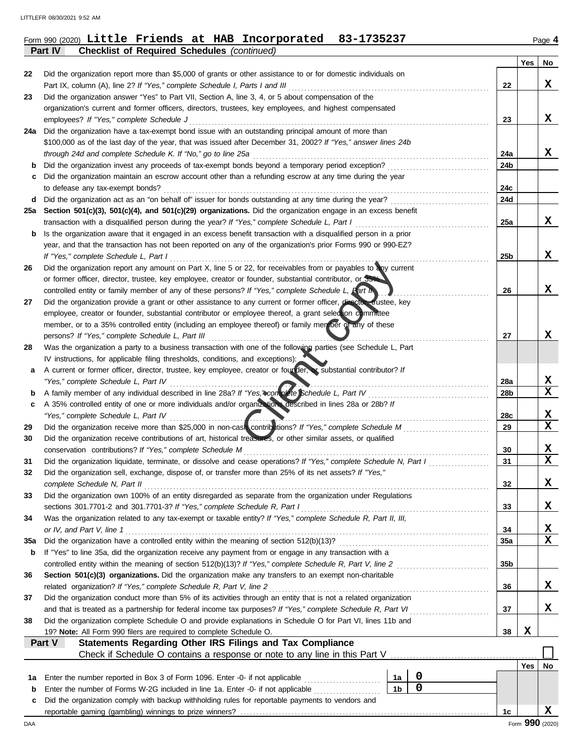Form 990 (2020) **Little Friends at HAB Incorporated 83-1735237** Page **4**

**Part IV Checklist of Required Schedules** *(continued)*

| | | | Yes | No |
|---|---|---|---|---|
| 22 | Did the organization report more than $5,000 of grants or other assistance to or for domestic individuals on Part IX, column (A), line 2? *If "Yes," complete Schedule I, Parts I and III* | 22 | | X |
| 23 | Did the organization answer "Yes" to Part VII, Section A, line 3, 4, or 5 about compensation of the organization's current and former officers, directors, trustees, key employees, and highest compensated employees? *If "Yes," complete Schedule J* | 23 | | X |
| 24a | Did the organization have a tax-exempt bond issue with an outstanding principal amount of more than $100,000 as of the last day of the year, that was issued after December 31, 2002? *If "Yes," answer lines 24b through 24d and complete Schedule K. If "No," go to line 25a* | 24a | | X |
| b | Did the organization invest any proceeds of tax-exempt bonds beyond a temporary period exception? | 24b | | |
| c | Did the organization maintain an escrow account other than a refunding escrow at any time during the year to defease any tax-exempt bonds? | 24c | | |
| d | Did the organization act as an "on behalf of" issuer for bonds outstanding at any time during the year? | 24d | | |
| 25a | **Section 501(c)(3), 501(c)(4), and 501(c)(29) organizations.** Did the organization engage in an excess benefit transaction with a disqualified person during the year? *If "Yes," complete Schedule L, Part I* | 25a | | X |
| b | Is the organization aware that it engaged in an excess benefit transaction with a disqualified person in a prior year, and that the transaction has not been reported on any of the organization's prior Forms 990 or 990-EZ? *If "Yes," complete Schedule L, Part I* | 25b | | X |
| 26 | Did the organization report any amount on Part X, line 5 or 22, for receivables from or payables to any current or former officer, director, trustee, key employee, creator or founder, substantial contributor, or 35% controlled entity or family member of any of these persons? *If "Yes," complete Schedule L, Part II* | 26 | | X |
| 27 | Did the organization provide a grant or other assistance to any current or former officer, director, trustee, key employee, creator or founder, substantial contributor or employee thereof, a grant selection committee member, or to a 35% controlled entity (including an employee thereof) or family member of any of these persons? *If "Yes," complete Schedule L, Part III* | 27 | | X |
| 28 | Was the organization a party to a business transaction with one of the following parties (see Schedule L, Part IV instructions, for applicable filing thresholds, conditions, and exceptions): | | | |
| a | A current or former officer, director, trustee, key employee, creator or founder, or substantial contributor? *If "Yes," complete Schedule L, Part IV* | 28a | | X |
| b | A family member of any individual described in line 28a? *If "Yes," complete Schedule L, Part IV* | 28b | | X |
| c | A 35% controlled entity of one or more individuals and/or organizations described in lines 28a or 28b? *If "Yes," complete Schedule L, Part IV* | 28c | | X |
| 29 | Did the organization receive more than $25,000 in non-cash contributions? *If "Yes," complete Schedule M* | 29 | | X |
| 30 | Did the organization receive contributions of art, historical treasures, or other similar assets, or qualified conservation contributions? *If "Yes," complete Schedule M* | 30 | | X |
| 31 | Did the organization liquidate, terminate, or dissolve and cease operations? *If "Yes," complete Schedule N, Part I* | 31 | | X |
| 32 | Did the organization sell, exchange, dispose of, or transfer more than 25% of its net assets? *If "Yes," complete Schedule N, Part II* | 32 | | X |
| 33 | Did the organization own 100% of an entity disregarded as separate from the organization under Regulations sections 301.7701-2 and 301.7701-3? *If "Yes," complete Schedule R, Part I* | 33 | | X |
| 34 | Was the organization related to any tax-exempt or taxable entity? *If "Yes," complete Schedule R, Part II, III, or IV, and Part V, line 1* | 34 | | X |
| 35a | Did the organization have a controlled entity within the meaning of section 512(b)(13)? | 35a | | X |
| b | If "Yes" to line 35a, did the organization receive any payment from or engage in any transaction with a controlled entity within the meaning of section 512(b)(13)? *If "Yes," complete Schedule R, Part V, line 2* | 35b | | |
| 36 | **Section 501(c)(3) organizations.** Did the organization make any transfers to an exempt non-charitable related organization? *If "Yes," complete Schedule R, Part V, line 2* | 36 | | X |
| 37 | Did the organization conduct more than 5% of its activities through an entity that is not a related organization and that is treated as a partnership for federal income tax purposes? *If "Yes," complete Schedule R, Part VI* | 37 | | X |
| 38 | Did the organization complete Schedule O and provide explanations in Schedule O for Part VI, lines 11b and 19? **Note:** All Form 990 filers are required to complete Schedule O. | 38 | X | |

**Part V Statements Regarding Other IRS Filings and Tax Compliance**

Check if Schedule O contains a response or note to any line in this Part V ☐

| | | | | | Yes | No |
|---|---|---|---|---|---|---|
| 1a | Enter the number reported in Box 3 of Form 1096. Enter -0- if not applicable | 1a | 0 | | | |
| b | Enter the number of Forms W-2G included in line 1a. Enter -0- if not applicable | 1b | 0 | | | |
| c | Did the organization comply with backup withholding rules for reportable payments to vendors and reportable gaming (gambling) winnings to prize winners? | | | 1c | | X |

Form **990** (2020)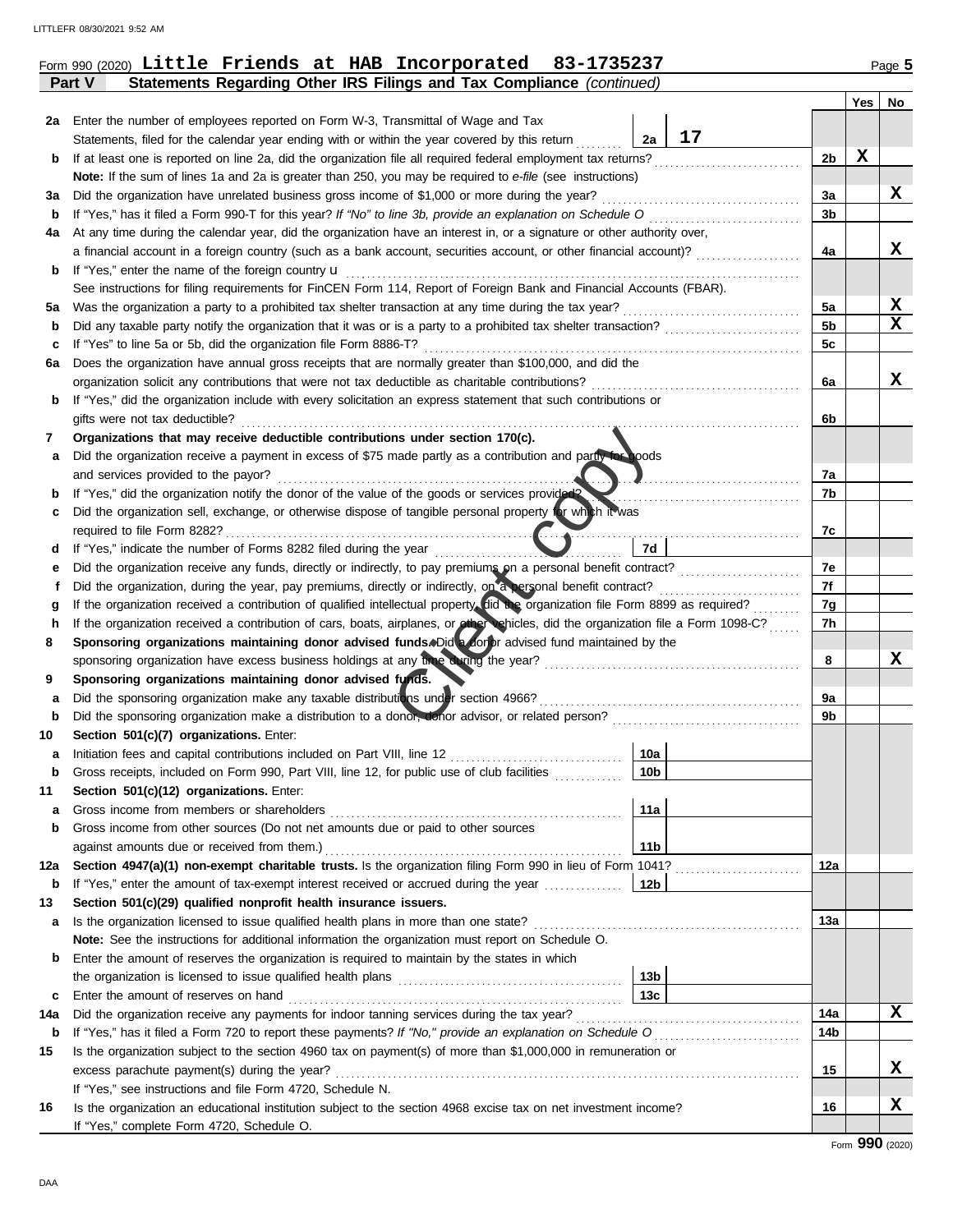Form 990 (2020) **Little Friends at HAB Incorporated 83-1735237** Page **5**

**Part V Statements Regarding Other IRS Filings and Tax Compliance** *(continued)*

| | | | | | Yes | No |
|---|---|---|---|---|---|---|
| **2a** | Enter the number of employees reported on Form W-3, Transmittal of Wage and Tax Statements, filed for the calendar year ending with or within the year covered by this return | 2a | 17 | | | |
| **b** | If at least one is reported on line 2a, did the organization file all required federal employment tax returns? | | | 2b | X | |
| | **Note:** If the sum of lines 1a and 2a is greater than 250, you may be required to *e-file* (see instructions) | | | | | |
| **3a** | Did the organization have unrelated business gross income of $1,000 or more during the year? | | | 3a | | X |
| **b** | If "Yes," has it filed a Form 990-T for this year? *If "No" to line 3b, provide an explanation on Schedule O* | | | 3b | | |
| **4a** | At any time during the calendar year, did the organization have an interest in, or a signature or other authority over, a financial account in a foreign country (such as a bank account, securities account, or other financial account)? | | | 4a | | X |
| **b** | If "Yes," enter the name of the foreign country u | | | | | |
| | See instructions for filing requirements for FinCEN Form 114, Report of Foreign Bank and Financial Accounts (FBAR). | | | | | |
| **5a** | Was the organization a party to a prohibited tax shelter transaction at any time during the tax year? | | | 5a | | X |
| **b** | Did any taxable party notify the organization that it was or is a party to a prohibited tax shelter transaction? | | | 5b | | X |
| **c** | If "Yes" to line 5a or 5b, did the organization file Form 8886-T? | | | 5c | | |
| **6a** | Does the organization have annual gross receipts that are normally greater than $100,000, and did the organization solicit any contributions that were not tax deductible as charitable contributions? | | | 6a | | X |
| **b** | If "Yes," did the organization include with every solicitation an express statement that such contributions or gifts were not tax deductible? | | | 6b | | |
| **7** | **Organizations that may receive deductible contributions under section 170(c).** | | | | | |
| **a** | Did the organization receive a payment in excess of $75 made partly as a contribution and partly for goods and services provided to the payor? | | | 7a | | |
| **b** | If "Yes," did the organization notify the donor of the value of the goods or services provided? | | | 7b | | |
| **c** | Did the organization sell, exchange, or otherwise dispose of tangible personal property for which it was required to file Form 8282? | | | 7c | | |
| **d** | If "Yes," indicate the number of Forms 8282 filed during the year | 7d | | | | |
| **e** | Did the organization receive any funds, directly or indirectly, to pay premiums on a personal benefit contract? | | | 7e | | |
| **f** | Did the organization, during the year, pay premiums, directly or indirectly, on a personal benefit contract? | | | 7f | | |
| **g** | If the organization received a contribution of qualified intellectual property, did the organization file Form 8899 as required? | | | 7g | | |
| **h** | If the organization received a contribution of cars, boats, airplanes, or other vehicles, did the organization file a Form 1098-C? | | | 7h | | |
| **8** | **Sponsoring organizations maintaining donor advised funds.** Did a donor advised fund maintained by the sponsoring organization have excess business holdings at any time during the year? | | | 8 | | X |
| **9** | **Sponsoring organizations maintaining donor advised funds.** | | | | | |
| **a** | Did the sponsoring organization make any taxable distributions under section 4966? | | | 9a | | |
| **b** | Did the sponsoring organization make a distribution to a donor, donor advisor, or related person? | | | 9b | | |
| **10** | **Section 501(c)(7) organizations.** Enter: | | | | | |
| **a** | Initiation fees and capital contributions included on Part VIII, line 12 | 10a | | | | |
| **b** | Gross receipts, included on Form 990, Part VIII, line 12, for public use of club facilities | 10b | | | | |
| **11** | **Section 501(c)(12) organizations.** Enter: | | | | | |
| **a** | Gross income from members or shareholders | 11a | | | | |
| **b** | Gross income from other sources (Do not net amounts due or paid to other sources against amounts due or received from them.) | 11b | | | | |
| **12a** | **Section 4947(a)(1) non-exempt charitable trusts.** Is the organization filing Form 990 in lieu of Form 1041? | | | 12a | | |
| **b** | If "Yes," enter the amount of tax-exempt interest received or accrued during the year | 12b | | | | |
| **13** | **Section 501(c)(29) qualified nonprofit health insurance issuers.** | | | | | |
| **a** | Is the organization licensed to issue qualified health plans in more than one state? | | | 13a | | |
| | **Note:** See the instructions for additional information the organization must report on Schedule O. | | | | | |
| **b** | Enter the amount of reserves the organization is required to maintain by the states in which the organization is licensed to issue qualified health plans | 13b | | | | |
| **c** | Enter the amount of reserves on hand | 13c | | | | |
| **14a** | Did the organization receive any payments for indoor tanning services during the tax year? | | | 14a | | X |
| **b** | If "Yes," has it filed a Form 720 to report these payments? *If "No," provide an explanation on Schedule O* | | | 14b | | |
| **15** | Is the organization subject to the section 4960 tax on payment(s) of more than $1,000,000 in remuneration or excess parachute payment(s) during the year? | | | 15 | | X |
| | If "Yes," see instructions and file Form 4720, Schedule N. | | | | | |
| **16** | Is the organization an educational institution subject to the section 4968 excise tax on net investment income? | | | 16 | | X |
| | If "Yes," complete Form 4720, Schedule O. | | | | | |

Form **990** (2020)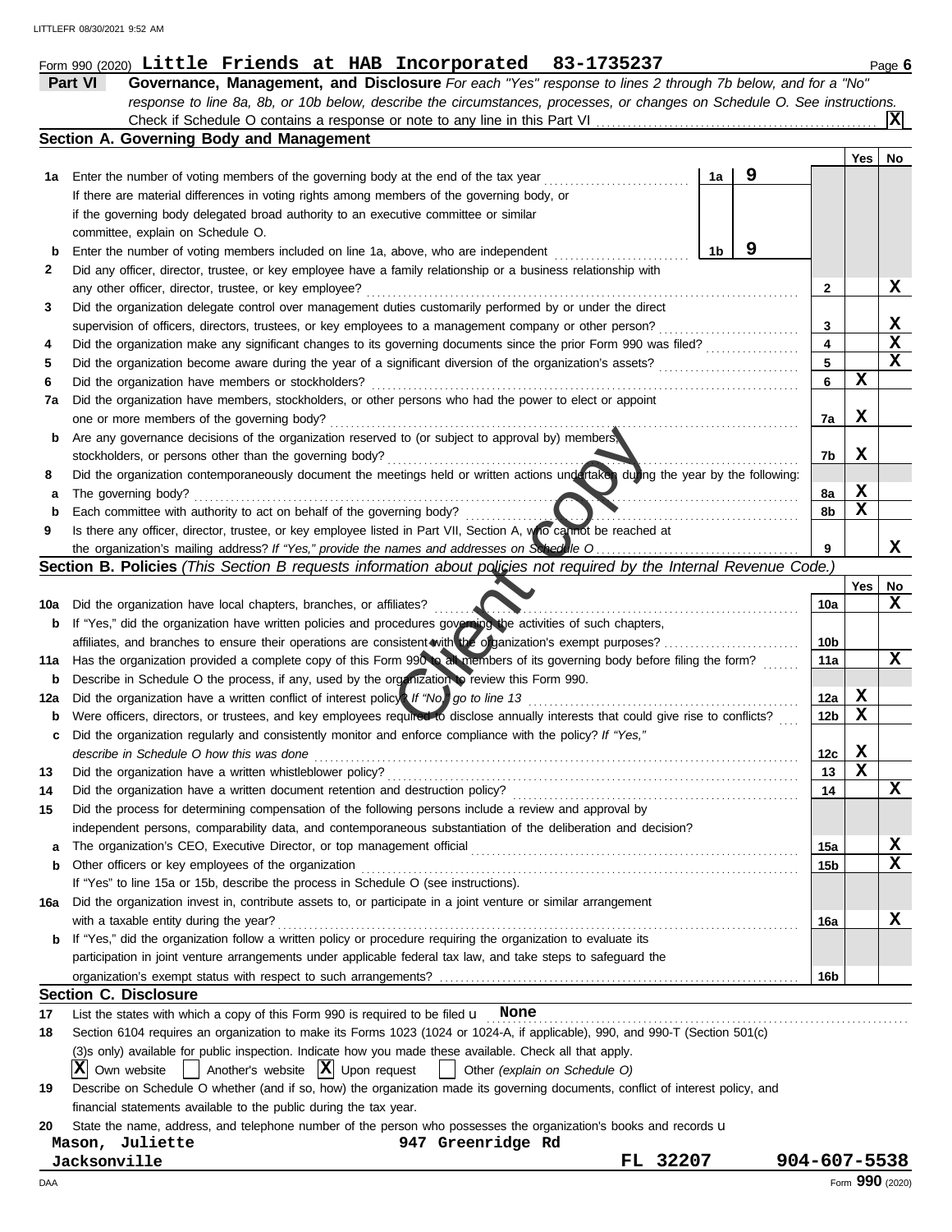Form 990 (2020) **Little Friends at HAB Incorporated 83-1735237** Page 6

**Part VI** **Governance, Management, and Disclosure** *For each "Yes" response to lines 2 through 7b below, and for a "No" response to line 8a, 8b, or 10b below, describe the circumstances, processes, or changes on Schedule O. See instructions.*

Check if Schedule O contains a response or note to any line in this Part VI .......... [X]

## Section A. Governing Body and Management

| | | | | Yes | No |
|---|---|---|---|---|---|
| **1a** | Enter the number of voting members of the governing body at the end of the tax year. If there are material differences in voting rights among members of the governing body, or if the governing body delegated broad authority to an executive committee or similar committee, explain on Schedule O. | 1a: 9 | | | |
| **b** | Enter the number of voting members included on line 1a, above, who are independent | 1b: 9 | | | |
| **2** | Did any officer, director, trustee, or key employee have a family relationship or a business relationship with any other officer, director, trustee, or key employee? | | 2 | | X |
| **3** | Did the organization delegate control over management duties customarily performed by or under the direct supervision of officers, directors, trustees, or key employees to a management company or other person? | | 3 | | X |
| **4** | Did the organization make any significant changes to its governing documents since the prior Form 990 was filed? | | 4 | | X |
| **5** | Did the organization become aware during the year of a significant diversion of the organization's assets? | | 5 | | X |
| **6** | Did the organization have members or stockholders? | | 6 | X | |
| **7a** | Did the organization have members, stockholders, or other persons who had the power to elect or appoint one or more members of the governing body? | | 7a | X | |
| **b** | Are any governance decisions of the organization reserved to (or subject to approval by) members, stockholders, or persons other than the governing body? | | 7b | X | |
| **8** | Did the organization contemporaneously document the meetings held or written actions undertaken during the year by the following: | | | | |
| **a** | The governing body? | | 8a | X | |
| **b** | Each committee with authority to act on behalf of the governing body? | | 8b | X | |
| **9** | Is there any officer, director, trustee, or key employee listed in Part VII, Section A, who cannot be reached at the organization's mailing address? *If "Yes," provide the names and addresses on Schedule O* | | 9 | | X |

## Section B. Policies *(This Section B requests information about policies not required by the Internal Revenue Code.)*

| | | | Yes | No |
|---|---|---|---|---|
| **10a** | Did the organization have local chapters, branches, or affiliates? | 10a | | X |
| **b** | If "Yes," did the organization have written policies and procedures governing the activities of such chapters, affiliates, and branches to ensure their operations are consistent with the organization's exempt purposes? | 10b | | |
| **11a** | Has the organization provided a complete copy of this Form 990 to all members of its governing body before filing the form? | 11a | | X |
| **b** | Describe in Schedule O the process, if any, used by the organization to review this Form 990. | | | |
| **12a** | Did the organization have a written conflict of interest policy? *If "No," go to line 13* | 12a | X | |
| **b** | Were officers, directors, or trustees, and key employees required to disclose annually interests that could give rise to conflicts? | 12b | X | |
| **c** | Did the organization regularly and consistently monitor and enforce compliance with the policy? *If "Yes," describe in Schedule O how this was done* | 12c | X | |
| **13** | Did the organization have a written whistleblower policy? | 13 | X | |
| **14** | Did the organization have a written document retention and destruction policy? | 14 | | X |
| **15** | Did the process for determining compensation of the following persons include a review and approval by independent persons, comparability data, and contemporaneous substantiation of the deliberation and decision? | | | |
| **a** | The organization's CEO, Executive Director, or top management official | 15a | | X |
| **b** | Other officers or key employees of the organization | 15b | | X |
| | If "Yes" to line 15a or 15b, describe the process in Schedule O (see instructions). | | | |
| **16a** | Did the organization invest in, contribute assets to, or participate in a joint venture or similar arrangement with a taxable entity during the year? | 16a | | X |
| **b** | If "Yes," did the organization follow a written policy or procedure requiring the organization to evaluate its participation in joint venture arrangements under applicable federal tax law, and take steps to safeguard the organization's exempt status with respect to such arrangements? | 16b | | |

## Section C. Disclosure

**17** List the states with which a copy of this Form 990 is required to be filed **None**

**18** Section 6104 requires an organization to make its Forms 1023 (1024 or 1024-A, if applicable), 990, and 990-T (Section 501(c)(3)s only) available for public inspection. Indicate how you made these available. Check all that apply.

[X] Own website [ ] Another's website [X] Upon request [ ] Other *(explain on Schedule O)*

**19** Describe on Schedule O whether (and if so, how) the organization made its governing documents, conflict of interest policy, and financial statements available to the public during the tax year.

**20** State the name, address, and telephone number of the person who possesses the organization's books and records

Mason, Juliette 947 Greenridge Rd
Jacksonville FL 32207 904-607-5538

Form **990** (2020)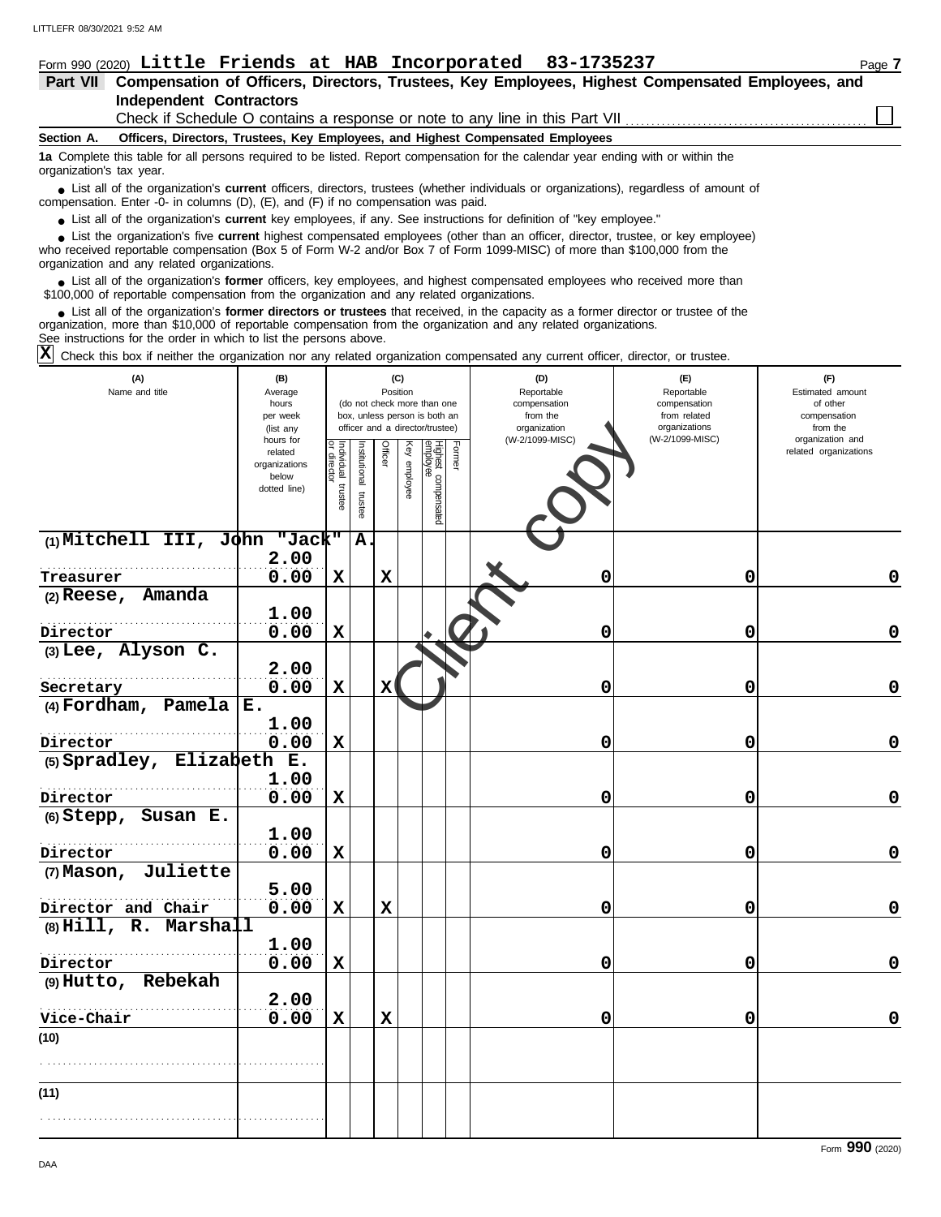Form 990 (2020) **Little Friends at HAB Incorporated 83-1735237** Page **7**

## Part VII Compensation of Officers, Directors, Trustees, Key Employees, Highest Compensated Employees, and Independent Contractors

Check if Schedule O contains a response or note to any line in this Part VII ☐

**Section A. Officers, Directors, Trustees, Key Employees, and Highest Compensated Employees**

**1a** Complete this table for all persons required to be listed. Report compensation for the calendar year ending with or within the organization's tax year.

- List all of the organization's **current** officers, directors, trustees (whether individuals or organizations), regardless of amount of compensation. Enter -0- in columns (D), (E), and (F) if no compensation was paid.
- List all of the organization's **current** key employees, if any. See instructions for definition of "key employee."
- List the organization's five **current** highest compensated employees (other than an officer, director, trustee, or key employee) who received reportable compensation (Box 5 of Form W-2 and/or Box 7 of Form 1099-MISC) of more than $100,000 from the organization and any related organizations.
- List all of the organization's **former** officers, key employees, and highest compensated employees who received more than $100,000 of reportable compensation from the organization and any related organizations.
- List all of the organization's **former directors or trustees** that received, in the capacity as a former director or trustee of the organization, more than $10,000 of reportable compensation from the organization and any related organizations.

See instructions for the order in which to list the persons above.

**X** Check this box if neither the organization nor any related organization compensated any current officer, director, or trustee.

| (A) Name and title | (B) Average hours per week (list any hours for related organizations below dotted line) | (C) Position: Individual trustee or director | Institutional trustee | Officer | Key employee | Highest compensated employee | Former | (D) Reportable compensation from the organization (W-2/1099-MISC) | (E) Reportable compensation from related organizations (W-2/1099-MISC) | (F) Estimated amount of other compensation from the organization and related organizations |
|---|---|---|---|---|---|---|---|---|---|---|
| (1) Mitchell III, John "Jack" A. <br> Treasurer | 2.00 <br> 0.00 | X | | X | | | | 0 | 0 | 0 |
| (2) Reese, Amanda <br> Director | 1.00 <br> 0.00 | X | | | | | | 0 | 0 | 0 |
| (3) Lee, Alyson C. <br> Secretary | 2.00 <br> 0.00 | X | | X | | | | 0 | 0 | 0 |
| (4) Fordham, Pamela E. <br> Director | 1.00 <br> 0.00 | X | | | | | | 0 | 0 | 0 |
| (5) Spradley, Elizabeth E. <br> Director | 1.00 <br> 0.00 | X | | | | | | 0 | 0 | 0 |
| (6) Stepp, Susan E. <br> Director | 1.00 <br> 0.00 | X | | | | | | 0 | 0 | 0 |
| (7) Mason, Juliette <br> Director and Chair | 5.00 <br> 0.00 | X | | X | | | | 0 | 0 | 0 |
| (8) Hill, R. Marshall <br> Director | 1.00 <br> 0.00 | X | | | | | | 0 | 0 | 0 |
| (9) Hutto, Rebekah <br> Vice-Chair | 2.00 <br> 0.00 | X | | X | | | | 0 | 0 | 0 |
| (10) | | | | | | | | | | |
| (11) | | | | | | | | | | |

Form **990** (2020)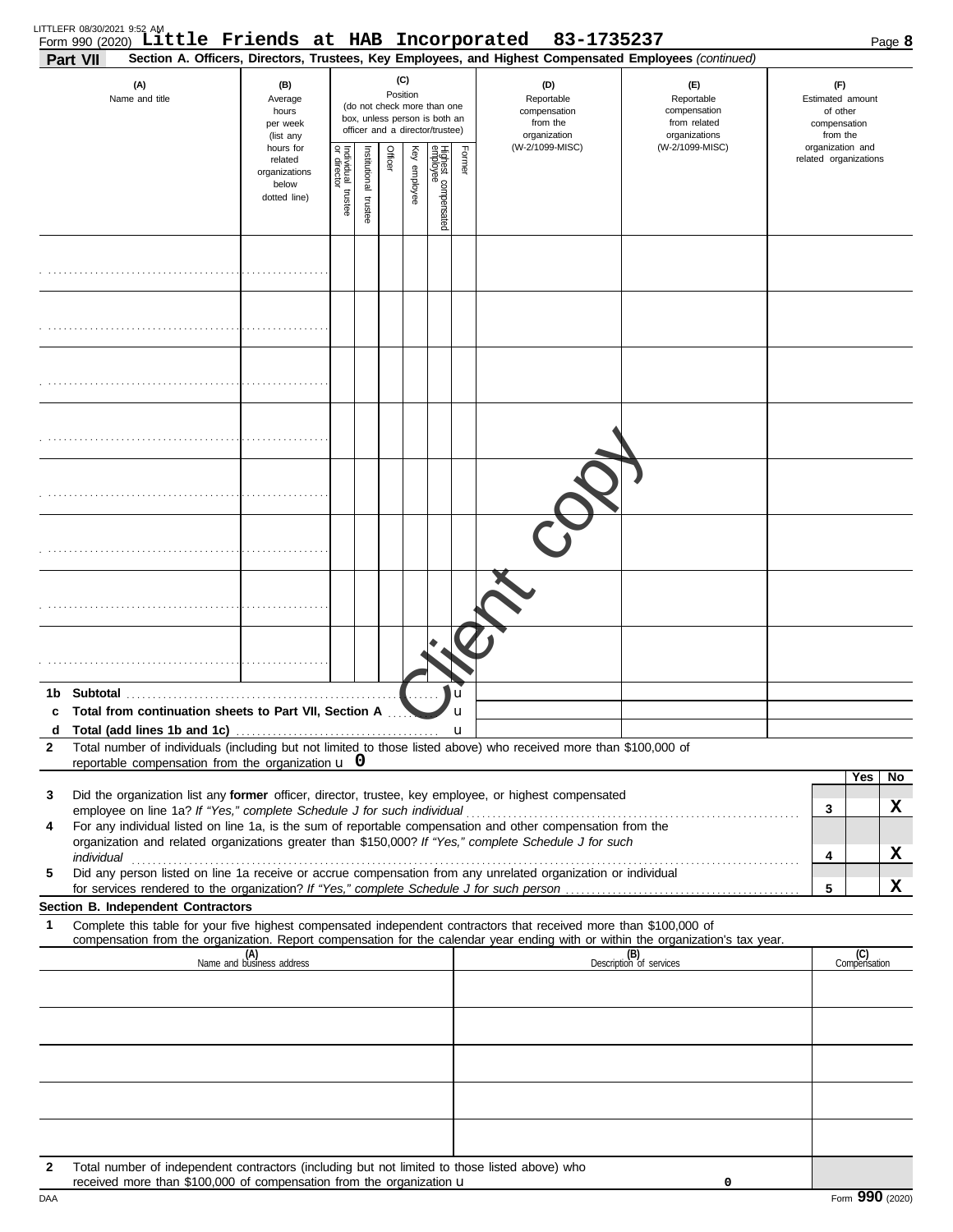Form 990 (2020) **Little Friends at HAB Incorporated 83-1735237**

**Part VII** **Section A. Officers, Directors, Trustees, Key Employees, and Highest Compensated Employees** *(continued)*

| (A) Name and title | (B) Average hours per week (list any hours for related organizations below dotted line) | (C) Position (do not check more than one box, unless person is both an officer and a director/trustee): Individual trustee or director | Institutional trustee | Officer | Key employee | Highest compensated employee | Former | (D) Reportable compensation from the organization (W-2/1099-MISC) | (E) Reportable compensation from related organizations (W-2/1099-MISC) | (F) Estimated amount of other compensation from the organization and related organizations |
|---|---|---|---|---|---|---|---|---|---|---|
| | | | | | | | | | | |
| | | | | | | | | | | |
| | | | | | | | | | | |
| | | | | | | | | | | |
| | | | | | | | | | | |
| | | | | | | | | | | |
| | | | | | | | | | | |
| | | | | | | | | | | |

**1b Subtotal** u

**c Total from continuation sheets to Part VII, Section A** u

**d Total (add lines 1b and 1c)** u

**2** Total number of individuals (including but not limited to those listed above) who received more than $100,000 of reportable compensation from the organization u **0**

| | | Yes | No |
|---|---|---|---|
| **3** Did the organization list any **former** officer, director, trustee, key employee, or highest compensated employee on line 1a? *If "Yes," complete Schedule J for such individual* | 3 | | X |
| **4** For any individual listed on line 1a, is the sum of reportable compensation and other compensation from the organization and related organizations greater than $150,000? *If "Yes," complete Schedule J for such individual* | 4 | | X |
| **5** Did any person listed on line 1a receive or accrue compensation from any unrelated organization or individual for services rendered to the organization? *If "Yes," complete Schedule J for such person* | 5 | | X |

**Section B. Independent Contractors**

**1** Complete this table for your five highest compensated independent contractors that received more than $100,000 of compensation from the organization. Report compensation for the calendar year ending with or within the organization's tax year.

| (A) Name and business address | (B) Description of services | (C) Compensation |
|---|---|---|
| | | |
| | | |
| | | |
| | | |
| | | |

**2** Total number of independent contractors (including but not limited to those listed above) who received more than $100,000 of compensation from the organization u **0**

Form **990** (2020)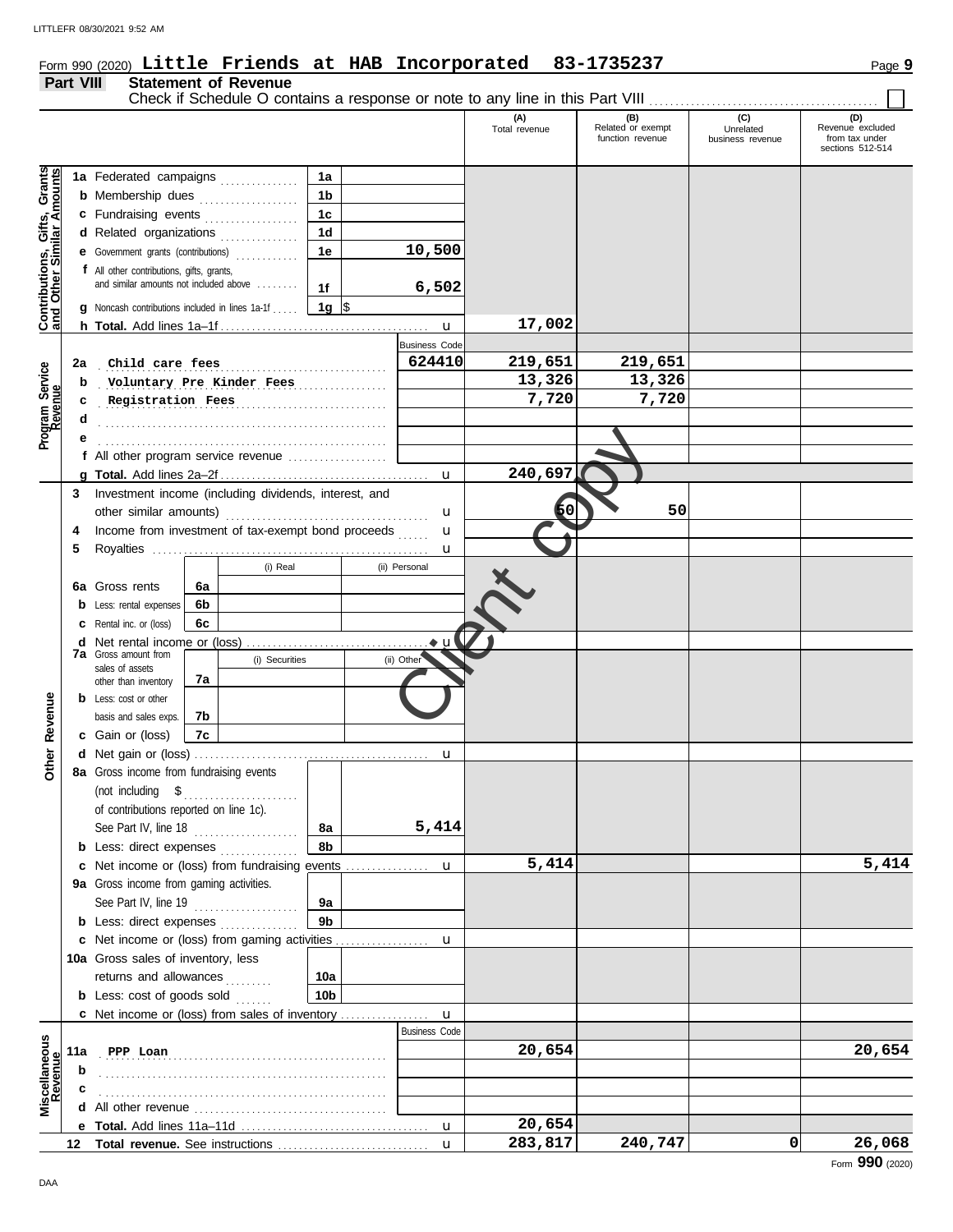Form 990 (2020) **Little Friends at HAB Incorporated 83-1735237**

## Part VIII Statement of Revenue

Check if Schedule O contains a response or note to any line in this Part VIII ☐

| | | | (A) Total revenue | (B) Related or exempt function revenue | (C) Unrelated business revenue | (D) Revenue excluded from tax under sections 512-514 |
|---|---|---|---|---|---|---|
| **Contributions, Gifts, Grants and Other Similar Amounts** | | | | | | |
| 1a | Federated campaigns | 1a | | | | |
| b | Membership dues | 1b | | | | |
| c | Fundraising events | 1c | | | | |
| d | Related organizations | 1d | | | | |
| e | Government grants (contributions) | 1e 10,500 | | | | |
| f | All other contributions, gifts, grants, and similar amounts not included above | 1f 6,502 | | | | |
| g | Noncash contributions included in lines 1a-1f | 1g $ | | | | |
| h | **Total.** Add lines 1a–1f | | 17,002 | | | |
| **Program Service Revenue** | | Business Code | | | | |
| 2a | Child care fees | 624410 | 219,651 | 219,651 | | |
| b | Voluntary Pre Kinder Fees | | 13,326 | 13,326 | | |
| c | Registration Fees | | 7,720 | 7,720 | | |
| d | | | | | | |
| e | | | | | | |
| f | All other program service revenue | | | | | |
| g | **Total.** Add lines 2a–2f | | 240,697 | | | |
| **Other Revenue** | | | | | | |
| 3 | Investment income (including dividends, interest, and other similar amounts) | | 50 | 50 | | |
| 4 | Income from investment of tax-exempt bond proceeds | | | | | |
| 5 | Royalties | | | | | |
| | | (i) Real / (ii) Personal | | | | |
| 6a | Gross rents | 6a | | | | |
| b | Less: rental expenses | 6b | | | | |
| c | Rental inc. or (loss) | 6c | | | | |
| d | Net rental income or (loss) | | | | | |
| | | (i) Securities / (ii) Other | | | | |
| 7a | Gross amount from sales of assets other than inventory | 7a | | | | |
| b | Less: cost or other basis and sales exps. | 7b | | | | |
| c | Gain or (loss) | 7c | | | | |
| d | Net gain or (loss) | | | | | |
| 8a | Gross income from fundraising events (not including $ of contributions reported on line 1c). See Part IV, line 18 | 8a 5,414 | | | | |
| b | Less: direct expenses | 8b | | | | |
| c | Net income or (loss) from fundraising events | | 5,414 | | | 5,414 |
| 9a | Gross income from gaming activities. See Part IV, line 19 | 9a | | | | |
| b | Less: direct expenses | 9b | | | | |
| c | Net income or (loss) from gaming activities | | | | | |
| 10a | Gross sales of inventory, less returns and allowances | 10a | | | | |
| b | Less: cost of goods sold | 10b | | | | |
| c | Net income or (loss) from sales of inventory | | | | | |
| **Miscellaneous Revenue** | | Business Code | | | | |
| 11a | PPP Loan | | 20,654 | | | 20,654 |
| b | | | | | | |
| c | | | | | | |
| d | All other revenue | | | | | |
| e | **Total.** Add lines 11a–11d | | 20,654 | | | |
| 12 | **Total revenue.** See instructions | | 283,817 | 240,747 | 0 | 26,068 |

Form **990** (2020)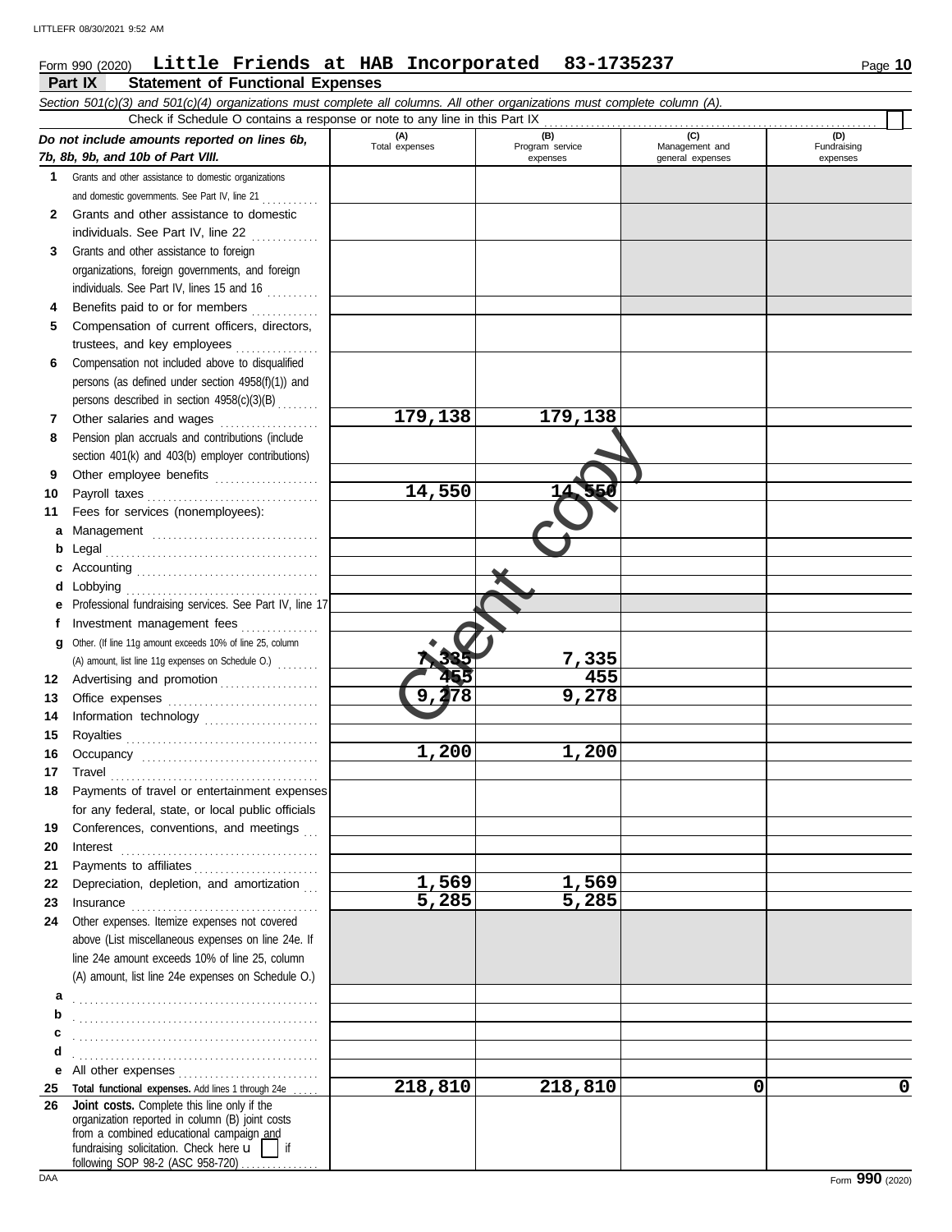Form 990 (2020) **Little Friends at HAB Incorporated 83-1735237** Page **10**

## Part IX Statement of Functional Expenses

*Section 501(c)(3) and 501(c)(4) organizations must complete all columns. All other organizations must complete column (A).*

Check if Schedule O contains a response or note to any line in this Part IX . . . . . . ☐

| *Do not include amounts reported on lines 6b, 7b, 8b, 9b, and 10b of Part VIII.* | (A) Total expenses | (B) Program service expenses | (C) Management and general expenses | (D) Fundraising expenses |
|---|---|---|---|---|
| **1** Grants and other assistance to domestic organizations and domestic governments. See Part IV, line 21 | | | | |
| **2** Grants and other assistance to domestic individuals. See Part IV, line 22 | | | | |
| **3** Grants and other assistance to foreign organizations, foreign governments, and foreign individuals. See Part IV, lines 15 and 16 | | | | |
| **4** Benefits paid to or for members | | | | |
| **5** Compensation of current officers, directors, trustees, and key employees | | | | |
| **6** Compensation not included above to disqualified persons (as defined under section 4958(f)(1)) and persons described in section 4958(c)(3)(B) | | | | |
| **7** Other salaries and wages | 179,138 | 179,138 | | |
| **8** Pension plan accruals and contributions (include section 401(k) and 403(b) employer contributions) | | | | |
| **9** Other employee benefits | | | | |
| **10** Payroll taxes | 14,550 | 14,550 | | |
| **11** Fees for services (nonemployees): | | | | |
| **a** Management | | | | |
| **b** Legal | | | | |
| **c** Accounting | | | | |
| **d** Lobbying | | | | |
| **e** Professional fundraising services. See Part IV, line 17 | | | | |
| **f** Investment management fees | | | | |
| **g** Other. (If line 11g amount exceeds 10% of line 25, column (A) amount, list line 11g expenses on Schedule O.) | 7,335 | 7,335 | | |
| **12** Advertising and promotion | 455 | 455 | | |
| **13** Office expenses | 9,278 | 9,278 | | |
| **14** Information technology | | | | |
| **15** Royalties | | | | |
| **16** Occupancy | 1,200 | 1,200 | | |
| **17** Travel | | | | |
| **18** Payments of travel or entertainment expenses for any federal, state, or local public officials | | | | |
| **19** Conferences, conventions, and meetings | | | | |
| **20** Interest | | | | |
| **21** Payments to affiliates | | | | |
| **22** Depreciation, depletion, and amortization | 1,569 | 1,569 | | |
| **23** Insurance | 5,285 | 5,285 | | |
| **24** Other expenses. Itemize expenses not covered above (List miscellaneous expenses on line 24e. If line 24e amount exceeds 10% of line 25, column (A) amount, list line 24e expenses on Schedule O.) | | | | |
| **a** | | | | |
| **b** | | | | |
| **c** | | | | |
| **d** | | | | |
| **e** All other expenses | | | | |
| **25** **Total functional expenses.** Add lines 1 through 24e | 218,810 | 218,810 | 0 | 0 |
| **26** **Joint costs.** Complete this line only if the organization reported in column (B) joint costs from a combined educational campaign and fundraising solicitation. Check here ☐ if following SOP 98-2 (ASC 958-720) | | | | |

Form **990** (2020)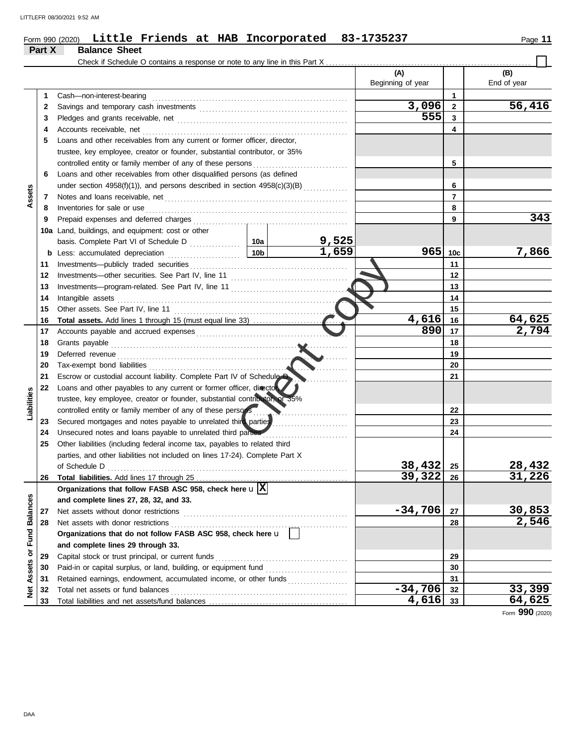Form 990 (2020) **Little Friends at HAB Incorporated 83-1735237**

## Part X Balance Sheet

Check if Schedule O contains a response or note to any line in this Part X ☐

| | | | | (A) Beginning of year | | (B) End of year |
|---|---|---|---|---|---|---|
| **Assets** | 1 | Cash—non-interest-bearing | | | 1 | |
| | 2 | Savings and temporary cash investments | | 3,096 | 2 | 56,416 |
| | 3 | Pledges and grants receivable, net | | 555 | 3 | |
| | 4 | Accounts receivable, net | | | 4 | |
| | 5 | Loans and other receivables from any current or former officer, director, trustee, key employee, creator or founder, substantial contributor, or 35% controlled entity or family member of any of these persons | | | 5 | |
| | 6 | Loans and other receivables from other disqualified persons (as defined under section 4958(f)(1)), and persons described in section 4958(c)(3)(B) | | | 6 | |
| | 7 | Notes and loans receivable, net | | | 7 | |
| | 8 | Inventories for sale or use | | | 8 | |
| | 9 | Prepaid expenses and deferred charges | | | 9 | 343 |
| | 10a | Land, buildings, and equipment: cost or other basis. Complete Part VI of Schedule D | 10a 9,525 | | | |
| | b | Less: accumulated depreciation | 10b 1,659 | 965 | 10c | 7,866 |
| | 11 | Investments—publicly traded securities | | | 11 | |
| | 12 | Investments—other securities. See Part IV, line 11 | | | 12 | |
| | 13 | Investments—program-related. See Part IV, line 11 | | | 13 | |
| | 14 | Intangible assets | | | 14 | |
| | 15 | Other assets. See Part IV, line 11 | | | 15 | |
| | 16 | **Total assets.** Add lines 1 through 15 (must equal line 33) | | 4,616 | 16 | 64,625 |
| **Liabilities** | 17 | Accounts payable and accrued expenses | | 890 | 17 | 2,794 |
| | 18 | Grants payable | | | 18 | |
| | 19 | Deferred revenue | | | 19 | |
| | 20 | Tax-exempt bond liabilities | | | 20 | |
| | 21 | Escrow or custodial account liability. Complete Part IV of Schedule D | | | 21 | |
| | 22 | Loans and other payables to any current or former officer, director, trustee, key employee, creator or founder, substantial contributor, or 35% controlled entity or family member of any of these persons | | | 22 | |
| | 23 | Secured mortgages and notes payable to unrelated third parties | | | 23 | |
| | 24 | Unsecured notes and loans payable to unrelated third parties | | | 24 | |
| | 25 | Other liabilities (including federal income tax, payables to related third parties, and other liabilities not included on lines 17-24). Complete Part X of Schedule D | | 38,432 | 25 | 28,432 |
| | 26 | **Total liabilities.** Add lines 17 through 25 | | 39,322 | 26 | 31,226 |
| **Net Assets or Fund Balances** | | **Organizations that follow FASB ASC 958, check here** ☒ **and complete lines 27, 28, 32, and 33.** | | | | |
| | 27 | Net assets without donor restrictions | | -34,706 | 27 | 30,853 |
| | 28 | Net assets with donor restrictions | | | 28 | 2,546 |
| | | **Organizations that do not follow FASB ASC 958, check here** ☐ **and complete lines 29 through 33.** | | | | |
| | 29 | Capital stock or trust principal, or current funds | | | 29 | |
| | 30 | Paid-in or capital surplus, or land, building, or equipment fund | | | 30 | |
| | 31 | Retained earnings, endowment, accumulated income, or other funds | | | 31 | |
| | 32 | Total net assets or fund balances | | -34,706 | 32 | 33,399 |
| | 33 | Total liabilities and net assets/fund balances | | 4,616 | 33 | 64,625 |

Form **990** (2020)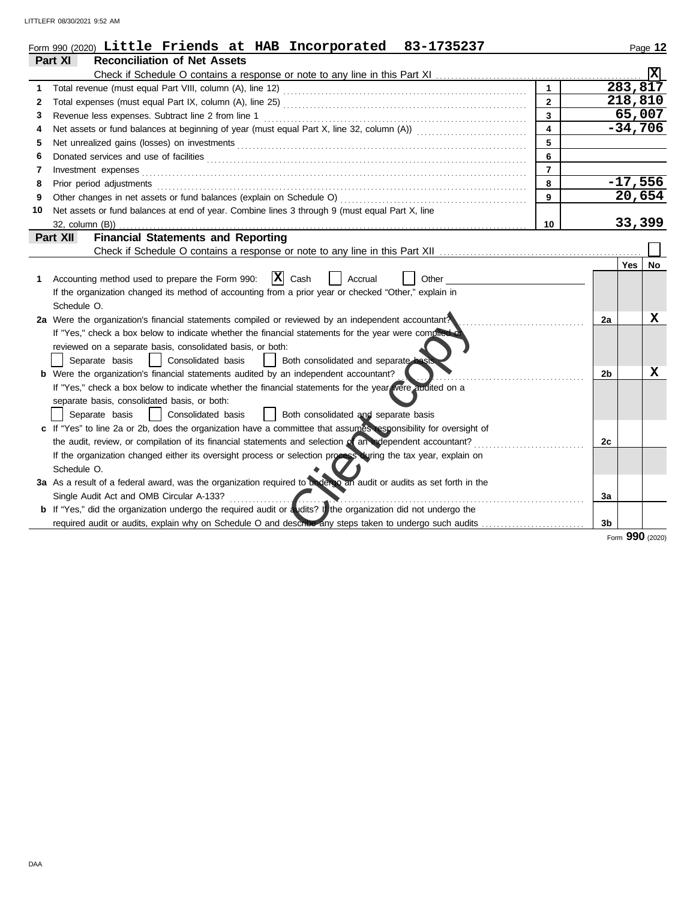Form 990 (2020) **Little Friends at HAB Incorporated 83-1735237**

## Part XI Reconciliation of Net Assets

Check if Schedule O contains a response or note to any line in this Part XI .......... [X]

| | | | |
|---|---|---|---|
| 1 | Total revenue (must equal Part VIII, column (A), line 12) | 1 | 283,817 |
| 2 | Total expenses (must equal Part IX, column (A), line 25) | 2 | 218,810 |
| 3 | Revenue less expenses. Subtract line 2 from line 1 | 3 | 65,007 |
| 4 | Net assets or fund balances at beginning of year (must equal Part X, line 32, column (A)) | 4 | -34,706 |
| 5 | Net unrealized gains (losses) on investments | 5 | |
| 6 | Donated services and use of facilities | 6 | |
| 7 | Investment expenses | 7 | |
| 8 | Prior period adjustments | 8 | -17,556 |
| 9 | Other changes in net assets or fund balances (explain on Schedule O) | 9 | 20,654 |
| 10 | Net assets or fund balances at end of year. Combine lines 3 through 9 (must equal Part X, line 32, column (B)) | 10 | 33,399 |

## Part XII Financial Statements and Reporting

Check if Schedule O contains a response or note to any line in this Part XII .......... [ ]

| | | | Yes | No |
|---|---|---|---|---|
| 1 | Accounting method used to prepare the Form 990: [X] Cash [ ] Accrual [ ] Other ______ If the organization changed its method of accounting from a prior year or checked "Other," explain in Schedule O. | | | |
| 2a | Were the organization's financial statements compiled or reviewed by an independent accountant? If "Yes," check a box below to indicate whether the financial statements for the year were compiled or reviewed on a separate basis, consolidated basis, or both: [ ] Separate basis [ ] Consolidated basis [ ] Both consolidated and separate basis | 2a | | X |
| b | Were the organization's financial statements audited by an independent accountant? If "Yes," check a box below to indicate whether the financial statements for the year were audited on a separate basis, consolidated basis, or both: [ ] Separate basis [ ] Consolidated basis [ ] Both consolidated and separate basis | 2b | | X |
| c | If "Yes" to line 2a or 2b, does the organization have a committee that assumes responsibility for oversight of the audit, review, or compilation of its financial statements and selection of an independent accountant? If the organization changed either its oversight process or selection process during the tax year, explain on Schedule O. | 2c | | |
| 3a | As a result of a federal award, was the organization required to undergo an audit or audits as set forth in the Single Audit Act and OMB Circular A-133? | 3a | | |
| b | If "Yes," did the organization undergo the required audit or audits? If the organization did not undergo the required audit or audits, explain why on Schedule O and describe any steps taken to undergo such audits | 3b | | |

Form **990** (2020)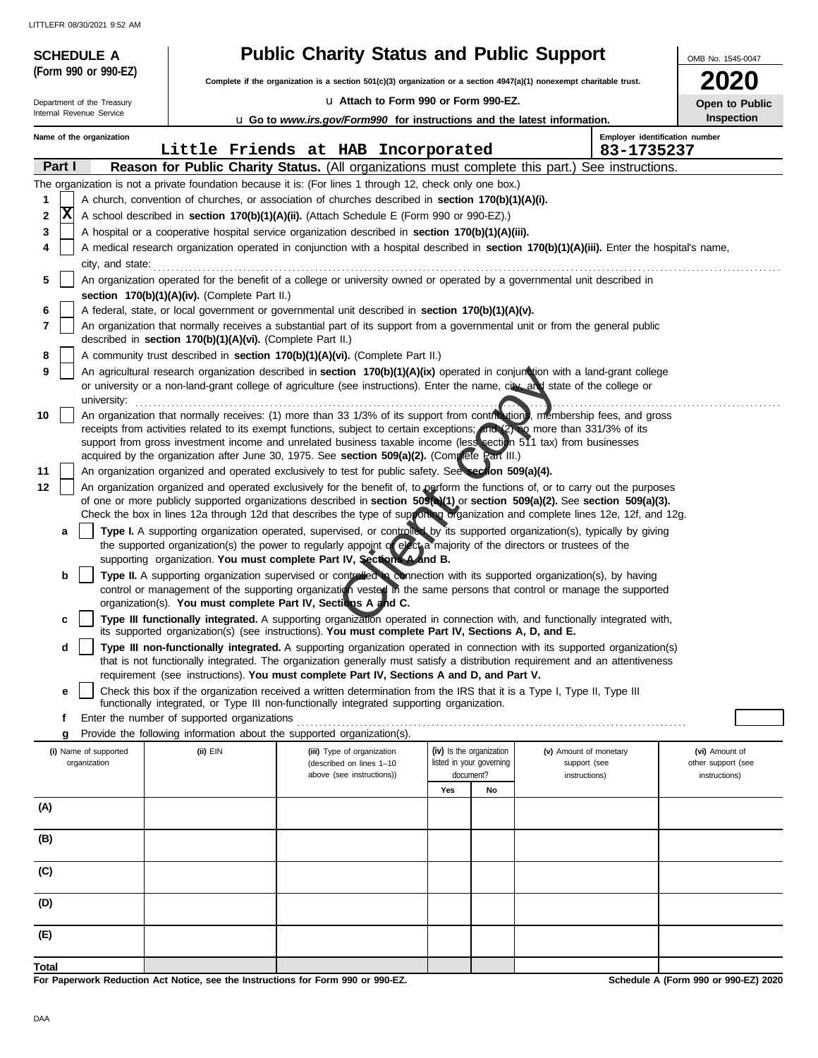LITTLEFR 08/30/2021 9:52 AM

**SCHEDULE A**
**(Form 990 or 990-EZ)**

Department of the Treasury
Internal Revenue Service

# Public Charity Status and Public Support

**Complete if the organization is a section 501(c)(3) organization or a section 4947(a)(1) nonexempt charitable trust.**

u **Attach to Form 990 or Form 990-EZ.**

u **Go to *www.irs.gov/Form990* for instructions and the latest information.**

OMB No. 1545-0047

**2020**

**Open to Public Inspection**

**Name of the organization**
Little Friends at HAB Incorporated

**Employer identification number**
83-1735237

**Part I** **Reason for Public Charity Status.** (All organizations must complete this part.) See instructions.

The organization is not a private foundation because it is: (For lines 1 through 12, check only one box.)

1. [ ] A church, convention of churches, or association of churches described in **section 170(b)(1)(A)(i).**
2. [X] A school described in **section 170(b)(1)(A)(ii).** (Attach Schedule E (Form 990 or 990-EZ).)
3. [ ] A hospital or a cooperative hospital service organization described in **section 170(b)(1)(A)(iii).**
4. [ ] A medical research organization operated in conjunction with a hospital described in **section 170(b)(1)(A)(iii).** Enter the hospital's name, city, and state:
5. [ ] An organization operated for the benefit of a college or university owned or operated by a governmental unit described in **section 170(b)(1)(A)(iv).** (Complete Part II.)
6. [ ] A federal, state, or local government or governmental unit described in **section 170(b)(1)(A)(v).**
7. [ ] An organization that normally receives a substantial part of its support from a governmental unit or from the general public described in **section 170(b)(1)(A)(vi).** (Complete Part II.)
8. [ ] A community trust described in **section 170(b)(1)(A)(vi).** (Complete Part II.)
9. [ ] An agricultural research organization described in **section 170(b)(1)(A)(ix)** operated in conjunction with a land-grant college or university or a non-land-grant college of agriculture (see instructions). Enter the name, city, and state of the college or university:
10. [ ] An organization that normally receives: (1) more than 33 1/3% of its support from contributions, membership fees, and gross receipts from activities related to its exempt functions, subject to certain exceptions; and (2) no more than 331/3% of its support from gross investment income and unrelated business taxable income (less section 511 tax) from businesses acquired by the organization after June 30, 1975. See **section 509(a)(2).** (Complete Part III.)
11. [ ] An organization organized and operated exclusively to test for public safety. See **section 509(a)(4).**
12. [ ] An organization organized and operated exclusively for the benefit of, to perform the functions of, or to carry out the purposes of one or more publicly supported organizations described in **section 509(a)(1)** or **section 509(a)(2).** See **section 509(a)(3).** Check the box in lines 12a through 12d that describes the type of supporting organization and complete lines 12e, 12f, and 12g.
   - **a** [ ] **Type I.** A supporting organization operated, supervised, or controlled by its supported organization(s), typically by giving the supported organization(s) the power to regularly appoint or elect a majority of the directors or trustees of the supporting organization. **You must complete Part IV, Sections A and B.**
   - **b** [ ] **Type II.** A supporting organization supervised or controlled in connection with its supported organization(s), by having control or management of the supporting organization vested in the same persons that control or manage the supported organization(s). **You must complete Part IV, Sections A and C.**
   - **c** [ ] **Type III functionally integrated.** A supporting organization operated in connection with, and functionally integrated with, its supported organization(s) (see instructions). **You must complete Part IV, Sections A, D, and E.**
   - **d** [ ] **Type III non-functionally integrated.** A supporting organization operated in connection with its supported organization(s) that is not functionally integrated. The organization generally must satisfy a distribution requirement and an attentiveness requirement (see instructions). **You must complete Part IV, Sections A and D, and Part V.**
   - **e** [ ] Check this box if the organization received a written determination from the IRS that it is a Type I, Type II, Type III functionally integrated, or Type III non-functionally integrated supporting organization.
   - **f** Enter the number of supported organizations
   - **g** Provide the following information about the supported organization(s).

| (i) Name of supported organization | (ii) EIN | (iii) Type of organization (described on lines 1–10 above (see instructions)) | (iv) Is the organization listed in your governing document? Yes | No | (v) Amount of monetary support (see instructions) | (vi) Amount of other support (see instructions) |
|---|---|---|---|---|---|---|
| (A) | | | | | | |
| (B) | | | | | | |
| (C) | | | | | | |
| (D) | | | | | | |
| (E) | | | | | | |
| Total | | | | | | |

**For Paperwork Reduction Act Notice, see the Instructions for Form 990 or 990-EZ.**

**Schedule A (Form 990 or 990-EZ) 2020**

DAA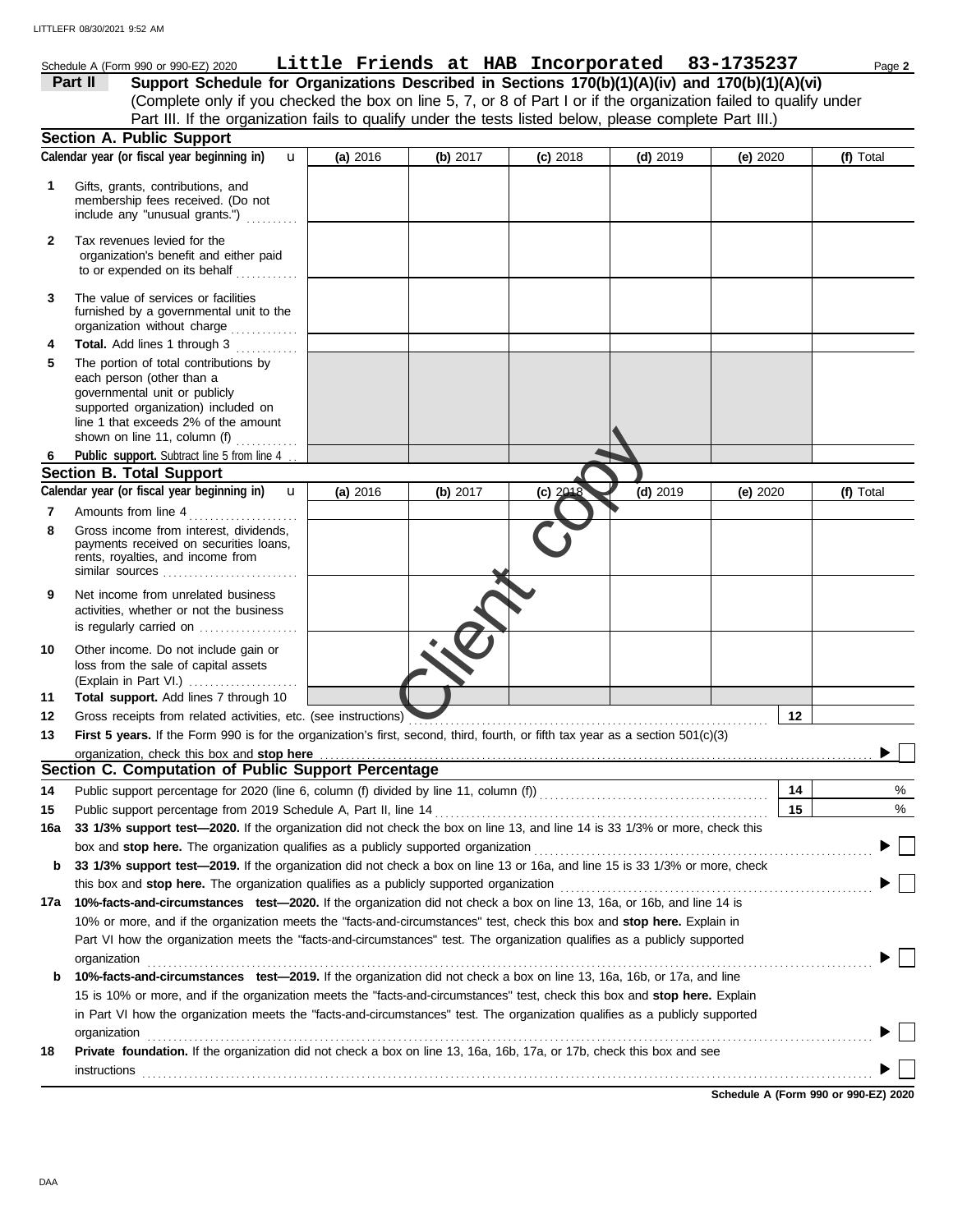Schedule A (Form 990 or 990-EZ) 2020 **Little Friends at HAB Incorporated 83-1735237**

**Part II Support Schedule for Organizations Described in Sections 170(b)(1)(A)(iv) and 170(b)(1)(A)(vi)**
(Complete only if you checked the box on line 5, 7, or 8 of Part I or if the organization failed to qualify under Part III. If the organization fails to qualify under the tests listed below, please complete Part III.)

## Section A. Public Support

| Calendar year (or fiscal year beginning in) | (a) 2016 | (b) 2017 | (c) 2018 | (d) 2019 | (e) 2020 | (f) Total |
|---|---|---|---|---|---|---|
| **1** Gifts, grants, contributions, and membership fees received. (Do not include any "unusual grants.") | | | | | | |
| **2** Tax revenues levied for the organization's benefit and either paid to or expended on its behalf | | | | | | |
| **3** The value of services or facilities furnished by a governmental unit to the organization without charge | | | | | | |
| **4** **Total.** Add lines 1 through 3 | | | | | | |
| **5** The portion of total contributions by each person (other than a governmental unit or publicly supported organization) included on line 1 that exceeds 2% of the amount shown on line 11, column (f) | | | | | | |
| **6** **Public support.** Subtract line 5 from line 4 | | | | | | |

## Section B. Total Support

| Calendar year (or fiscal year beginning in) | (a) 2016 | (b) 2017 | (c) 2018 | (d) 2019 | (e) 2020 | (f) Total |
|---|---|---|---|---|---|---|
| **7** Amounts from line 4 | | | | | | |
| **8** Gross income from interest, dividends, payments received on securities loans, rents, royalties, and income from similar sources | | | | | | |
| **9** Net income from unrelated business activities, whether or not the business is regularly carried on | | | | | | |
| **10** Other income. Do not include gain or loss from the sale of capital assets (Explain in Part VI.) | | | | | | |
| **11** **Total support.** Add lines 7 through 10 | | | | | | |

**12** Gross receipts from related activities, etc. (see instructions) **12**

**13** **First 5 years.** If the Form 990 is for the organization's first, second, third, fourth, or fifth tax year as a section 501(c)(3) organization, check this box and **stop here** ☐

## Section C. Computation of Public Support Percentage

**14** Public support percentage for 2020 (line 6, column (f) divided by line 11, column (f)) **14** %

**15** Public support percentage from 2019 Schedule A, Part II, line 14 **15** %

**16a** **33 1/3% support test—2020.** If the organization did not check the box on line 13, and line 14 is 33 1/3% or more, check this box and **stop here.** The organization qualifies as a publicly supported organization ☐

**b** **33 1/3% support test—2019.** If the organization did not check a box on line 13 or 16a, and line 15 is 33 1/3% or more, check this box and **stop here.** The organization qualifies as a publicly supported organization ☐

**17a** **10%-facts-and-circumstances test—2020.** If the organization did not check a box on line 13, 16a, or 16b, and line 14 is 10% or more, and if the organization meets the "facts-and-circumstances" test, check this box and **stop here.** Explain in Part VI how the organization meets the "facts-and-circumstances" test. The organization qualifies as a publicly supported organization ☐

**b** **10%-facts-and-circumstances test—2019.** If the organization did not check a box on line 13, 16a, 16b, or 17a, and line 15 is 10% or more, and if the organization meets the "facts-and-circumstances" test, check this box and **stop here.** Explain in Part VI how the organization meets the "facts-and-circumstances" test. The organization qualifies as a publicly supported organization ☐

**18** **Private foundation.** If the organization did not check a box on line 13, 16a, 16b, 17a, or 17b, check this box and see instructions ☐

**Schedule A (Form 990 or 990-EZ) 2020**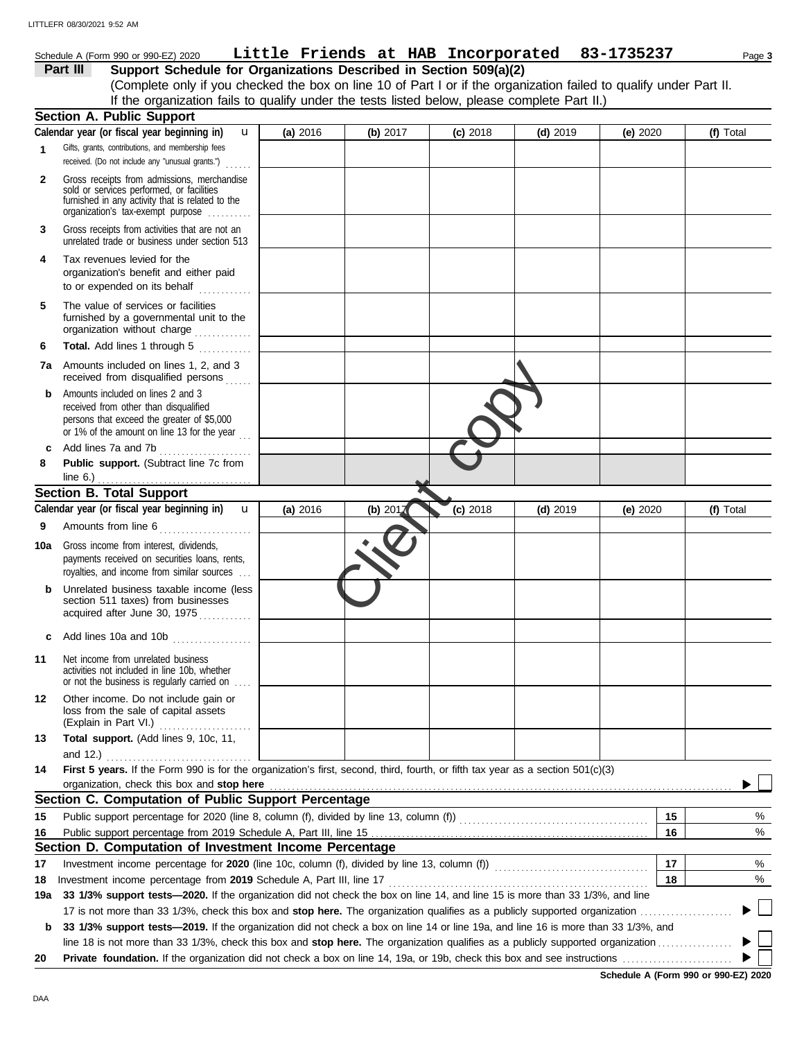Schedule A (Form 990 or 990-EZ) 2020 **Little Friends at HAB Incorporated 83-1735237**

## Part III Support Schedule for Organizations Described in Section 509(a)(2)

(Complete only if you checked the box on line 10 of Part I or if the organization failed to qualify under Part II. If the organization fails to qualify under the tests listed below, please complete Part II.)

### Section A. Public Support

| Calendar year (or fiscal year beginning in) | (a) 2016 | (b) 2017 | (c) 2018 | (d) 2019 | (e) 2020 | (f) Total |
|---|---|---|---|---|---|---|
| **1** Gifts, grants, contributions, and membership fees received. (Do not include any "unusual grants.") | | | | | | |
| **2** Gross receipts from admissions, merchandise sold or services performed, or facilities furnished in any activity that is related to the organization's tax-exempt purpose | | | | | | |
| **3** Gross receipts from activities that are not an unrelated trade or business under section 513 | | | | | | |
| **4** Tax revenues levied for the organization's benefit and either paid to or expended on its behalf | | | | | | |
| **5** The value of services or facilities furnished by a governmental unit to the organization without charge | | | | | | |
| **6** **Total.** Add lines 1 through 5 | | | | | | |
| **7a** Amounts included on lines 1, 2, and 3 received from disqualified persons | | | | | | |
| **b** Amounts included on lines 2 and 3 received from other than disqualified persons that exceed the greater of $5,000 or 1% of the amount on line 13 for the year | | | | | | |
| **c** Add lines 7a and 7b | | | | | | |
| **8** **Public support.** (Subtract line 7c from line 6.) | | | | | | |

### Section B. Total Support

| Calendar year (or fiscal year beginning in) | (a) 2016 | (b) 2017 | (c) 2018 | (d) 2019 | (e) 2020 | (f) Total |
|---|---|---|---|---|---|---|
| **9** Amounts from line 6 | | | | | | |
| **10a** Gross income from interest, dividends, payments received on securities loans, rents, royalties, and income from similar sources | | | | | | |
| **b** Unrelated business taxable income (less section 511 taxes) from businesses acquired after June 30, 1975 | | | | | | |
| **c** Add lines 10a and 10b | | | | | | |
| **11** Net income from unrelated business activities not included in line 10b, whether or not the business is regularly carried on | | | | | | |
| **12** Other income. Do not include gain or loss from the sale of capital assets (Explain in Part VI.) | | | | | | |
| **13** **Total support.** (Add lines 9, 10c, 11, and 12.) | | | | | | |

**14** **First 5 years.** If the Form 990 is for the organization's first, second, third, fourth, or fifth tax year as a section 501(c)(3) organization, check this box and **stop here** ☐

### Section C. Computation of Public Support Percentage

| | | | |
|---|---|---|---|
| **15** | Public support percentage for 2020 (line 8, column (f), divided by line 13, column (f)) | 15 | % |
| **16** | Public support percentage from 2019 Schedule A, Part III, line 15 | 16 | % |

### Section D. Computation of Investment Income Percentage

| | | | |
|---|---|---|---|
| **17** | Investment income percentage for **2020** (line 10c, column (f), divided by line 13, column (f)) | 17 | % |
| **18** | Investment income percentage from **2019** Schedule A, Part III, line 17 | 18 | % |

**19a** **33 1/3% support tests—2020.** If the organization did not check the box on line 14, and line 15 is more than 33 1/3%, and line 17 is not more than 33 1/3%, check this box and **stop here.** The organization qualifies as a publicly supported organization ☐

**b** **33 1/3% support tests—2019.** If the organization did not check a box on line 14 or line 19a, and line 16 is more than 33 1/3%, and line 18 is not more than 33 1/3%, check this box and **stop here.** The organization qualifies as a publicly supported organization ☐

**20** **Private foundation.** If the organization did not check a box on line 14, 19a, or 19b, check this box and see instructions ☐

**Schedule A (Form 990 or 990-EZ) 2020**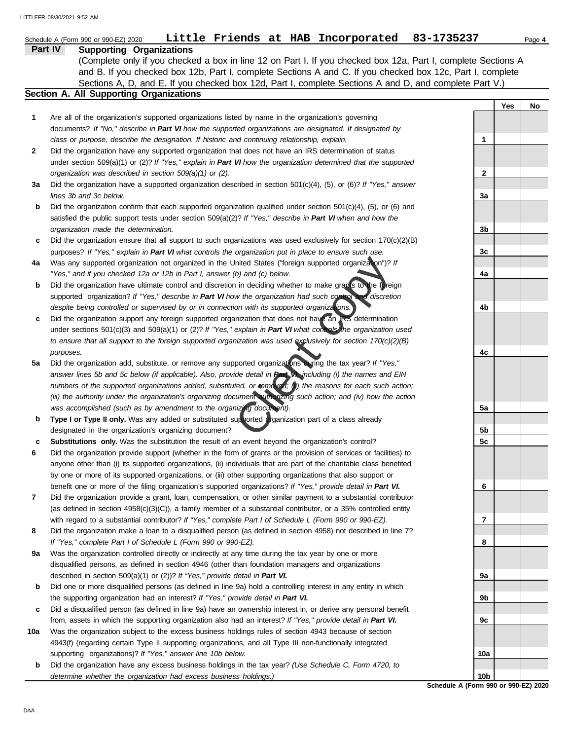Schedule A (Form 990 or 990-EZ) 2020 **Little Friends at HAB Incorporated 83-1735237** Page **4**

## Part IV Supporting Organizations

(Complete only if you checked a box in line 12 on Part I. If you checked box 12a, Part I, complete Sections A and B. If you checked box 12b, Part I, complete Sections A and C. If you checked box 12c, Part I, complete Sections A, D, and E. If you checked box 12d, Part I, complete Sections A and D, and complete Part V.)

### Section A. All Supporting Organizations

| | | Line | Yes | No |
|---|---|---|---|---|
| **1** | Are all of the organization's supported organizations listed by name in the organization's governing documents? *If "No," describe in **Part VI** how the supported organizations are designated. If designated by class or purpose, describe the designation. If historic and continuing relationship, explain.* | 1 | | |
| **2** | Did the organization have any supported organization that does not have an IRS determination of status under section 509(a)(1) or (2)? *If "Yes," explain in **Part VI** how the organization determined that the supported organization was described in section 509(a)(1) or (2).* | 2 | | |
| **3a** | Did the organization have a supported organization described in section 501(c)(4), (5), or (6)? *If "Yes," answer lines 3b and 3c below.* | 3a | | |
| **b** | Did the organization confirm that each supported organization qualified under section 501(c)(4), (5), or (6) and satisfied the public support tests under section 509(a)(2)? *If "Yes," describe in **Part VI** when and how the organization made the determination.* | 3b | | |
| **c** | Did the organization ensure that all support to such organizations was used exclusively for section 170(c)(2)(B) purposes? *If "Yes," explain in **Part VI** what controls the organization put in place to ensure such use.* | 3c | | |
| **4a** | Was any supported organization not organized in the United States ("foreign supported organization")? *If "Yes," and if you checked 12a or 12b in Part I, answer (b) and (c) below.* | 4a | | |
| **b** | Did the organization have ultimate control and discretion in deciding whether to make grants to the foreign supported organization? *If "Yes," describe in **Part VI** how the organization had such control and discretion despite being controlled or supervised by or in connection with its supported organizations.* | 4b | | |
| **c** | Did the organization support any foreign supported organization that does not have an IRS determination under sections 501(c)(3) and 509(a)(1) or (2)? *If "Yes," explain in **Part VI** what controls the organization used to ensure that all support to the foreign supported organization was used exclusively for section 170(c)(2)(B) purposes.* | 4c | | |
| **5a** | Did the organization add, substitute, or remove any supported organizations during the tax year? *If "Yes," answer lines 5b and 5c below (if applicable). Also, provide detail in **Part VI**, including (i) the names and EIN numbers of the supported organizations added, substituted, or removed; (ii) the reasons for each such action; (iii) the authority under the organization's organizing document authorizing such action; and (iv) how the action was accomplished (such as by amendment to the organizing document).* | 5a | | |
| **b** | **Type I or Type II only.** Was any added or substituted supported organization part of a class already designated in the organization's organizing document? | 5b | | |
| **c** | **Substitutions only.** Was the substitution the result of an event beyond the organization's control? | 5c | | |
| **6** | Did the organization provide support (whether in the form of grants or the provision of services or facilities) to anyone other than (i) its supported organizations, (ii) individuals that are part of the charitable class benefited by one or more of its supported organizations, or (iii) other supporting organizations that also support or benefit one or more of the filing organization's supported organizations? *If "Yes," provide detail in **Part VI.*** | 6 | | |
| **7** | Did the organization provide a grant, loan, compensation, or other similar payment to a substantial contributor (as defined in section 4958(c)(3)(C)), a family member of a substantial contributor, or a 35% controlled entity with regard to a substantial contributor? *If "Yes," complete Part I of Schedule L (Form 990 or 990-EZ).* | 7 | | |
| **8** | Did the organization make a loan to a disqualified person (as defined in section 4958) not described in line 7? *If "Yes," complete Part I of Schedule L (Form 990 or 990-EZ).* | 8 | | |
| **9a** | Was the organization controlled directly or indirectly at any time during the tax year by one or more disqualified persons, as defined in section 4946 (other than foundation managers and organizations described in section 509(a)(1) or (2))? *If "Yes," provide detail in **Part VI.*** | 9a | | |
| **b** | Did one or more disqualified persons (as defined in line 9a) hold a controlling interest in any entity in which the supporting organization had an interest? *If "Yes," provide detail in **Part VI.*** | 9b | | |
| **c** | Did a disqualified person (as defined in line 9a) have an ownership interest in, or derive any personal benefit from, assets in which the supporting organization also had an interest? *If "Yes," provide detail in **Part VI.*** | 9c | | |
| **10a** | Was the organization subject to the excess business holdings rules of section 4943 because of section 4943(f) (regarding certain Type II supporting organizations, and all Type III non-functionally integrated supporting organizations)? *If "Yes," answer line 10b below.* | 10a | | |
| **b** | Did the organization have any excess business holdings in the tax year? *(Use Schedule C, Form 4720, to determine whether the organization had excess business holdings.)* | 10b | | |

**Schedule A (Form 990 or 990-EZ) 2020**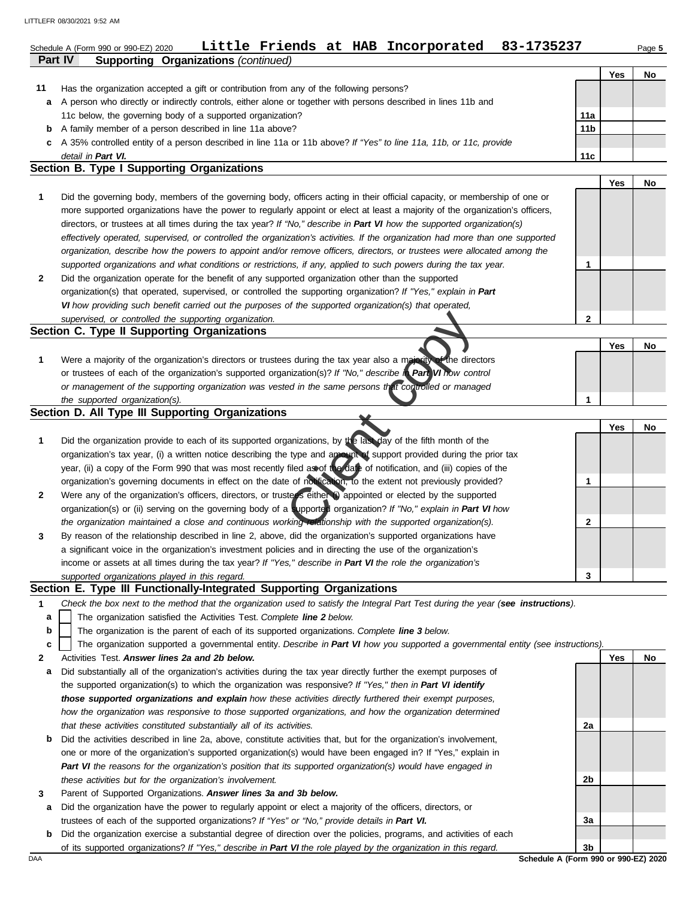Schedule A (Form 990 or 990-EZ) 2020 **Little Friends at HAB Incorporated 83-1735237**

**Part IV Supporting Organizations** *(continued)*

| | | | Yes | No |
|---|---|---|---|---|
| **11** | Has the organization accepted a gift or contribution from any of the following persons? | | | |
| **a** | A person who directly or indirectly controls, either alone or together with persons described in lines 11b and 11c below, the governing body of a supported organization? | **11a** | | |
| **b** | A family member of a person described in line 11a above? | **11b** | | |
| **c** | A 35% controlled entity of a person described in line 11a or 11b above? *If "Yes" to line 11a, 11b, or 11c, provide detail in* ***Part VI.*** | **11c** | | |

## Section B. Type I Supporting Organizations

| | | | Yes | No |
|---|---|---|---|---|
| **1** | Did the governing body, members of the governing body, officers acting in their official capacity, or membership of one or more supported organizations have the power to regularly appoint or elect at least a majority of the organization's officers, directors, or trustees at all times during the tax year? *If "No," describe in* ***Part VI*** *how the supported organization(s) effectively operated, supervised, or controlled the organization's activities. If the organization had more than one supported organization, describe how the powers to appoint and/or remove officers, directors, or trustees were allocated among the supported organizations and what conditions or restrictions, if any, applied to such powers during the tax year.* | **1** | | |
| **2** | Did the organization operate for the benefit of any supported organization other than the supported organization(s) that operated, supervised, or controlled the supporting organization? *If "Yes," explain in* ***Part VI*** *how providing such benefit carried out the purposes of the supported organization(s) that operated, supervised, or controlled the supporting organization.* | **2** | | |

## Section C. Type II Supporting Organizations

| | | | Yes | No |
|---|---|---|---|---|
| **1** | Were a majority of the organization's directors or trustees during the tax year also a majority of the directors or trustees of each of the organization's supported organization(s)? *If "No," describe in* ***Part VI*** *how control or management of the supporting organization was vested in the same persons that controlled or managed the supported organization(s).* | **1** | | |

## Section D. All Type III Supporting Organizations

| | | | Yes | No |
|---|---|---|---|---|
| **1** | Did the organization provide to each of its supported organizations, by the last day of the fifth month of the organization's tax year, (i) a written notice describing the type and amount of support provided during the prior tax year, (ii) a copy of the Form 990 that was most recently filed as of the date of notification, and (iii) copies of the organization's governing documents in effect on the date of notification, to the extent not previously provided? | **1** | | |
| **2** | Were any of the organization's officers, directors, or trustees either (i) appointed or elected by the supported organization(s) or (ii) serving on the governing body of a supported organization? *If "No," explain in* ***Part VI*** *how the organization maintained a close and continuous working relationship with the supported organization(s).* | **2** | | |
| **3** | By reason of the relationship described in line 2, above, did the organization's supported organizations have a significant voice in the organization's investment policies and in directing the use of the organization's income or assets at all times during the tax year? *If "Yes," describe in* ***Part VI*** *the role the organization's supported organizations played in this regard.* | **3** | | |

## Section E. Type III Functionally-Integrated Supporting Organizations

**1** *Check the box next to the method that the organization used to satisfy the Integral Part Test during the year (****see instructions****).*

- **a** ☐ The organization satisfied the Activities Test. *Complete* ***line 2*** *below.*
- **b** ☐ The organization is the parent of each of its supported organizations. *Complete* ***line 3*** *below.*
- **c** ☐ The organization supported a governmental entity. *Describe in* ***Part VI*** *how you supported a governmental entity (see instructions).*

| | | | Yes | No |
|---|---|---|---|---|
| **2** | Activities Test. ***Answer lines 2a and 2b below.*** | | | |
| **a** | Did substantially all of the organization's activities during the tax year directly further the exempt purposes of the supported organization(s) to which the organization was responsive? *If "Yes," then in* ***Part VI identify those supported organizations and explain*** *how these activities directly furthered their exempt purposes, how the organization was responsive to those supported organizations, and how the organization determined that these activities constituted substantially all of its activities.* | **2a** | | |
| **b** | Did the activities described in line 2a, above, constitute activities that, but for the organization's involvement, one or more of the organization's supported organization(s) would have been engaged in? If "Yes," explain in ***Part VI*** *the reasons for the organization's position that its supported organization(s) would have engaged in these activities but for the organization's involvement.* | **2b** | | |
| **3** | Parent of Supported Organizations. ***Answer lines 3a and 3b below.*** | | | |
| **a** | Did the organization have the power to regularly appoint or elect a majority of the officers, directors, or trustees of each of the supported organizations? *If "Yes" or "No," provide details in* ***Part VI.*** | **3a** | | |
| **b** | Did the organization exercise a substantial degree of direction over the policies, programs, and activities of each of its supported organizations? *If "Yes," describe in* ***Part VI*** *the role played by the organization in this regard.* | **3b** | | |

**Schedule A (Form 990 or 990-EZ) 2020**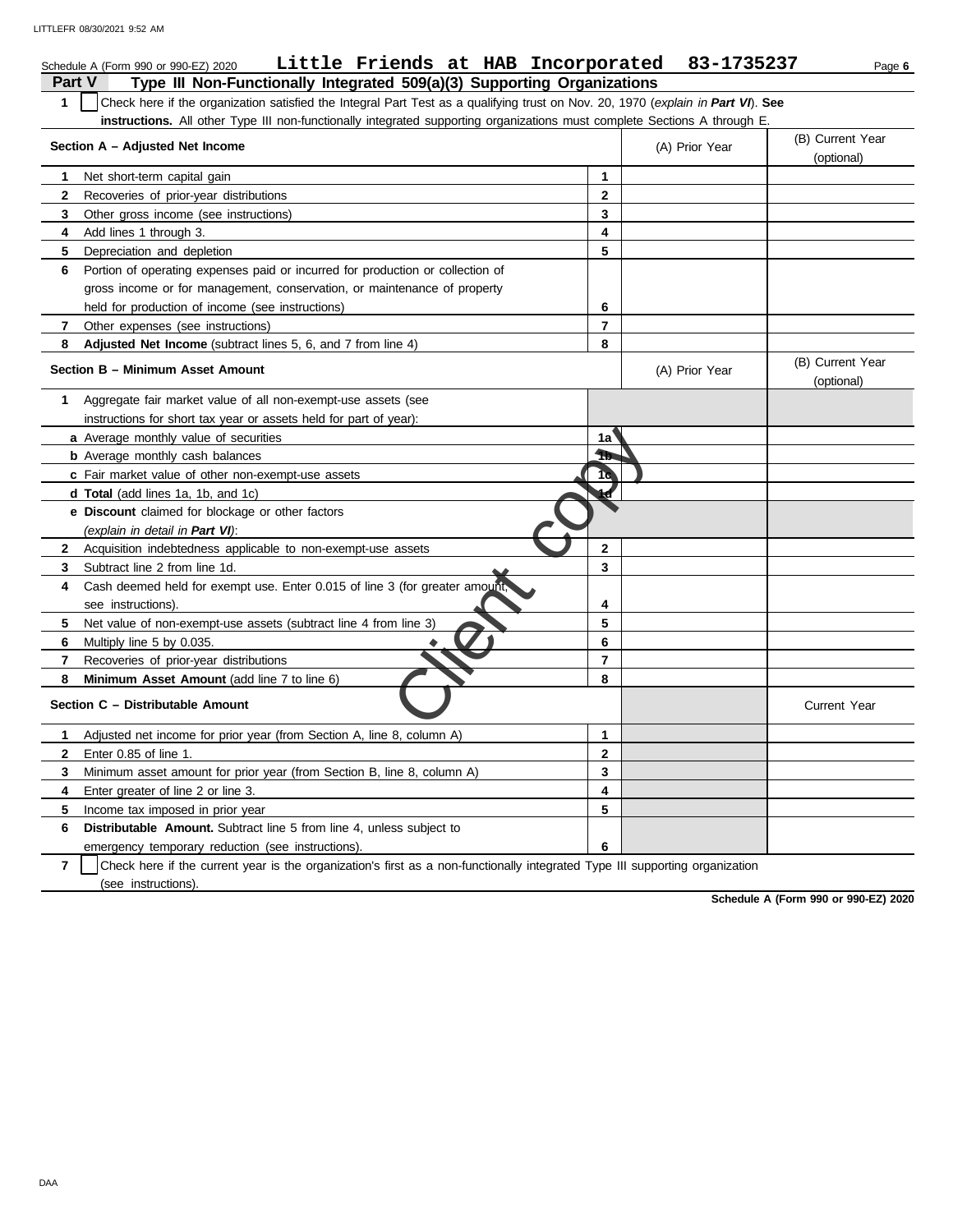Schedule A (Form 990 or 990-EZ) 2020 **Little Friends at HAB Incorporated 83-1735237** Page **6**

## Part V Type III Non-Functionally Integrated 509(a)(3) Supporting Organizations

**1** ☐ Check here if the organization satisfied the Integral Part Test as a qualifying trust on Nov. 20, 1970 (*explain in* ***Part VI***). **See instructions.** All other Type III non-functionally integrated supporting organizations must complete Sections A through E.

| **Section A – Adjusted Net Income** | | (A) Prior Year | (B) Current Year (optional) |
|---|---|---|---|
| **1** Net short-term capital gain | 1 | | |
| **2** Recoveries of prior-year distributions | 2 | | |
| **3** Other gross income (see instructions) | 3 | | |
| **4** Add lines 1 through 3. | 4 | | |
| **5** Depreciation and depletion | 5 | | |
| **6** Portion of operating expenses paid or incurred for production or collection of gross income or for management, conservation, or maintenance of property held for production of income (see instructions) | 6 | | |
| **7** Other expenses (see instructions) | 7 | | |
| **8** **Adjusted Net Income** (subtract lines 5, 6, and 7 from line 4) | 8 | | |

| **Section B – Minimum Asset Amount** | | (A) Prior Year | (B) Current Year (optional) |
|---|---|---|---|
| **1** Aggregate fair market value of all non-exempt-use assets (see instructions for short tax year or assets held for part of year): | | | |
| **a** Average monthly value of securities | 1a | | |
| **b** Average monthly cash balances | 1b | | |
| **c** Fair market value of other non-exempt-use assets | 1c | | |
| **d** **Total** (add lines 1a, 1b, and 1c) | 1d | | |
| **e** **Discount** claimed for blockage or other factors (*explain in detail in* ***Part VI***): | | | |
| **2** Acquisition indebtedness applicable to non-exempt-use assets | 2 | | |
| **3** Subtract line 2 from line 1d. | 3 | | |
| **4** Cash deemed held for exempt use. Enter 0.015 of line 3 (for greater amount, see instructions). | 4 | | |
| **5** Net value of non-exempt-use assets (subtract line 4 from line 3) | 5 | | |
| **6** Multiply line 5 by 0.035. | 6 | | |
| **7** Recoveries of prior-year distributions | 7 | | |
| **8** **Minimum Asset Amount** (add line 7 to line 6) | 8 | | |

| **Section C – Distributable Amount** | | | Current Year |
|---|---|---|---|
| **1** Adjusted net income for prior year (from Section A, line 8, column A) | 1 | | |
| **2** Enter 0.85 of line 1. | 2 | | |
| **3** Minimum asset amount for prior year (from Section B, line 8, column A) | 3 | | |
| **4** Enter greater of line 2 or line 3. | 4 | | |
| **5** Income tax imposed in prior year | 5 | | |
| **6** **Distributable Amount.** Subtract line 5 from line 4, unless subject to emergency temporary reduction (see instructions). | 6 | | |

**7** ☐ Check here if the current year is the organization's first as a non-functionally integrated Type III supporting organization (see instructions).

**Schedule A (Form 990 or 990-EZ) 2020**

Client copy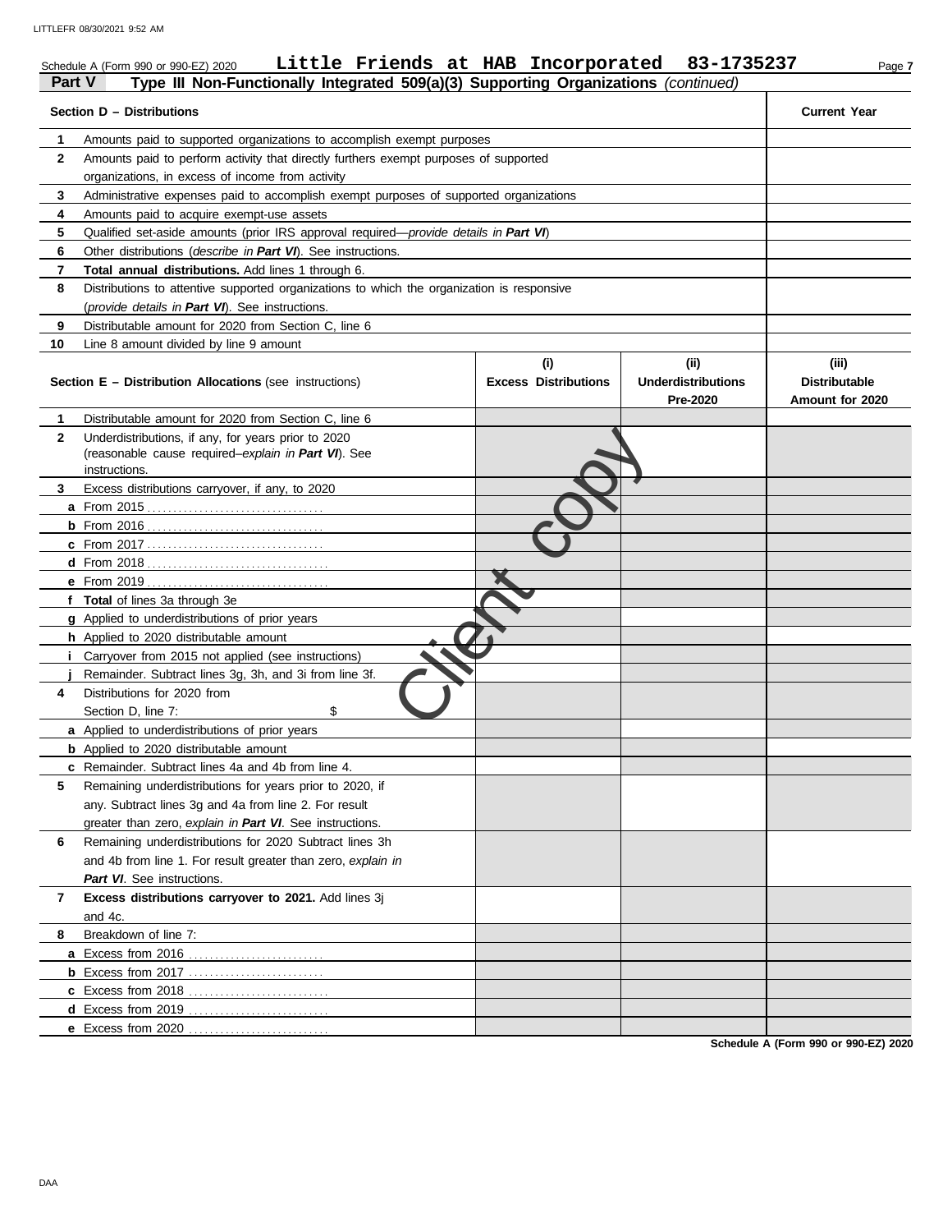Schedule A (Form 990 or 990-EZ) 2020 **Little Friends at HAB Incorporated 83-1735237**

## Part V — Type III Non-Functionally Integrated 509(a)(3) Supporting Organizations *(continued)*

| | Section D – Distributions | Current Year |
|---|---|---|
| 1 | Amounts paid to supported organizations to accomplish exempt purposes | |
| 2 | Amounts paid to perform activity that directly furthers exempt purposes of supported organizations, in excess of income from activity | |
| 3 | Administrative expenses paid to accomplish exempt purposes of supported organizations | |
| 4 | Amounts paid to acquire exempt-use assets | |
| 5 | Qualified set-aside amounts (prior IRS approval required—*provide details in **Part VI***) | |
| 6 | Other distributions (*describe in **Part VI***). See instructions. | |
| 7 | **Total annual distributions.** Add lines 1 through 6. | |
| 8 | Distributions to attentive supported organizations to which the organization is responsive (*provide details in **Part VI***). See instructions. | |
| 9 | Distributable amount for 2020 from Section C, line 6 | |
| 10 | Line 8 amount divided by line 9 amount | |

| | Section E – Distribution Allocations (see instructions) | (i) Excess Distributions | (ii) Underdistributions Pre-2020 | (iii) Distributable Amount for 2020 |
|---|---|---|---|---|
| 1 | Distributable amount for 2020 from Section C, line 6 | | | |
| 2 | Underdistributions, if any, for years prior to 2020 (reasonable cause required–*explain in **Part VI***). See instructions. | | | |
| 3 | Excess distributions carryover, if any, to 2020 | | | |
| a | From 2015 | | | |
| b | From 2016 | | | |
| c | From 2017 | | | |
| d | From 2018 | | | |
| e | From 2019 | | | |
| f | **Total** of lines 3a through 3e | | | |
| g | Applied to underdistributions of prior years | | | |
| h | Applied to 2020 distributable amount | | | |
| i | Carryover from 2015 not applied (see instructions) | | | |
| j | Remainder. Subtract lines 3g, 3h, and 3i from line 3f. | | | |
| 4 | Distributions for 2020 from Section D, line 7: $ | | | |
| a | Applied to underdistributions of prior years | | | |
| b | Applied to 2020 distributable amount | | | |
| c | Remainder. Subtract lines 4a and 4b from line 4. | | | |
| 5 | Remaining underdistributions for years prior to 2020, if any. Subtract lines 3g and 4a from line 2. For result greater than zero, *explain in **Part VI***. See instructions. | | | |
| 6 | Remaining underdistributions for 2020 Subtract lines 3h and 4b from line 1. For result greater than zero, *explain in **Part VI***. See instructions. | | | |
| 7 | **Excess distributions carryover to 2021.** Add lines 3j and 4c. | | | |
| 8 | Breakdown of line 7: | | | |
| a | Excess from 2016 | | | |
| b | Excess from 2017 | | | |
| c | Excess from 2018 | | | |
| d | Excess from 2019 | | | |
| e | Excess from 2020 | | | |

Client copy

**Schedule A (Form 990 or 990-EZ) 2020**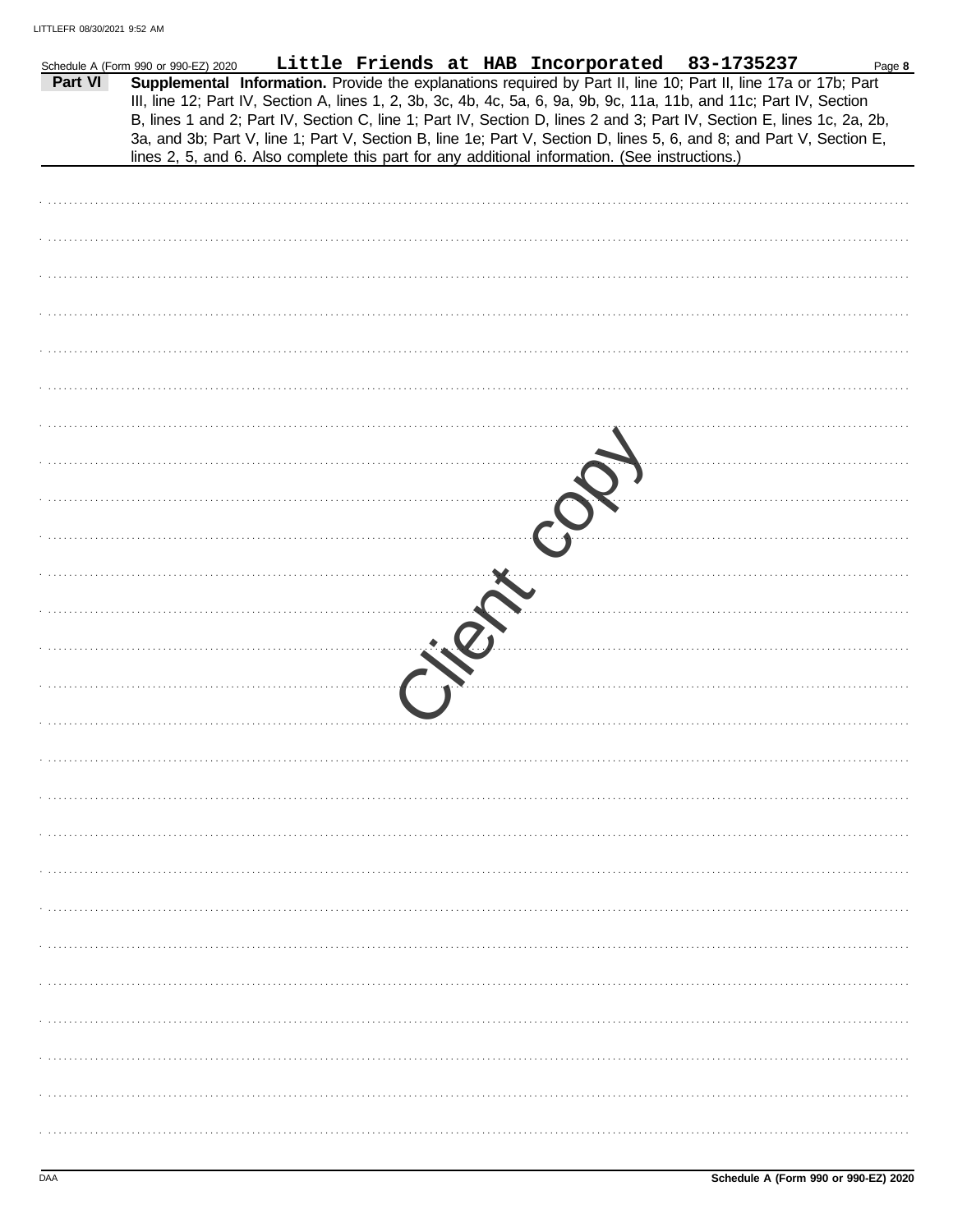Schedule A (Form 990 or 990-EZ) 2020 **Little Friends at HAB Incorporated 83-1735237** Page **8**

**Part VI** **Supplemental Information.** Provide the explanations required by Part II, line 10; Part II, line 17a or 17b; Part III, line 12; Part IV, Section A, lines 1, 2, 3b, 3c, 4b, 4c, 5a, 6, 9a, 9b, 9c, 11a, 11b, and 11c; Part IV, Section B, lines 1 and 2; Part IV, Section C, line 1; Part IV, Section D, lines 2 and 3; Part IV, Section E, lines 1c, 2a, 2b, 3a, and 3b; Part V, line 1; Part V, Section B, line 1e; Part V, Section D, lines 5, 6, and 8; and Part V, Section E, lines 2, 5, and 6. Also complete this part for any additional information. (See instructions.)

Client copy

DAA **Schedule A (Form 990 or 990-EZ) 2020**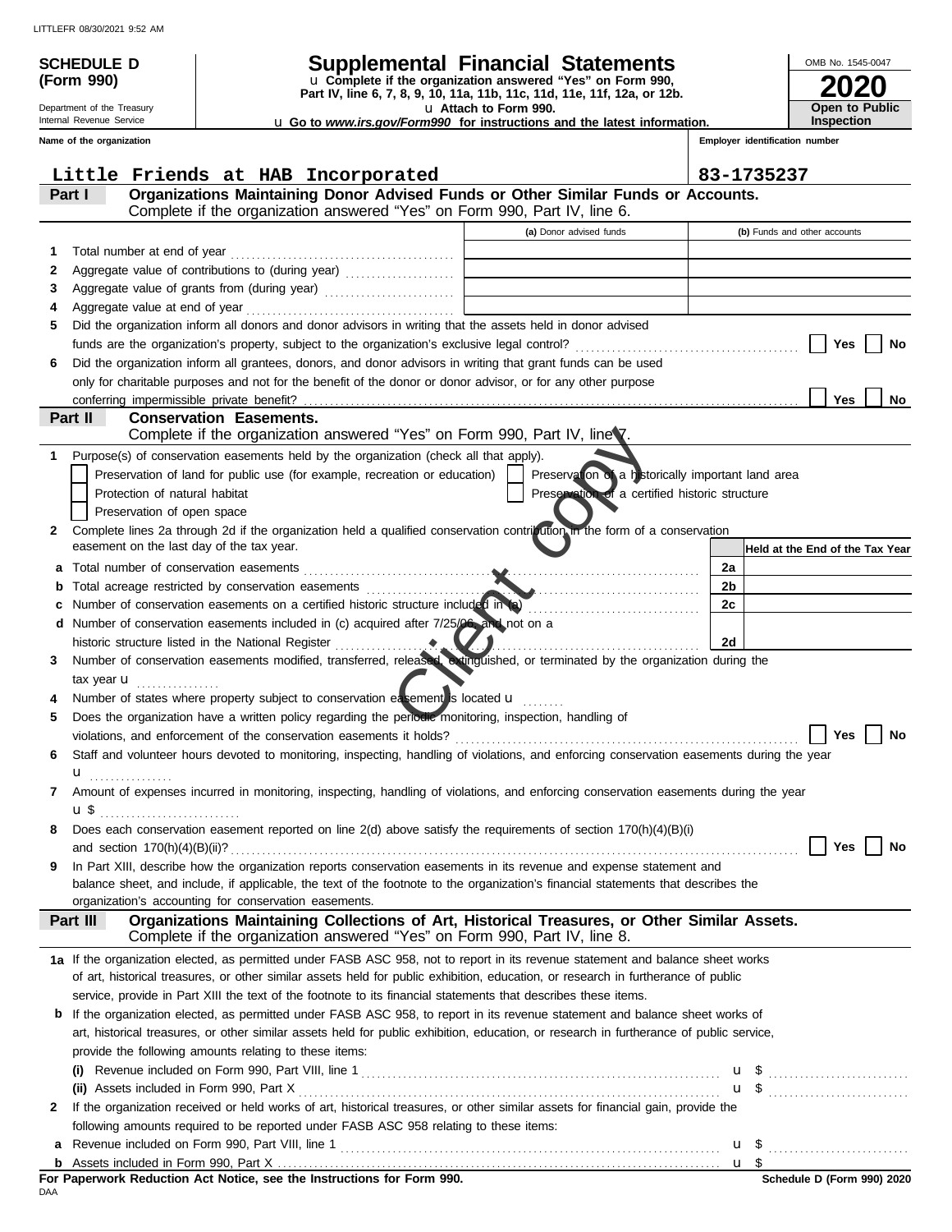LITTLEFR 08/30/2021 9:52 AM

**SCHEDULE D (Form 990)**

Department of the Treasury
Internal Revenue Service

# Supplemental Financial Statements

u Complete if the organization answered "Yes" on Form 990, Part IV, line 6, 7, 8, 9, 10, 11a, 11b, 11c, 11d, 11e, 11f, 12a, or 12b.
u Attach to Form 990.
u Go to *www.irs.gov/Form990* for instructions and the latest information.

OMB No. 1545-0047

**2020**

**Open to Public Inspection**

| Name of the organization | Employer identification number |
|---|---|
| Little Friends at HAB Incorporated | 83-1735237 |

**Part I — Organizations Maintaining Donor Advised Funds or Other Similar Funds or Accounts.** Complete if the organization answered "Yes" on Form 990, Part IV, line 6.

| | | (a) Donor advised funds | (b) Funds and other accounts |
|---|---|---|---|
| 1 | Total number at end of year | | |
| 2 | Aggregate value of contributions to (during year) | | |
| 3 | Aggregate value of grants from (during year) | | |
| 4 | Aggregate value at end of year | | |

5 Did the organization inform all donors and donor advisors in writing that the assets held in donor advised funds are the organization's property, subject to the organization's exclusive legal control? ☐ Yes ☐ No

6 Did the organization inform all grantees, donors, and donor advisors in writing that grant funds can be used only for charitable purposes and not for the benefit of the donor or donor advisor, or for any other purpose conferring impermissible private benefit? ☐ Yes ☐ No

**Part II — Conservation Easements.** Complete if the organization answered "Yes" on Form 990, Part IV, line 7.

1 Purpose(s) of conservation easements held by the organization (check all that apply).

☐ Preservation of land for public use (for example, recreation or education) ☐ Preservation of a historically important land area
☐ Protection of natural habitat ☐ Preservation of a certified historic structure
☐ Preservation of open space

2 Complete lines 2a through 2d if the organization held a qualified conservation contribution in the form of a conservation easement on the last day of the tax year.

| | | | Held at the End of the Tax Year |
|---|---|---|---|
| a | Total number of conservation easements | 2a | |
| b | Total acreage restricted by conservation easements | 2b | |
| c | Number of conservation easements on a certified historic structure included in (a) | 2c | |
| d | Number of conservation easements included in (c) acquired after 7/25/06, and not on a historic structure listed in the National Register | 2d | |

3 Number of conservation easements modified, transferred, released, extinguished, or terminated by the organization during the tax year u

4 Number of states where property subject to conservation easement is located u

5 Does the organization have a written policy regarding the periodic monitoring, inspection, handling of violations, and enforcement of the conservation easements it holds? ☐ Yes ☐ No

6 Staff and volunteer hours devoted to monitoring, inspecting, handling of violations, and enforcing conservation easements during the year u

7 Amount of expenses incurred in monitoring, inspecting, handling of violations, and enforcing conservation easements during the year u $

8 Does each conservation easement reported on line 2(d) above satisfy the requirements of section 170(h)(4)(B)(i) and section 170(h)(4)(B)(ii)? ☐ Yes ☐ No

9 In Part XIII, describe how the organization reports conservation easements in its revenue and expense statement and balance sheet, and include, if applicable, the text of the footnote to the organization's financial statements that describes the organization's accounting for conservation easements.

**Part III — Organizations Maintaining Collections of Art, Historical Treasures, or Other Similar Assets.** Complete if the organization answered "Yes" on Form 990, Part IV, line 8.

1a If the organization elected, as permitted under FASB ASC 958, not to report in its revenue statement and balance sheet works of art, historical treasures, or other similar assets held for public exhibition, education, or research in furtherance of public service, provide in Part XIII the text of the footnote to its financial statements that describes these items.

b If the organization elected, as permitted under FASB ASC 958, to report in its revenue statement and balance sheet works of art, historical treasures, or other similar assets held for public exhibition, education, or research in furtherance of public service, provide the following amounts relating to these items:

(i) Revenue included on Form 990, Part VIII, line 1 u $

(ii) Assets included in Form 990, Part X u $

2 If the organization received or held works of art, historical treasures, or other similar assets for financial gain, provide the following amounts required to be reported under FASB ASC 958 relating to these items:

a Revenue included on Form 990, Part VIII, line 1 u $

b Assets included in Form 990, Part X u $

**For Paperwork Reduction Act Notice, see the Instructions for Form 990.**

DAA

**Schedule D (Form 990) 2020**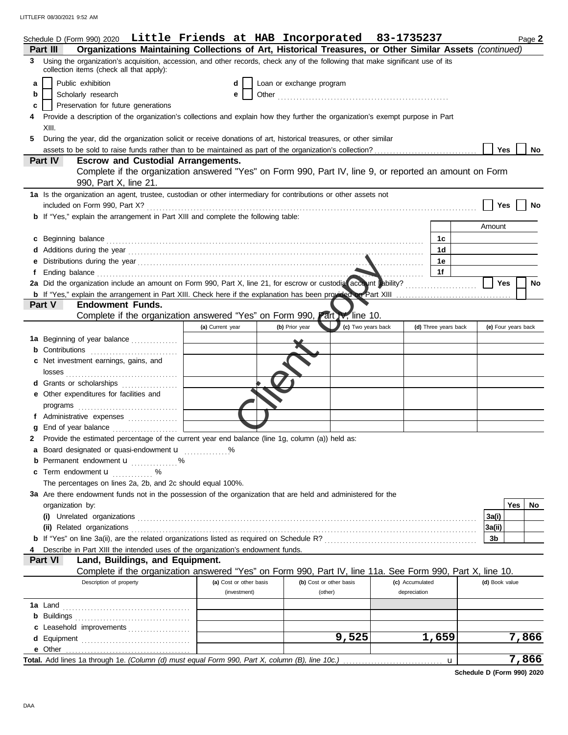Schedule D (Form 990) 2020 **Little Friends at HAB Incorporated 83-1735237** Page **2**

## Part III Organizations Maintaining Collections of Art, Historical Treasures, or Other Similar Assets *(continued)*

**3** Using the organization's acquisition, accession, and other records, check any of the following that make significant use of its collection items (check all that apply):

- **a** ☐ Public exhibition
- **b** ☐ Scholarly research
- **c** ☐ Preservation for future generations
- **d** ☐ Loan or exchange program
- **e** ☐ Other ..........

**4** Provide a description of the organization's collections and explain how they further the organization's exempt purpose in Part XIII.

**5** During the year, did the organization solicit or receive donations of art, historical treasures, or other similar assets to be sold to raise funds rather than to be maintained as part of the organization's collection? ☐ Yes ☐ No

## Part IV Escrow and Custodial Arrangements.

Complete if the organization answered "Yes" on Form 990, Part IV, line 9, or reported an amount on Form 990, Part X, line 21.

**1a** Is the organization an agent, trustee, custodian or other intermediary for contributions or other assets not included on Form 990, Part X? ☐ Yes ☐ No

**b** If "Yes," explain the arrangement in Part XIII and complete the following table:

| | | Amount |
|---|---|---|
| **c** Beginning balance | 1c | |
| **d** Additions during the year | 1d | |
| **e** Distributions during the year | 1e | |
| **f** Ending balance | 1f | |

**2a** Did the organization include an amount on Form 990, Part X, line 21, for escrow or custodial account liability? ☐ Yes ☐ No

**b** If "Yes," explain the arrangement in Part XIII. Check here if the explanation has been provided on Part XIII ☐

## Part V Endowment Funds.

Complete if the organization answered "Yes" on Form 990, Part IV, line 10.

| | (a) Current year | (b) Prior year | (c) Two years back | (d) Three years back | (e) Four years back |
|---|---|---|---|---|---|
| **1a** Beginning of year balance | | | | | |
| **b** Contributions | | | | | |
| **c** Net investment earnings, gains, and losses | | | | | |
| **d** Grants or scholarships | | | | | |
| **e** Other expenditures for facilities and programs | | | | | |
| **f** Administrative expenses | | | | | |
| **g** End of year balance | | | | | |

**2** Provide the estimated percentage of the current year end balance (line 1g, column (a)) held as:

- **a** Board designated or quasi-endowment u ..........%
- **b** Permanent endowment u ..........%
- **c** Term endowment u ..........%

The percentages on lines 2a, 2b, and 2c should equal 100%.

**3a** Are there endowment funds not in the possession of the organization that are held and administered for the organization by:

| | | Yes | No |
|---|---|---|---|
| **(i)** Unrelated organizations | 3a(i) | | |
| **(ii)** Related organizations | 3a(ii) | | |
| **b** If "Yes" on line 3a(ii), are the related organizations listed as required on Schedule R? | 3b | | |

**4** Describe in Part XIII the intended uses of the organization's endowment funds.

## Part VI Land, Buildings, and Equipment.

Complete if the organization answered "Yes" on Form 990, Part IV, line 11a. See Form 990, Part X, line 10.

| Description of property | (a) Cost or other basis (investment) | (b) Cost or other basis (other) | (c) Accumulated depreciation | (d) Book value |
|---|---|---|---|---|
| **1a** Land | | | | |
| **b** Buildings | | | | |
| **c** Leasehold improvements | | | | |
| **d** Equipment | | 9,525 | 1,659 | 7,866 |
| **e** Other | | | | |
| **Total.** Add lines 1a through 1e. *(Column (d) must equal Form 990, Part X, column (B), line 10c.)* u | | | | 7,866 |

**Schedule D (Form 990) 2020**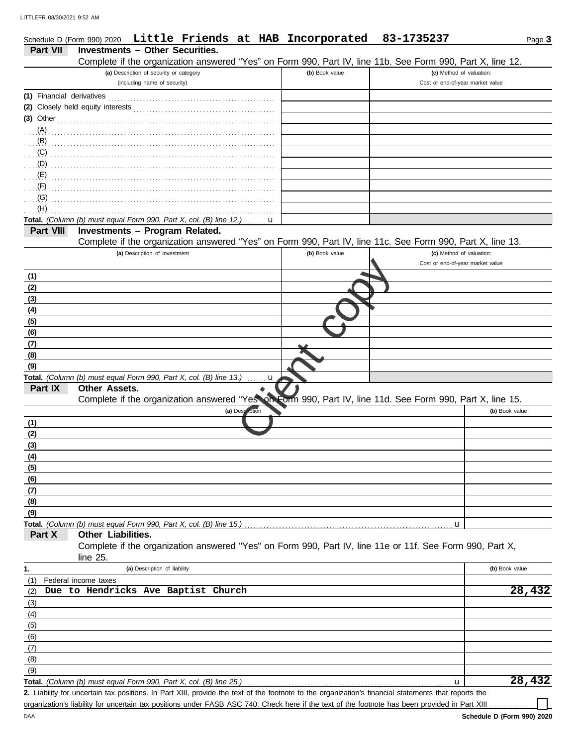Schedule D (Form 990) 2020 **Little Friends at HAB Incorporated 83-1735237**

## Part VII Investments – Other Securities.

Complete if the organization answered "Yes" on Form 990, Part IV, line 11b. See Form 990, Part X, line 12.

| (a) Description of security or category (including name of security) | (b) Book value | (c) Method of valuation: Cost or end-of-year market value |
|---|---|---|
| (1) Financial derivatives | | |
| (2) Closely held equity interests | | |
| (3) Other | | |
| (A) | | |
| (B) | | |
| (C) | | |
| (D) | | |
| (E) | | |
| (F) | | |
| (G) | | |
| (H) | | |
| **Total.** *(Column (b) must equal Form 990, Part X, col. (B) line 12.)* u | | |

## Part VIII Investments – Program Related.

Complete if the organization answered "Yes" on Form 990, Part IV, line 11c. See Form 990, Part X, line 13.

| (a) Description of investment | (b) Book value | (c) Method of valuation: Cost or end-of-year market value |
|---|---|---|
| (1) | | |
| (2) | | |
| (3) | | |
| (4) | | |
| (5) | | |
| (6) | | |
| (7) | | |
| (8) | | |
| (9) | | |
| **Total.** *(Column (b) must equal Form 990, Part X, col. (B) line 13.)* u | | |

## Part IX Other Assets.

Complete if the organization answered "Yes" on Form 990, Part IV, line 11d. See Form 990, Part X, line 15.

| (a) Description | (b) Book value |
|---|---|
| (1) | |
| (2) | |
| (3) | |
| (4) | |
| (5) | |
| (6) | |
| (7) | |
| (8) | |
| (9) | |
| **Total.** *(Column (b) must equal Form 990, Part X, col. (B) line 15.)* u | |

## Part X Other Liabilities.

Complete if the organization answered "Yes" on Form 990, Part IV, line 11e or 11f. See Form 990, Part X, line 25.

| 1. (a) Description of liability | (b) Book value |
|---|---|
| (1) Federal income taxes | |
| (2) Due to Hendricks Ave Baptist Church | 28,432 |
| (3) | |
| (4) | |
| (5) | |
| (6) | |
| (7) | |
| (8) | |
| (9) | |
| **Total.** *(Column (b) must equal Form 990, Part X, col. (B) line 25.)* u | 28,432 |

**2.** Liability for uncertain tax positions. In Part XIII, provide the text of the footnote to the organization's financial statements that reports the organization's liability for uncertain tax positions under FASB ASC 740. Check here if the text of the footnote has been provided in Part XIII ☐

Schedule D (Form 990) 2020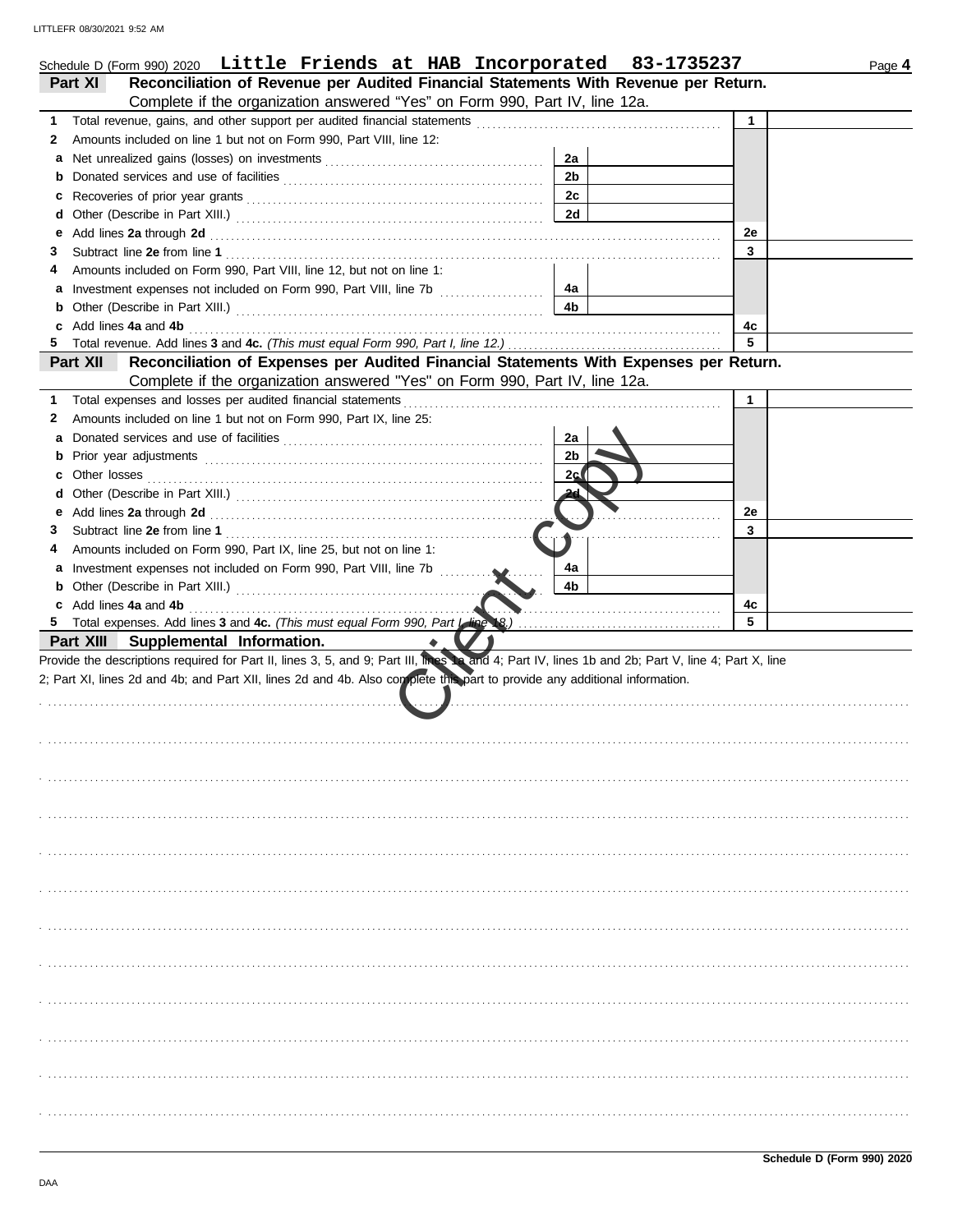Schedule D (Form 990) 2020 **Little Friends at HAB Incorporated 83-1735237**

## Part XI Reconciliation of Revenue per Audited Financial Statements With Revenue per Return.

Complete if the organization answered "Yes" on Form 990, Part IV, line 12a.

| | | | | | |
|---|---|---|---|---|---|
| 1 | Total revenue, gains, and other support per audited financial statements | | | 1 | |
| 2 | Amounts included on line 1 but not on Form 990, Part VIII, line 12: | | | | |
| a | Net unrealized gains (losses) on investments | 2a | | | |
| b | Donated services and use of facilities | 2b | | | |
| c | Recoveries of prior year grants | 2c | | | |
| d | Other (Describe in Part XIII.) | 2d | | | |
| e | Add lines **2a** through **2d** | | | 2e | |
| 3 | Subtract line **2e** from line **1** | | | 3 | |
| 4 | Amounts included on Form 990, Part VIII, line 12, but not on line 1: | | | | |
| a | Investment expenses not included on Form 990, Part VIII, line 7b | 4a | | | |
| b | Other (Describe in Part XIII.) | 4b | | | |
| c | Add lines **4a** and **4b** | | | 4c | |
| 5 | Total revenue. Add lines **3** and **4c.** *(This must equal Form 990, Part I, line 12.)* | | | 5 | |

## Part XII Reconciliation of Expenses per Audited Financial Statements With Expenses per Return.

Complete if the organization answered "Yes" on Form 990, Part IV, line 12a.

| | | | | | |
|---|---|---|---|---|---|
| 1 | Total expenses and losses per audited financial statements | | | 1 | |
| 2 | Amounts included on line 1 but not on Form 990, Part IX, line 25: | | | | |
| a | Donated services and use of facilities | 2a | | | |
| b | Prior year adjustments | 2b | | | |
| c | Other losses | 2c | | | |
| d | Other (Describe in Part XIII.) | 2d | | | |
| e | Add lines **2a** through **2d** | | | 2e | |
| 3 | Subtract line **2e** from line **1** | | | 3 | |
| 4 | Amounts included on Form 990, Part IX, line 25, but not on line 1: | | | | |
| a | Investment expenses not included on Form 990, Part VIII, line 7b | 4a | | | |
| b | Other (Describe in Part XIII.) | 4b | | | |
| c | Add lines **4a** and **4b** | | | 4c | |
| 5 | Total expenses. Add lines **3** and **4c.** *(This must equal Form 990, Part I, line 18.)* | | | 5 | |

## Part XIII Supplemental Information.

Provide the descriptions required for Part II, lines 3, 5, and 9; Part III, lines 1a and 4; Part IV, lines 1b and 2b; Part V, line 4; Part X, line 2; Part XI, lines 2d and 4b; and Part XII, lines 2d and 4b. Also complete this part to provide any additional information.

Client copy

**Schedule D (Form 990) 2020**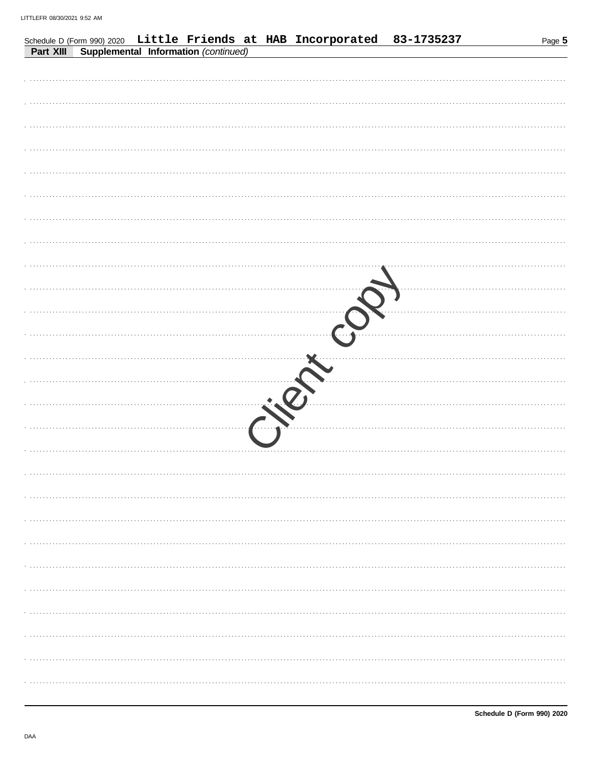Schedule D (Form 990) 2020 Little Friends at HAB Incorporated 83-1735237

## Part XIII Supplemental Information *(continued)*

Client copy

Schedule D (Form 990) 2020

DAA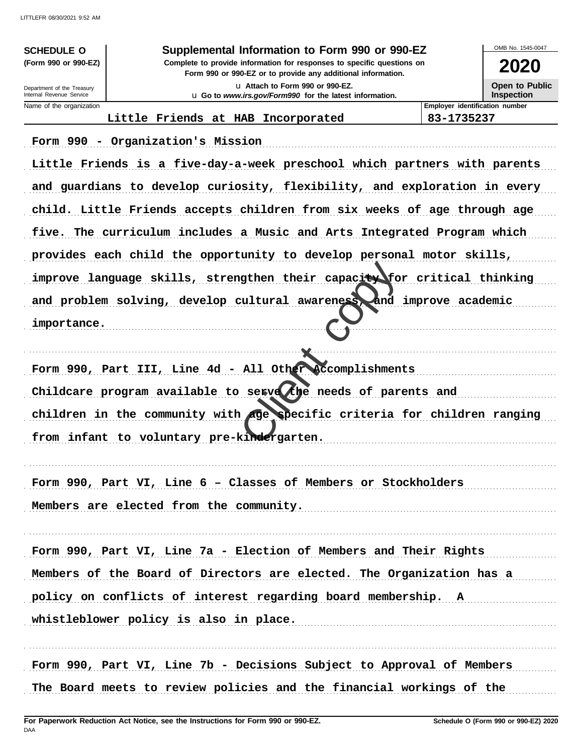**SCHEDULE O** (Form 990 or 990-EZ)

Department of the Treasury
Internal Revenue Service

# Supplemental Information to Form 990 or 990-EZ

**Complete to provide information for responses to specific questions on Form 990 or 990-EZ or to provide any additional information.**

u Attach to Form 990 or 990-EZ.

u Go to *www.irs.gov/Form990* for the latest information.

OMB No. 1545-0047

**2020**

**Open to Public Inspection**

| Name of the organization | Employer identification number |
|---|---|
| Little Friends at HAB Incorporated | 83-1735237 |

Form 990 - Organization's Mission

Little Friends is a five-day-a-week preschool which partners with parents and guardians to develop curiosity, flexibility, and exploration in every child. Little Friends accepts children from six weeks of age through age five. The curriculum includes a Music and Arts Integrated Program which provides each child the opportunity to develop personal motor skills, improve language skills, strengthen their capacity for critical thinking and problem solving, develop cultural awareness, and improve academic importance.

Form 990, Part III, Line 4d - All Other Accomplishments

Childcare program available to serve the needs of parents and children in the community with age specific criteria for children ranging from infant to voluntary pre-kindergarten.

Form 990, Part VI, Line 6 – Classes of Members or Stockholders

Members are elected from the community.

Form 990, Part VI, Line 7a - Election of Members and Their Rights

Members of the Board of Directors are elected. The Organization has a policy on conflicts of interest regarding board membership. A whistleblower policy is also in place.

Form 990, Part VI, Line 7b - Decisions Subject to Approval of Members

The Board meets to review policies and the financial workings of the

For Paperwork Reduction Act Notice, see the Instructions for Form 990 or 990-EZ. Schedule O (Form 990 or 990-EZ) 2020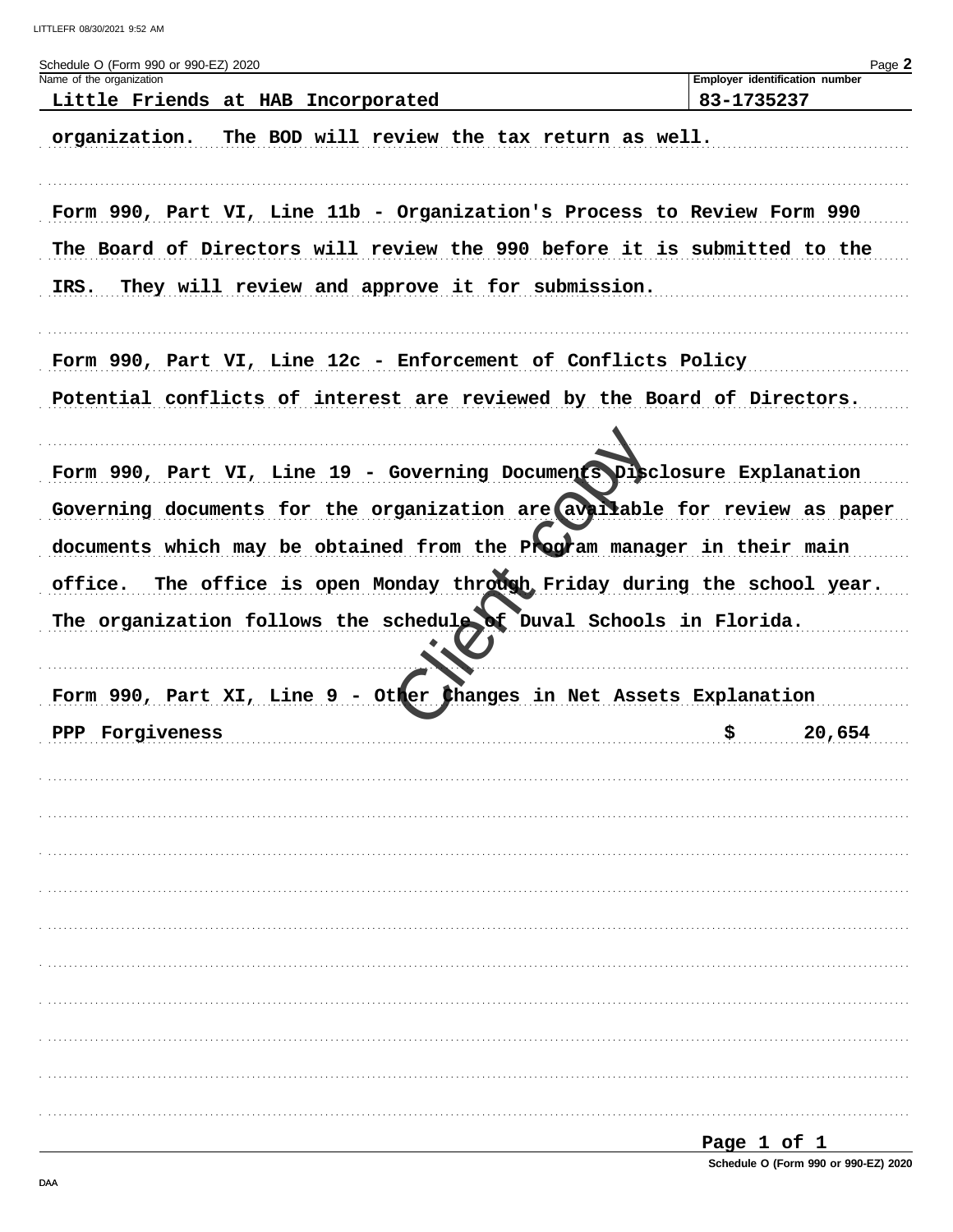Schedule O (Form 990 or 990-EZ) 2020

| Name of the organization | Employer identification number |
| --- | --- |
| Little Friends at HAB Incorporated | 83-1735237 |

organization. The BOD will review the tax return as well.

Form 990, Part VI, Line 11b - Organization's Process to Review Form 990

The Board of Directors will review the 990 before it is submitted to the IRS. They will review and approve it for submission.

Form 990, Part VI, Line 12c - Enforcement of Conflicts Policy

Potential conflicts of interest are reviewed by the Board of Directors.

Form 990, Part VI, Line 19 - Governing Documents Disclosure Explanation

Governing documents for the organization are available for review as paper documents which may be obtained from the Program manager in their main office. The office is open Monday through Friday during the school year. The organization follows the schedule of Duval Schools in Florida.

Form 990, Part XI, Line 9 - Other Changes in Net Assets Explanation

| | |
| --- | --- |
| PPP Forgiveness | $ 20,654 |

Schedule O (Form 990 or 990-EZ) 2020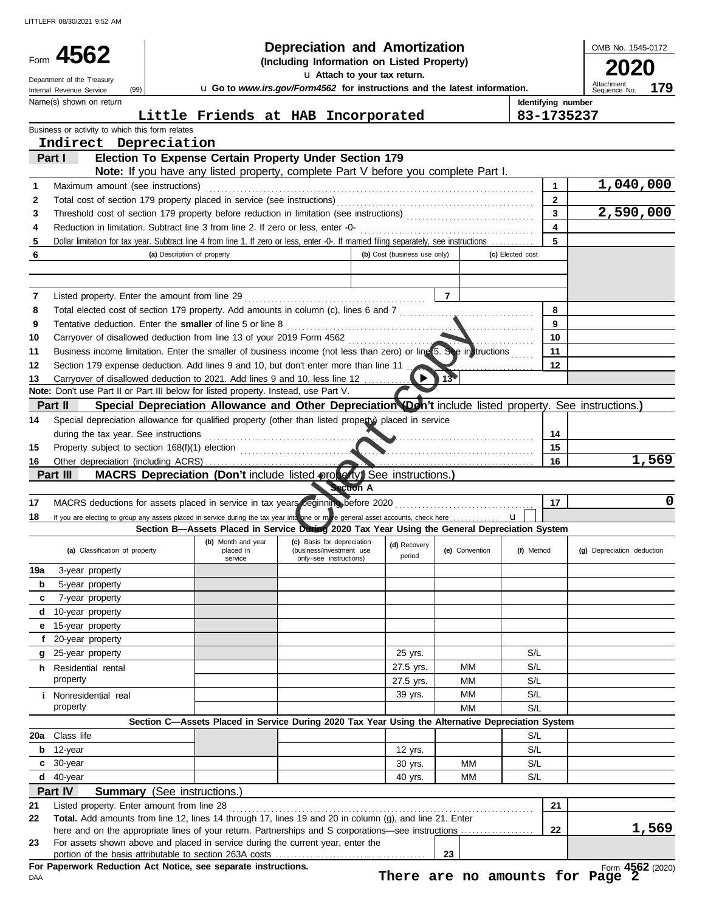LITTLEFR 08/30/2021 9:52 AM

Form **4562**

Department of the Treasury
Internal Revenue Service (99)

# Depreciation and Amortization

**(Including Information on Listed Property)**

u Attach to your tax return.

u Go to *www.irs.gov/Form4562* for instructions and the latest information.

OMB No. 1545-0172

**2020**

Attachment Sequence No. **179**

Name(s) shown on return: **Little Friends at HAB Incorporated**

Identifying number: **83-1735237**

Business or activity to which this form relates: **Indirect Depreciation**

## Part I Election To Expense Certain Property Under Section 179

**Note:** If you have any listed property, complete Part V before you complete Part I.

| | | | |
|---|---|---|---|
| 1 | Maximum amount (see instructions) | 1 | 1,040,000 |
| 2 | Total cost of section 179 property placed in service (see instructions) | 2 | |
| 3 | Threshold cost of section 179 property before reduction in limitation (see instructions) | 3 | 2,590,000 |
| 4 | Reduction in limitation. Subtract line 3 from line 2. If zero or less, enter -0- | 4 | |
| 5 | Dollar limitation for tax year. Subtract line 4 from line 1. If zero or less, enter -0-. If married filing separately, see instructions | 5 | |

| 6 | (a) Description of property | (b) Cost (business use only) | (c) Elected cost |
|---|---|---|---|
| | | | |
| | | | |

| | | | |
|---|---|---|---|
| 7 | Listed property. Enter the amount from line 29 | 7 | |
| 8 | Total elected cost of section 179 property. Add amounts in column (c), lines 6 and 7 | 8 | |
| 9 | Tentative deduction. Enter the **smaller** of line 5 or line 8 | 9 | |
| 10 | Carryover of disallowed deduction from line 13 of your 2019 Form 4562 | 10 | |
| 11 | Business income limitation. Enter the smaller of business income (not less than zero) or line 5. See instructions | 11 | |
| 12 | Section 179 expense deduction. Add lines 9 and 10, but don't enter more than line 11 | 12 | |
| 13 | Carryover of disallowed deduction to 2021. Add lines 9 and 10, less line 12 | 13 | |

**Note:** Don't use Part II or Part III below for listed property. Instead, use Part V.

## Part II Special Depreciation Allowance and Other Depreciation (Don't include listed property. See instructions.)

| | | | |
|---|---|---|---|
| 14 | Special depreciation allowance for qualified property (other than listed property) placed in service during the tax year. See instructions | 14 | |
| 15 | Property subject to section 168(f)(1) election | 15 | |
| 16 | Other depreciation (including ACRS) | 16 | 1,569 |

## Part III MACRS Depreciation (Don't include listed property. See instructions.)

**Section A**

| | | | |
|---|---|---|---|
| 17 | MACRS deductions for assets placed in service in tax years beginning before 2020 | 17 | 0 |
| 18 | If you are electing to group any assets placed in service during the tax year into one or more general asset accounts, check here u | | |

**Section B—Assets Placed in Service During 2020 Tax Year Using the General Depreciation System**

| (a) Classification of property | (b) Month and year placed in service | (c) Basis for depreciation (business/investment use only–see instructions) | (d) Recovery period | (e) Convention | (f) Method | (g) Depreciation deduction |
|---|---|---|---|---|---|---|
| 19a 3-year property | | | | | | |
| b 5-year property | | | | | | |
| c 7-year property | | | | | | |
| d 10-year property | | | | | | |
| e 15-year property | | | | | | |
| f 20-year property | | | | | | |
| g 25-year property | | | 25 yrs. | | S/L | |
| h Residential rental property | | | 27.5 yrs. | MM | S/L | |
| | | | 27.5 yrs. | MM | S/L | |
| i Nonresidential real property | | | 39 yrs. | MM | S/L | |
| | | | | MM | S/L | |

**Section C—Assets Placed in Service During 2020 Tax Year Using the Alternative Depreciation System**

| | | | | | | |
|---|---|---|---|---|---|---|
| 20a Class life | | | | | S/L | |
| b 12-year | | | 12 yrs. | | S/L | |
| c 30-year | | | 30 yrs. | MM | S/L | |
| d 40-year | | | 40 yrs. | MM | S/L | |

## Part IV Summary (See instructions.)

| | | | |
|---|---|---|---|
| 21 | Listed property. Enter amount from line 28 | 21 | |
| 22 | **Total.** Add amounts from line 12, lines 14 through 17, lines 19 and 20 in column (g), and line 21. Enter here and on the appropriate lines of your return. Partnerships and S corporations—see instructions | 22 | 1,569 |
| 23 | For assets shown above and placed in service during the current year, enter the portion of the basis attributable to section 263A costs | 23 | |

**For Paperwork Reduction Act Notice, see separate instructions.**

DAA

Form **4562** (2020)

**There are no amounts for Page 2**

Client copy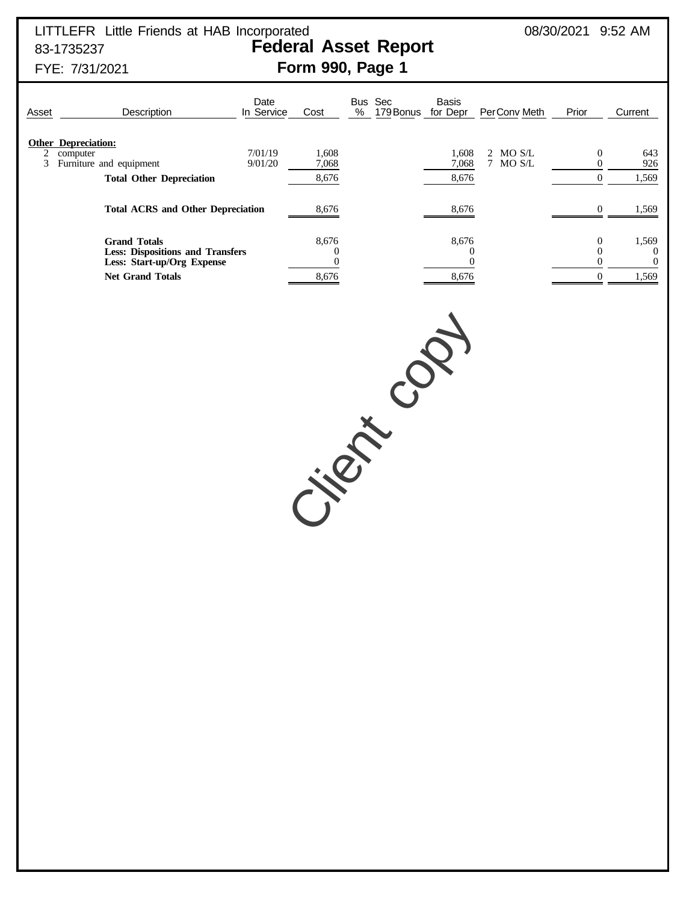LITTLEFR Little Friends at HAB Incorporated 08/30/2021 9:52 AM

83-1735237

# Federal Asset Report

## Form 990, Page 1

FYE: 7/31/2021

| Asset | Description | Date In Service | Cost | Bus % | Sec 179 | Bonus | Basis for Depr | Per | Conv | Meth | Prior | Current |
|---|---|---|---|---|---|---|---|---|---|---|---|---|
| **Other Depreciation:** | | | | | | | | | | | | |
| 2 | computer | 7/01/19 | 1,608 | | | | 1,608 | 2 | MO | S/L | 0 | 643 |
| 3 | Furniture and equipment | 9/01/20 | 7,068 | | | | 7,068 | 7 | MO | S/L | 0 | 926 |
| | **Total Other Depreciation** | | 8,676 | | | | 8,676 | | | | 0 | 1,569 |
| | **Total ACRS and Other Depreciation** | | 8,676 | | | | 8,676 | | | | 0 | 1,569 |
| | **Grand Totals** | | 8,676 | | | | 8,676 | | | | 0 | 1,569 |
| | **Less: Dispositions and Transfers** | | 0 | | | | 0 | | | | 0 | 0 |
| | **Less: Start-up/Org Expense** | | 0 | | | | 0 | | | | 0 | 0 |
| | **Net Grand Totals** | | 8,676 | | | | 8,676 | | | | 0 | 1,569 |

Client copy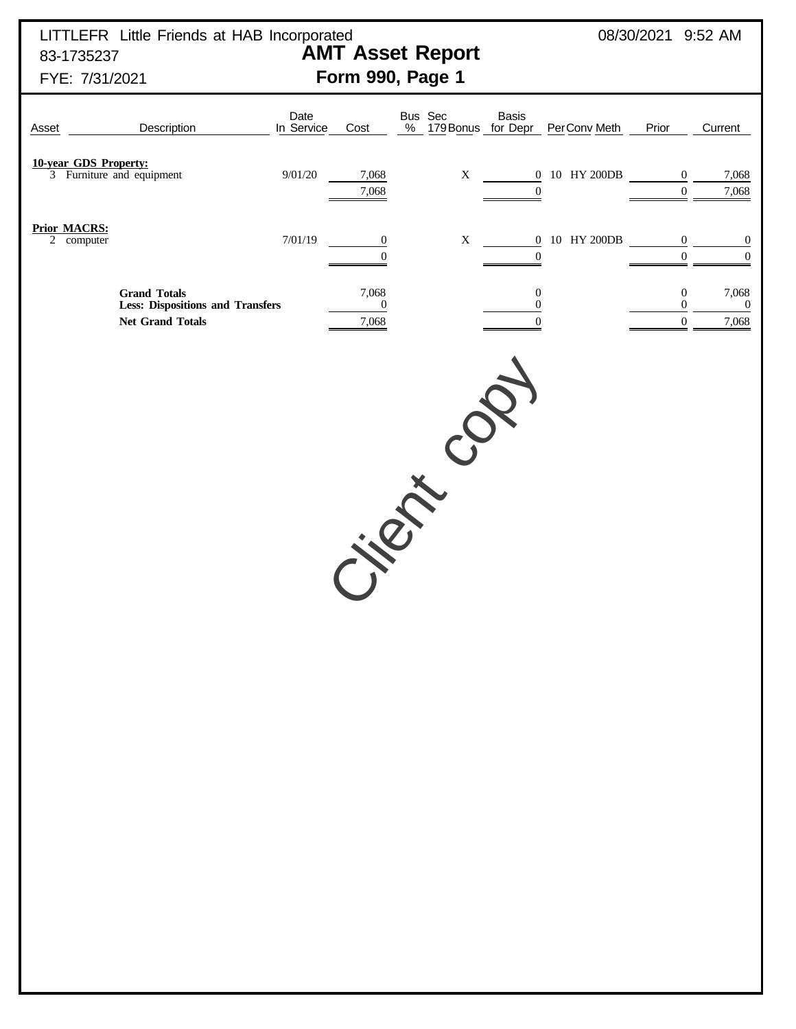LITTLEFR Little Friends at HAB Incorporated
83-1735237
FYE: 7/31/2021

08/30/2021 9:52 AM

# AMT Asset Report
## Form 990, Page 1

| Asset | Description | Date In Service | Cost | Bus % | Sec 179 | Bonus | Basis for Depr | Per | Conv | Meth | Prior | Current |
|---|---|---|---|---|---|---|---|---|---|---|---|---|
| **10-year GDS Property:** | | | | | | | | | | | | |
| 3 | Furniture and equipment | 9/01/20 | 7,068 | | | X | 0 | 10 | HY | 200DB | 0 | 7,068 |
| | | | 7,068 | | | | 0 | | | | 0 | 7,068 |
| **Prior MACRS:** | | | | | | | | | | | | |
| 2 | computer | 7/01/19 | 0 | | | X | 0 | 10 | HY | 200DB | 0 | 0 |
| | | | 0 | | | | 0 | | | | 0 | 0 |
| | **Grand Totals** | | 7,068 | | | | 0 | | | | 0 | 7,068 |
| | **Less: Dispositions and Transfers** | | 0 | | | | 0 | | | | 0 | 0 |
| | **Net Grand Totals** | | 7,068 | | | | 0 | | | | 0 | 7,068 |

Client copy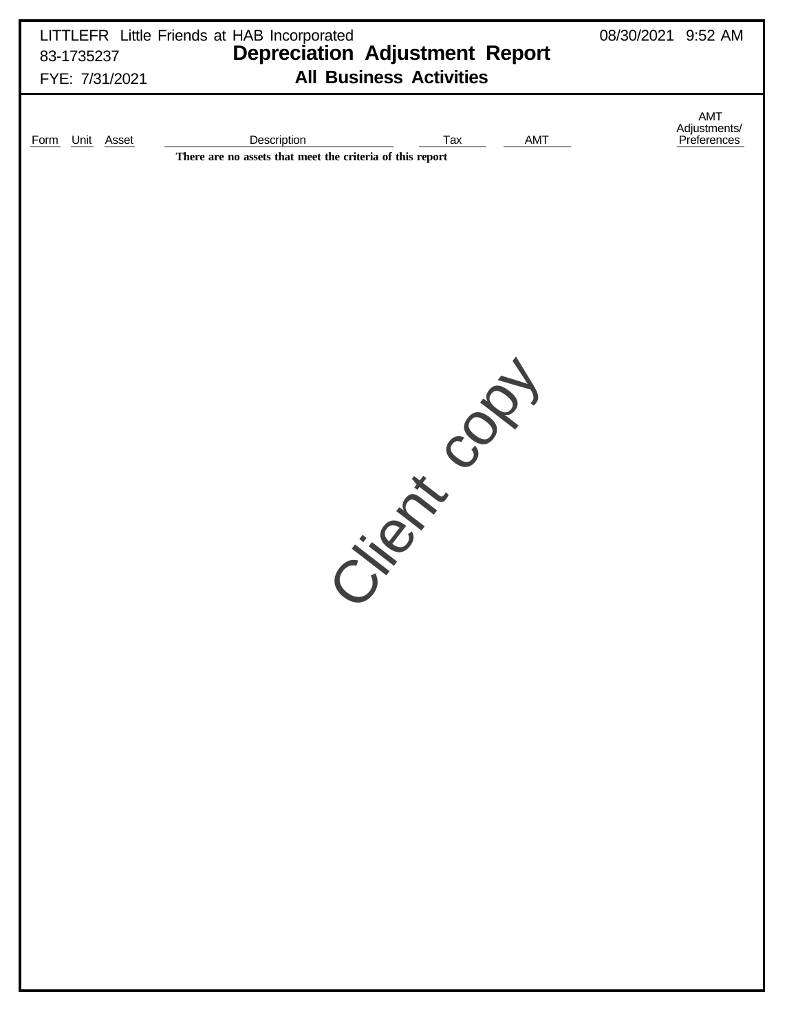LITTLEFR Little Friends at HAB Incorporated 08/30/2021 9:52 AM

83-1735237

FYE: 7/31/2021

# Depreciation Adjustment Report

## All Business Activities

| Form | Unit | Asset | Description | Tax | AMT | AMT Adjustments/ Preferences |
|---|---|---|---|---|---|---|
| | | | **There are no assets that meet the criteria of this report** | | | |

Client copy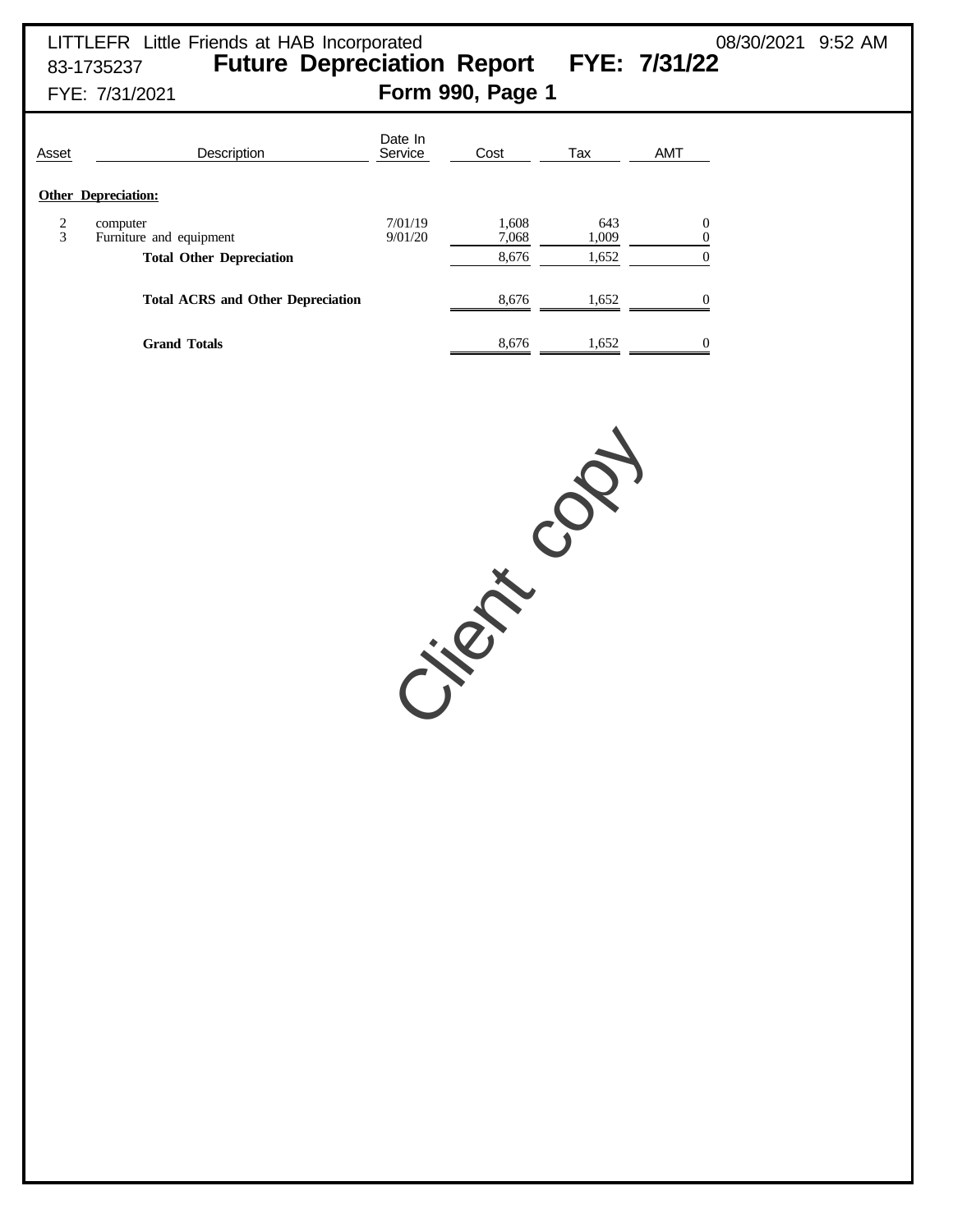LITTLEFR Little Friends at HAB Incorporated 08/30/2021 9:52 AM

83-1735237

# Future Depreciation Report FYE: 7/31/22

FYE: 7/31/2021

## Form 990, Page 1

| Asset | Description | Date In Service | Cost | Tax | AMT |
|---|---|---|---|---|---|
| **Other Depreciation:** | | | | | |
| 2 | computer | 7/01/19 | 1,608 | 643 | 0 |
| 3 | Furniture and equipment | 9/01/20 | 7,068 | 1,009 | 0 |
| | **Total Other Depreciation** | | 8,676 | 1,652 | 0 |
| | **Total ACRS and Other Depreciation** | | 8,676 | 1,652 | 0 |
| | **Grand Totals** | | 8,676 | 1,652 | 0 |

Client copy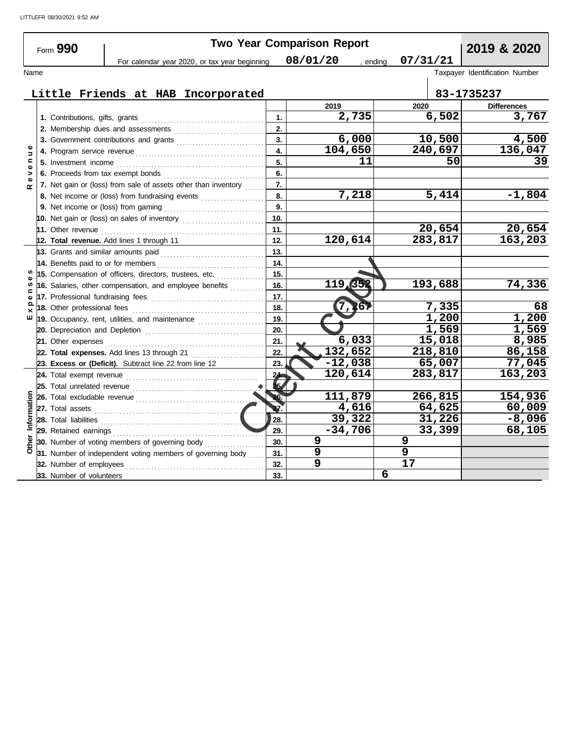LITTLEFR 08/30/2021 9:52 AM

# Form 990 — Two Year Comparison Report — 2019 & 2020

For calendar year 2020, or tax year beginning 08/01/20, ending 07/31/21

Name: Little Friends at HAB Incorporated

Taxpayer Identification Number: 83-1735237

| Section | Line | | 2019 | 2020 | Differences |
|---|---|---|---|---|---|
| Revenue | 1. Contributions, gifts, grants | 1. | 2,735 | 6,502 | 3,767 |
| | 2. Membership dues and assessments | 2. | | | |
| | 3. Government contributions and grants | 3. | 6,000 | 10,500 | 4,500 |
| | 4. Program service revenue | 4. | 104,650 | 240,697 | 136,047 |
| | 5. Investment income | 5. | 11 | 50 | 39 |
| | 6. Proceeds from tax exempt bonds | 6. | | | |
| | 7. Net gain or (loss) from sale of assets other than inventory | 7. | | | |
| | 8. Net income or (loss) from fundraising events | 8. | 7,218 | 5,414 | -1,804 |
| | 9. Net income or (loss) from gaming | 9. | | | |
| | 10. Net gain or (loss) on sales of inventory | 10. | | | |
| | 11. Other revenue | 11. | | 20,654 | 20,654 |
| | 12. **Total revenue.** Add lines 1 through 11 | 12. | 120,614 | 283,817 | 163,203 |
| Expenses | 13. Grants and similar amounts paid | 13. | | | |
| | 14. Benefits paid to or for members | 14. | | | |
| | 15. Compensation of officers, directors, trustees, etc. | 15. | | | |
| | 16. Salaries, other compensation, and employee benefits | 16. | 119,352 | 193,688 | 74,336 |
| | 17. Professional fundraising fees | 17. | | | |
| | 18. Other professional fees | 18. | 7,267 | 7,335 | 68 |
| | 19. Occupancy, rent, utilities, and maintenance | 19. | | 1,200 | 1,200 |
| | 20. Depreciation and Depletion | 20. | | 1,569 | 1,569 |
| | 21. Other expenses | 21. | 6,033 | 15,018 | 8,985 |
| | 22. **Total expenses.** Add lines 13 through 21 | 22. | 132,652 | 218,810 | 86,158 |
| | 23. **Excess or (Deficit).** Subtract line 22 from line 12 | 23. | -12,038 | 65,007 | 77,045 |
| Other Information | 24. Total exempt revenue | 24. | 120,614 | 283,817 | 163,203 |
| | 25. Total unrelated revenue | 25. | | | |
| | 26. Total excludable revenue | 26. | 111,879 | 266,815 | 154,936 |
| | 27. Total assets | 27. | 4,616 | 64,625 | 60,009 |
| | 28. Total liabilities | 28. | 39,322 | 31,226 | -8,096 |
| | 29. Retained earnings | 29. | -34,706 | 33,399 | 68,105 |
| | 30. Number of voting members of governing body | 30. | 9 | 9 | |
| | 31. Number of independent voting members of governing body | 31. | 9 | 9 | |
| | 32. Number of employees | 32. | 9 | 17 | |
| | 33. Number of volunteers | 33. | | 6 | |

Client copy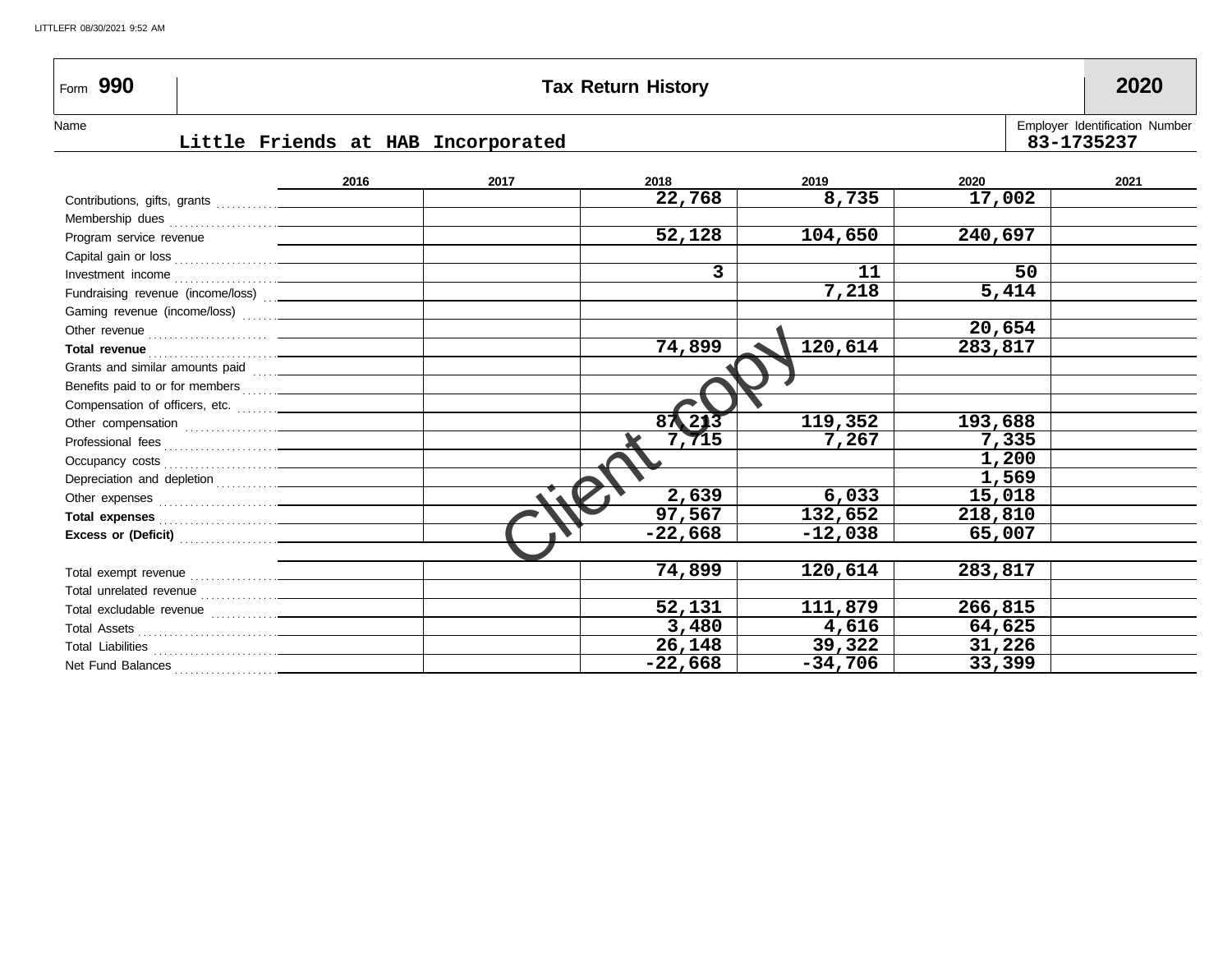# Form 990 Tax Return History 2020

Name: Little Friends at HAB Incorporated

Employer Identification Number: 83-1735237

| | 2016 | 2017 | 2018 | 2019 | 2020 | 2021 |
|---|---|---|---|---|---|---|
| Contributions, gifts, grants | | | 22,768 | 8,735 | 17,002 | |
| Membership dues | | | | | | |
| Program service revenue | | | 52,128 | 104,650 | 240,697 | |
| Capital gain or loss | | | | | | |
| Investment income | | | 3 | 11 | 50 | |
| Fundraising revenue (income/loss) | | | | 7,218 | 5,414 | |
| Gaming revenue (income/loss) | | | | | | |
| Other revenue | | | | | 20,654 | |
| **Total revenue** | | | 74,899 | 120,614 | 283,817 | |
| Grants and similar amounts paid | | | | | | |
| Benefits paid to or for members | | | | | | |
| Compensation of officers, etc. | | | | | | |
| Other compensation | | | 87,213 | 119,352 | 193,688 | |
| Professional fees | | | 7,715 | 7,267 | 7,335 | |
| Occupancy costs | | | | | 1,200 | |
| Depreciation and depletion | | | | | 1,569 | |
| Other expenses | | | 2,639 | 6,033 | 15,018 | |
| **Total expenses** | | | 97,567 | 132,652 | 218,810 | |
| **Excess or (Deficit)** | | | -22,668 | -12,038 | 65,007 | |
| | | | | | | |
| Total exempt revenue | | | 74,899 | 120,614 | 283,817 | |
| Total unrelated revenue | | | | | | |
| Total excludable revenue | | | 52,131 | 111,879 | 266,815 | |
| Total Assets | | | 3,480 | 4,616 | 64,625 | |
| Total Liabilities | | | 26,148 | 39,322 | 31,226 | |
| Net Fund Balances | | | -22,668 | -34,706 | 33,399 | |

Client copy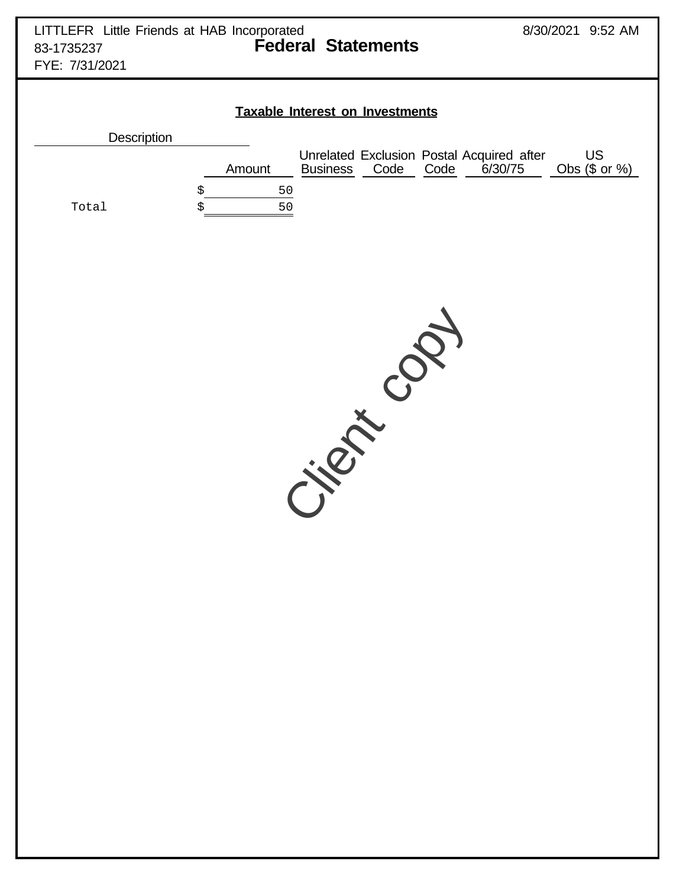LITTLEFR Little Friends at HAB Incorporated
83-1735237
FYE: 7/31/2021

8/30/2021 9:52 AM

# Federal Statements

## Taxable Interest on Investments

| Description | Amount | Unrelated Business | Exclusion Code | Postal Code | Acquired after 6/30/75 | US Obs ($ or %) |
|---|---|---|---|---|---|---|
| | $ 50 | | | | | |
| Total | $ 50 | | | | | |

Client copy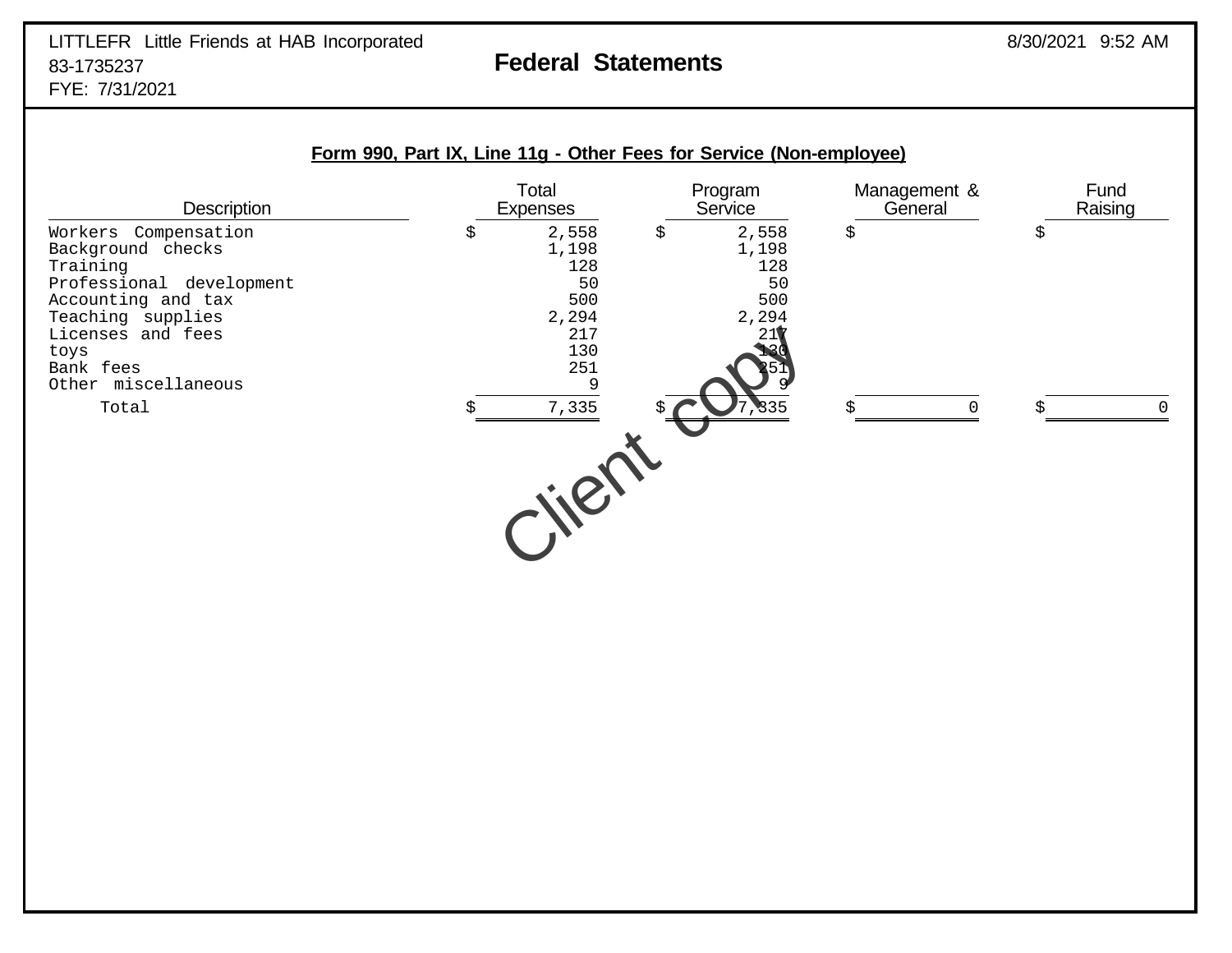LITTLEFR Little Friends at HAB Incorporated
83-1735237
FYE: 7/31/2021

8/30/2021 9:52 AM

# Federal Statements

## Form 990, Part IX, Line 11g - Other Fees for Service (Non-employee)

| Description | Total Expenses | Program Service | Management & General | Fund Raising |
|---|---|---|---|---|
| Workers Compensation | $ 2,558 | $ 2,558 | $ | $ |
| Background checks | 1,198 | 1,198 | | |
| Training | 128 | 128 | | |
| Professional development | 50 | 50 | | |
| Accounting and tax | 500 | 500 | | |
| Teaching supplies | 2,294 | 2,294 | | |
| Licenses and fees | 217 | 217 | | |
| toys | 130 | 130 | | |
| Bank fees | 251 | 251 | | |
| Other miscellaneous | 9 | 9 | | |
| Total | $ 7,335 | $ 7,335 | $ 0 | $ 0 |

Client copy